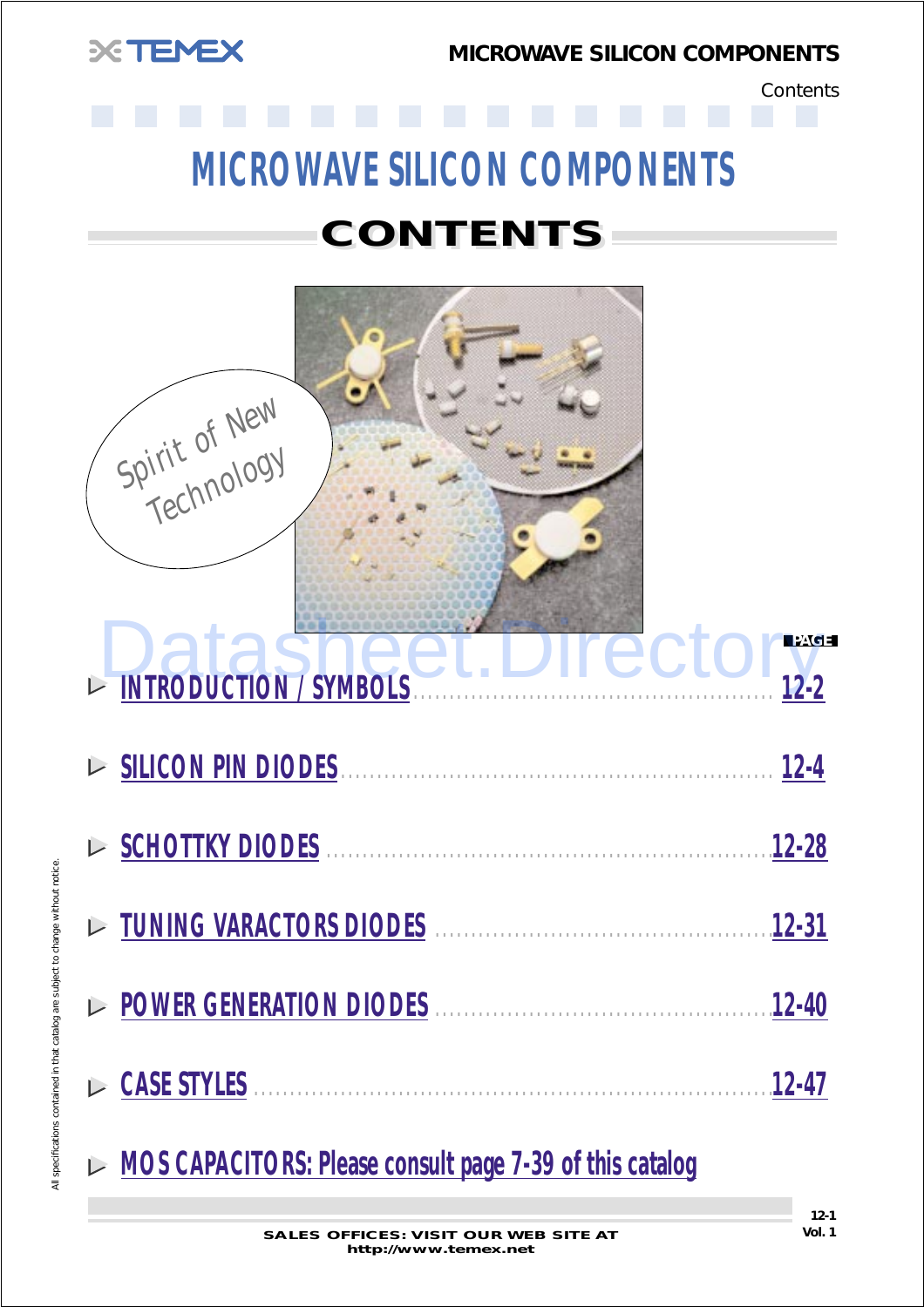# MICROWAVE SILICON COMPONENTS

## CONTENTS

Spirit of New Technology

| | PAGE |
|---|---|
| INTRODUCTION / SYMBOLS | 12-2 |
| SILICON PIN DIODES | 12-4 |
| SCHOTTKY DIODES | 12-28 |
| TUNING VARACTORS DIODES | 12-31 |
| POWER GENERATION DIODES | 12-40 |
| CASE STYLES | 12-47 |

MOS CAPACITORS: Please consult page 7-39 of this catalog

All specifications contained in that catalog are subject to change without notice.

SALES OFFICES: VISIT OUR WEB SITE AT http://www.temex.net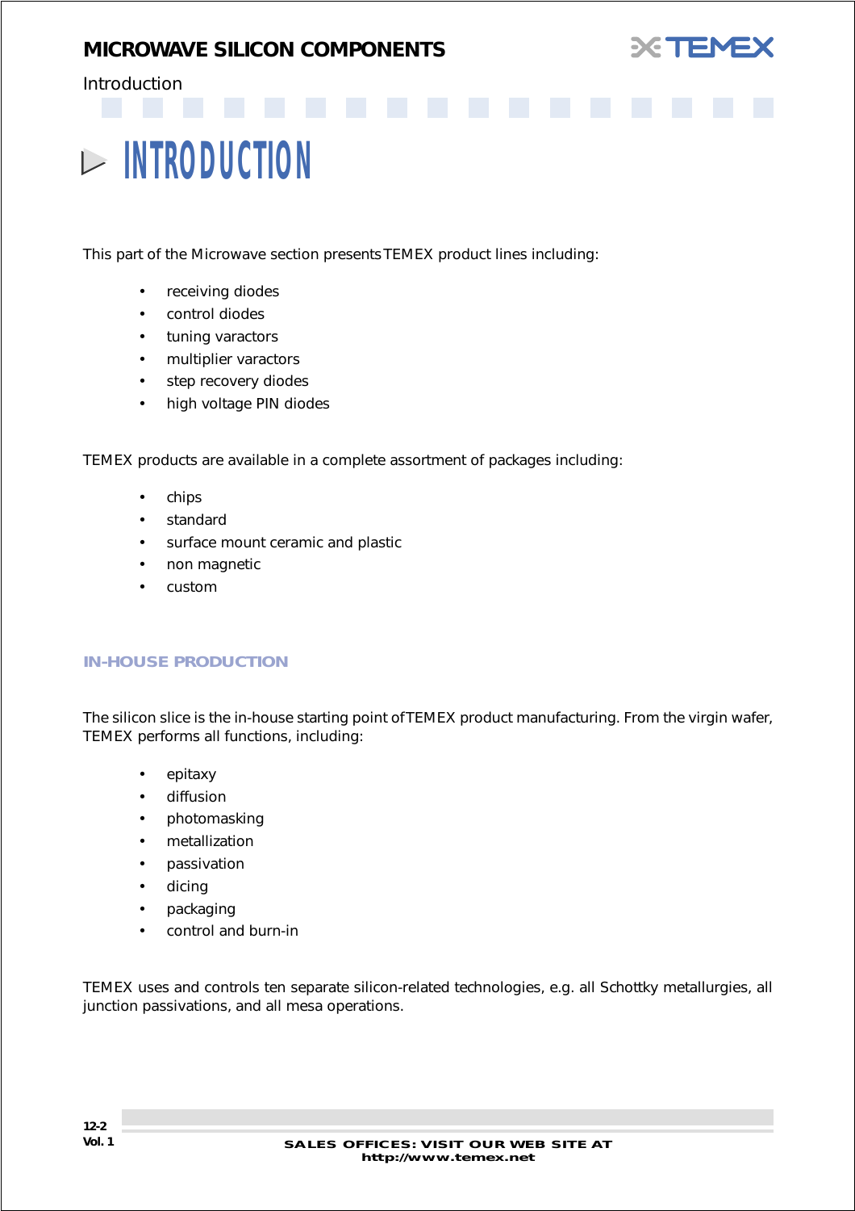# INTRODUCTION

This part of the Microwave section presents TEMEX product lines including:

- receiving diodes
- control diodes
- tuning varactors
- multiplier varactors
- step recovery diodes
- high voltage PIN diodes

TEMEX products are available in a complete assortment of packages including:

- chips
- standard
- surface mount ceramic and plastic
- non magnetic
- custom

## IN-HOUSE PRODUCTION

The silicon slice is the in-house starting point of TEMEX product manufacturing. From the virgin wafer, TEMEX performs all functions, including:

- epitaxy
- diffusion
- photomasking
- metallization
- passivation
- dicing
- packaging
- control and burn-in

TEMEX uses and controls ten separate silicon-related technologies, e.g. all Schottky metallurgies, all junction passivations, and all mesa operations.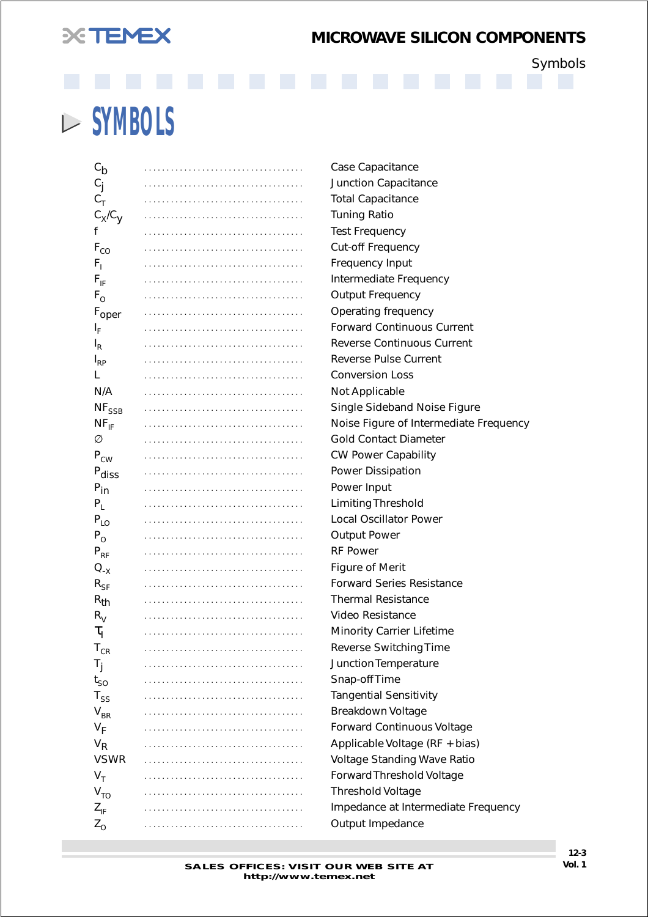# SYMBOLS

| Symbol | Description |
|---|---|
| $C_b$ | Case Capacitance |
| $C_j$ | Junction Capacitance |
| $C_T$ | Total Capacitance |
| $C_x/C_y$ | Tuning Ratio |
| f | Test Frequency |
| $F_{CO}$ | Cut-off Frequency |
| $F_I$ | Frequency Input |
| $F_{IF}$ | Intermediate Frequency |
| $F_O$ | Output Frequency |
| $F_{oper}$ | Operating frequency |
| $I_F$ | Forward Continuous Current |
| $I_R$ | Reverse Continuous Current |
| $I_{RP}$ | Reverse Pulse Current |
| L | Conversion Loss |
| N/A | Not Applicable |
| $NF_{SSB}$ | Single Sideband Noise Figure |
| $NF_{IF}$ | Noise Figure of Intermediate Frequency |
| ∅ | Gold Contact Diameter |
| $P_{CW}$ | CW Power Capability |
| $P_{diss}$ | Power Dissipation |
| $P_{in}$ | Power Input |
| $P_L$ | Limiting Threshold |
| $P_{LO}$ | Local Oscillator Power |
| $P_O$ | Output Power |
| $P_{RF}$ | RF Power |
| $Q_{-X}$ | Figure of Merit |
| $R_{SF}$ | Forward Series Resistance |
| $R_{th}$ | Thermal Resistance |
| $R_V$ | Video Resistance |
| $\tau_l$ | Minority Carrier Lifetime |
| $T_{CR}$ | Reverse Switching Time |
| $T_j$ | Junction Temperature |
| $t_{SO}$ | Snap-off Time |
| $T_{SS}$ | Tangential Sensitivity |
| $V_{BR}$ | Breakdown Voltage |
| $V_F$ | Forward Continuous Voltage |
| $V_R$ | Applicable Voltage (RF + bias) |
| VSWR | Voltage Standing Wave Ratio |
| $V_T$ | Forward Threshold Voltage |
| $V_{TO}$ | Threshold Voltage |
| $Z_{IF}$ | Impedance at Intermediate Frequency |
| $Z_O$ | Output Impedance |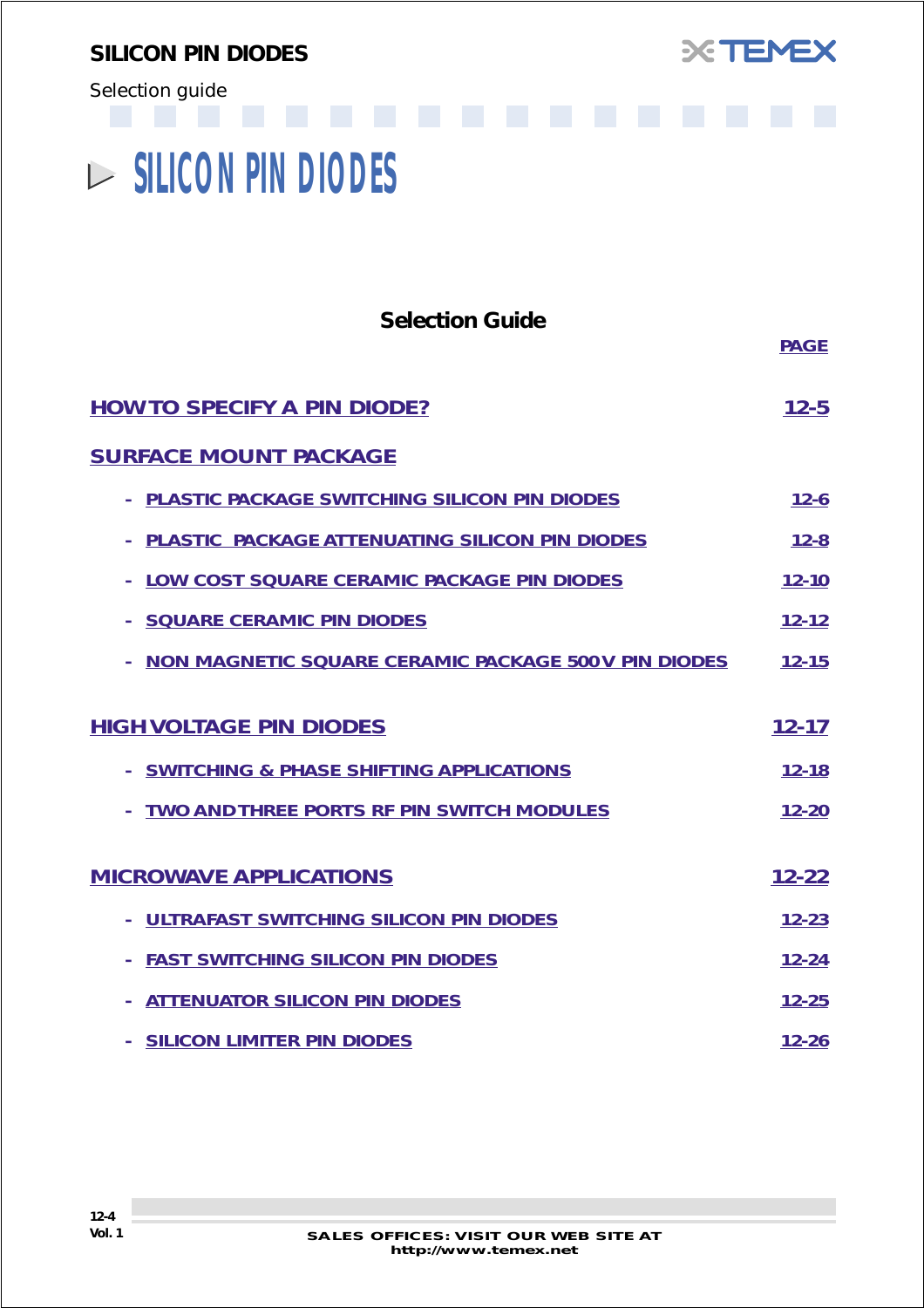# SILICON PIN DIODES

## Selection Guide

| | PAGE |
|---|---|
| **HOW TO SPECIFY A PIN DIODE?** | 12-5 |
| **SURFACE MOUNT PACKAGE** | |
| - PLASTIC PACKAGE SWITCHING SILICON PIN DIODES | 12-6 |
| - PLASTIC PACKAGE ATTENUATING SILICON PIN DIODES | 12-8 |
| - LOW COST SQUARE CERAMIC PACKAGE PIN DIODES | 12-10 |
| - SQUARE CERAMIC PIN DIODES | 12-12 |
| - NON MAGNETIC SQUARE CERAMIC PACKAGE 500V PIN DIODES | 12-15 |
| **HIGH VOLTAGE PIN DIODES** | 12-17 |
| - SWITCHING & PHASE SHIFTING APPLICATIONS | 12-18 |
| - TWO AND THREE PORTS RF PIN SWITCH MODULES | 12-20 |
| **MICROWAVE APPLICATIONS** | 12-22 |
| - ULTRAFAST SWITCHING SILICON PIN DIODES | 12-23 |
| - FAST SWITCHING SILICON PIN DIODES | 12-24 |
| - ATTENUATOR SILICON PIN DIODES | 12-25 |
| - SILICON LIMITER PIN DIODES | 12-26 |

SALES OFFICES: VISIT OUR WEB SITE AT http://www.temex.net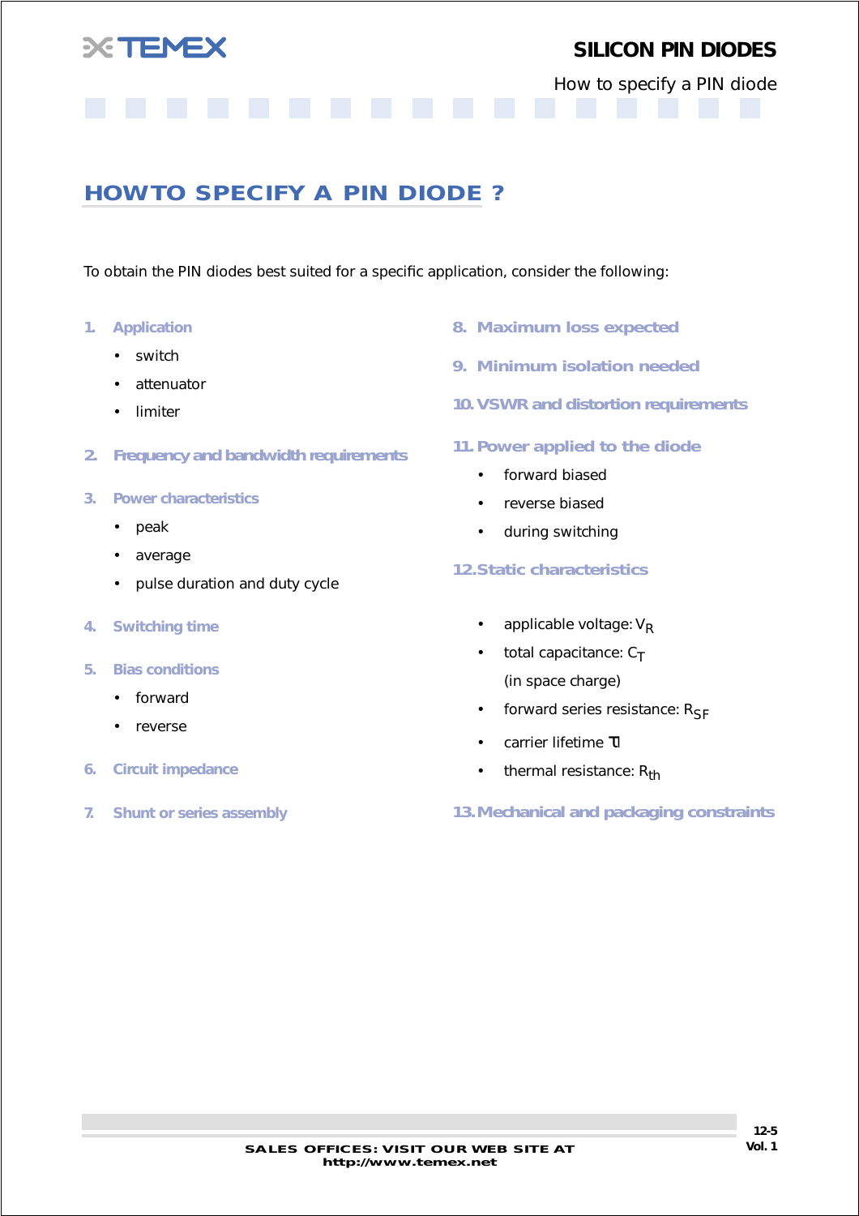# HOWTO SPECIFY A PIN DIODE ?

To obtain the PIN diodes best suited for a specific application, consider the following:

1. **Application**
   - switch
   - attenuator
   - limiter
2. **Frequency and bandwidth requirements**
3. **Power characteristics**
   - peak
   - average
   - pulse duration and duty cycle
4. **Switching time**
5. **Bias conditions**
   - forward
   - reverse
6. **Circuit impedance**
7. **Shunt or series assembly**
8. **Maximum loss expected**
9. **Minimum isolation needed**
10. **VSWR and distortion requirements**
11. **Power applied to the diode**
    - forward biased
    - reverse biased
    - during switching
12. **Static characteristics**
    - applicable voltage: $V_R$
    - total capacitance: $C_T$ (in space charge)
    - forward series resistance: $R_{SF}$
    - carrier lifetime $\tau$
    - thermal resistance: $R_{th}$
13. **Mechanical and packaging constraints**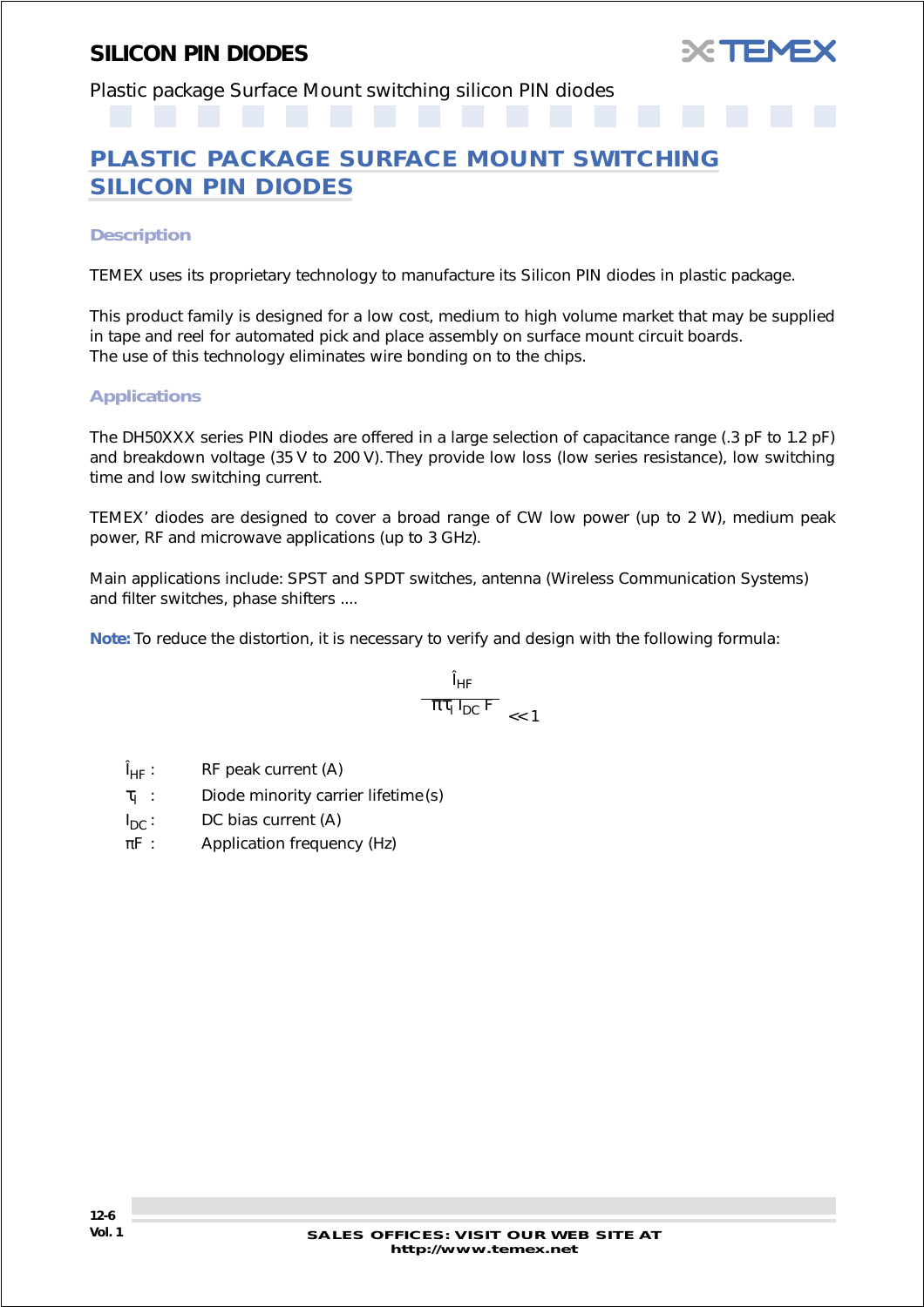# PLASTIC PACKAGE SURFACE MOUNT SWITCHING SILICON PIN DIODES

### Description

TEMEX uses its proprietary technology to manufacture its Silicon PIN diodes in plastic package.

This product family is designed for a low cost, medium to high volume market that may be supplied in tape and reel for automated pick and place assembly on surface mount circuit boards.
The use of this technology eliminates wire bonding on to the chips.

### Applications

The DH50XXX series PIN diodes are offered in a large selection of capacitance range (.3 pF to 1.2 pF) and breakdown voltage (35 V to 200 V). They provide low loss (low series resistance), low switching time and low switching current.

TEMEX' diodes are designed to cover a broad range of CW low power (up to 2 W), medium peak power, RF and microwave applications (up to 3 GHz).

Main applications include: SPST and SPDT switches, antenna (Wireless Communication Systems) and filter switches, phase shifters ....

**Note:** To reduce the distortion, it is necessary to verify and design with the following formula:

$$\frac{\hat{I}_{HF}}{\pi \tau_l I_{DC} F} << 1$$

- $\hat{I}_{HF}$ : RF peak current (A)
- $\tau_l$ : Diode minority carrier lifetime (s)
- $I_{DC}$ : DC bias current (A)
- $\pi F$ : Application frequency (Hz)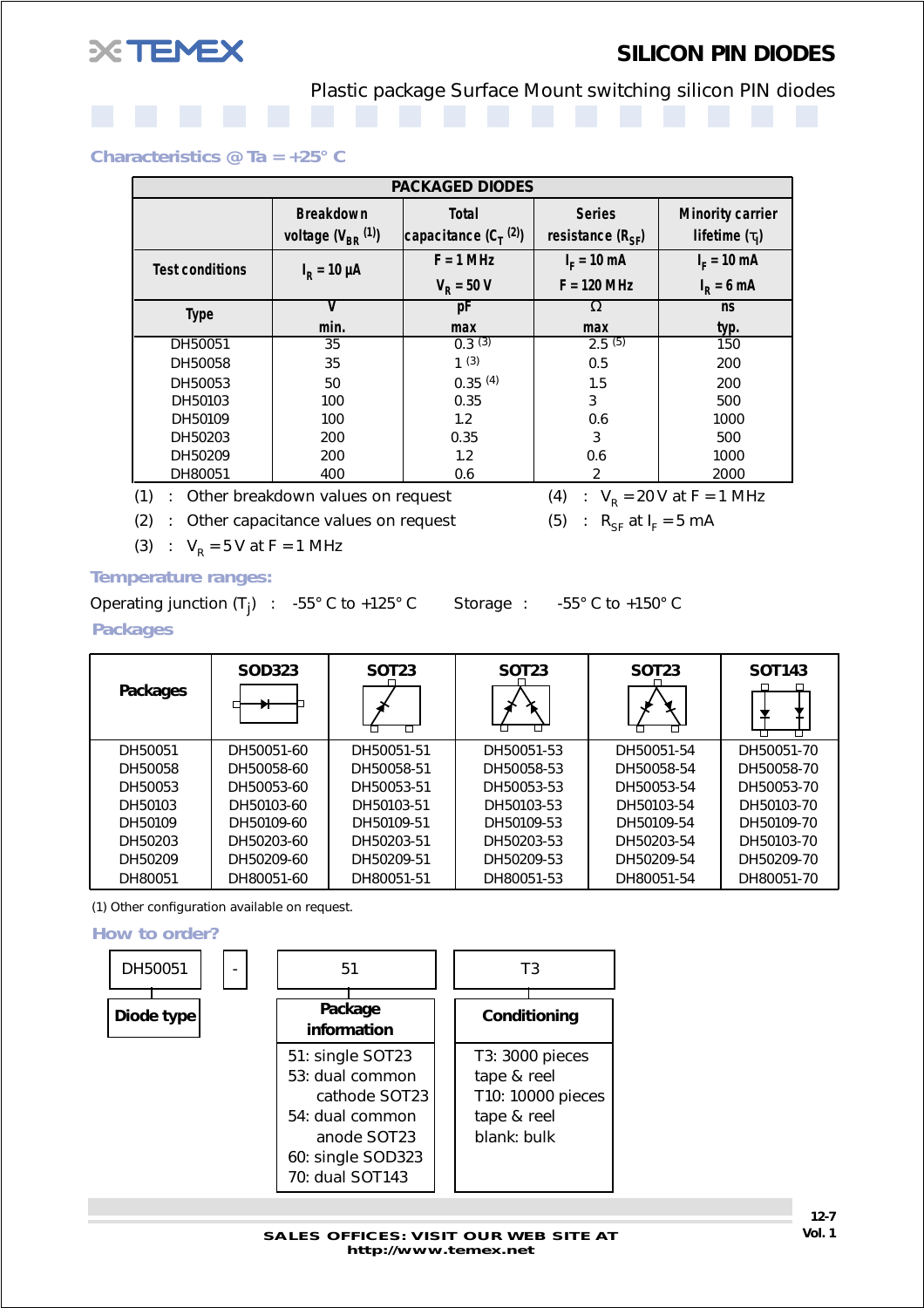# SILICON PIN DIODES

Plastic package Surface Mount switching silicon PIN diodes

## Characteristics @ Ta = +25° C

| PACKAGED DIODES | | | | |
|---|---|---|---|---|
| | Breakdown voltage ($V_{BR}$ (1)) | Total capacitance ($C_T$ (2)) | Series resistance ($R_{SF}$) | Minority carrier lifetime ($\tau_l$) |
| Test conditions | $I_R$ = 10 µA | F = 1 MHz<br>$V_R$ = 50 V | $I_F$ = 10 mA<br>F = 120 MHz | $I_F$ = 10 mA<br>$I_R$ = 6 mA |
| Type | V<br>min. | pF<br>max | Ω<br>max | ns<br>typ. |
| DH50051 | 35 | 0.3 (3) | 2.5 (5) | 150 |
| DH50058 | 35 | 1 (3) | 0.5 | 200 |
| DH50053 | 50 | 0.35 (4) | 1.5 | 200 |
| DH50103 | 100 | 0.35 | 3 | 500 |
| DH50109 | 100 | 1.2 | 0.6 | 1000 |
| DH50203 | 200 | 0.35 | 3 | 500 |
| DH50209 | 200 | 1.2 | 0.6 | 1000 |
| DH80051 | 400 | 0.6 | 2 | 2000 |

(1) : Other breakdown values on request

(2) : Other capacitance values on request

(3) : $V_R$ = 5 V at F = 1 MHz

(4) : $V_R$ = 20 V at F = 1 MHz

(5) : $R_{SF}$ at $I_F$ = 5 mA

## Temperature ranges:

Operating junction ($T_j$) : -55° C to +125° C Storage : -55° C to +150° C

## Packages

| Packages | SOD323 | SOT23 | SOT23 | SOT23 | SOT143 |
|---|---|---|---|---|---|
| DH50051 | DH50051-60 | DH50051-51 | DH50051-53 | DH50051-54 | DH50051-70 |
| DH50058 | DH50058-60 | DH50058-51 | DH50058-53 | DH50058-54 | DH50058-70 |
| DH50053 | DH50053-60 | DH50053-51 | DH50053-53 | DH50053-54 | DH50053-70 |
| DH50103 | DH50103-60 | DH50103-51 | DH50103-53 | DH50103-54 | DH50103-70 |
| DH50109 | DH50109-60 | DH50109-51 | DH50109-53 | DH50109-54 | DH50109-70 |
| DH50203 | DH50203-60 | DH50203-51 | DH50203-53 | DH50203-54 | DH50103-70 |
| DH50209 | DH50209-60 | DH50209-51 | DH50209-53 | DH50209-54 | DH50209-70 |
| DH80051 | DH80051-60 | DH80051-51 | DH80051-53 | DH80051-54 | DH80051-70 |

(1) Other configuration available on request.

## How to order?

| DH50051 | - | 51 | T3 |
|---|---|---|---|
| **Diode type** | | **Package information** | **Conditioning** |
| | | 51: single SOT23<br>53: dual common cathode SOT23<br>54: dual common anode SOT23<br>60: single SOD323<br>70: dual SOT143 | T3: 3000 pieces tape & reel<br>T10: 10000 pieces tape & reel<br>blank: bulk |

SALES OFFICES: VISIT OUR WEB SITE AT http://www.temex.net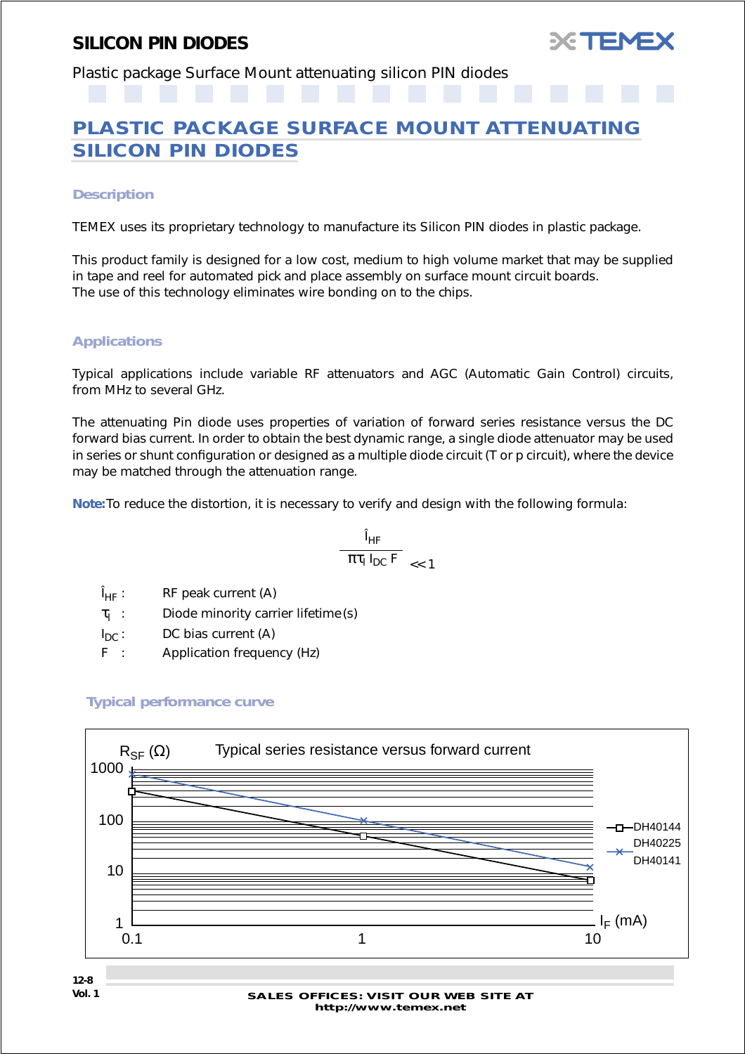# PLASTIC PACKAGE SURFACE MOUNT ATTENUATING SILICON PIN DIODES

### Description

TEMEX uses its proprietary technology to manufacture its Silicon PIN diodes in plastic package.

This product family is designed for a low cost, medium to high volume market that may be supplied in tape and reel for automated pick and place assembly on surface mount circuit boards.
The use of this technology eliminates wire bonding on to the chips.

### Applications

Typical applications include variable RF attenuators and AGC (Automatic Gain Control) circuits, from MHz to several GHz.

The attenuating Pin diode uses properties of variation of forward series resistance versus the DC forward bias current. In order to obtain the best dynamic range, a single diode attenuator may be used in series or shunt configuration or designed as a multiple diode circuit (T or p circuit), where the device may be matched through the attenuation range.

**Note:** To reduce the distortion, it is necessary to verify and design with the following formula:

$$\frac{\hat{I}_{HF}}{\pi \tau_I \, I_{DC} \, F} << 1$$

- $\hat{I}_{HF}$ : RF peak current (A)
- $\tau_I$ : Diode minority carrier lifetime (s)
- $I_{DC}$ : DC bias current (A)
- F : Application frequency (Hz)

### Typical performance curve

Typical series resistance versus forward current

$R_{SF}$ (Ω) vs $I_F$ (mA)

Legend: DH40144, DH40225, DH40141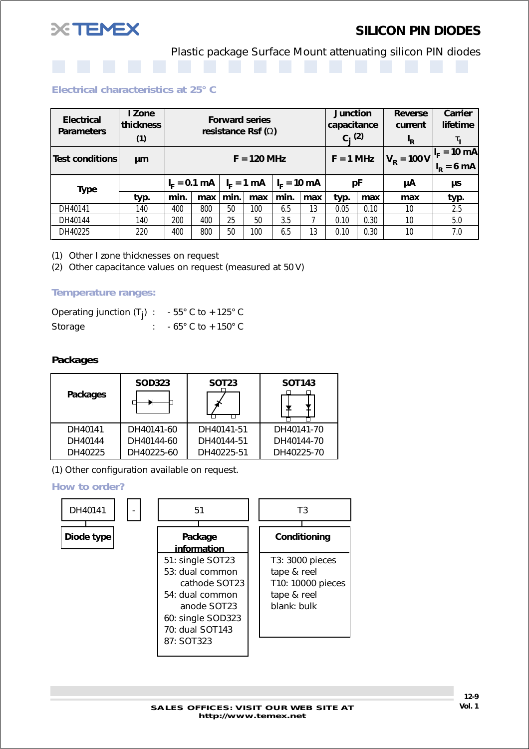# SILICON PIN DIODES

Plastic package Surface Mount attenuating silicon PIN diodes

### Electrical characteristics at 25° C

| Electrical Parameters | I Zone thickness (1) | Forward series resistance Rsf (Ω) | | | | | | Junction capacitance $C_j$ (2) | | Reverse current $I_R$ | Carrier lifetime $\tau_I$ |
|---|---|---|---|---|---|---|---|---|---|---|---|
| Test conditions | µm | F = 120 MHz | | | | | | F = 1 MHz | | $V_R$ = 100 V | $I_F$ = 10 mA, $I_R$ = 6 mA |
| Type | | $I_F$ = 0.1 mA | | $I_F$ = 1 mA | | $I_F$ = 10 mA | | pF | | µA | µs |
| | typ. | min. | max | min. | max | min. | max | typ. | max | max | typ. |
| DH40141 | 140 | 400 | 800 | 50 | 100 | 6.5 | 13 | 0.05 | 0.10 | 10 | 2.5 |
| DH40144 | 140 | 200 | 400 | 25 | 50 | 3.5 | 7 | 0.10 | 0.30 | 10 | 5.0 |
| DH40225 | 220 | 400 | 800 | 50 | 100 | 6.5 | 13 | 0.10 | 0.30 | 10 | 7.0 |

(1) Other I zone thicknesses on request
(2) Other capacitance values on request (measured at 50 V)

### Temperature ranges:

Operating junction ($T_j$) : - 55° C to + 125° C
Storage : - 65° C to + 150° C

### Packages

| Packages | SOD323 | SOT23 | SOT143 |
|---|---|---|---|
| DH40141 | DH40141-60 | DH40141-51 | DH40141-70 |
| DH40144 | DH40144-60 | DH40144-51 | DH40144-70 |
| DH40225 | DH40225-60 | DH40225-51 | DH40225-70 |

(1) Other configuration available on request.

### How to order?

DH40141 - 51 T3

**Diode type**

**Package information**
- 51: single SOT23
- 53: dual common cathode SOT23
- 54: dual common anode SOT23
- 60: single SOD323
- 70: dual SOT143
- 87: SOT323

**Conditioning**
- T3: 3000 pieces tape & reel
- T10: 10000 pieces tape & reel
- blank: bulk

SALES OFFICES: VISIT OUR WEB SITE AT http://www.temex.net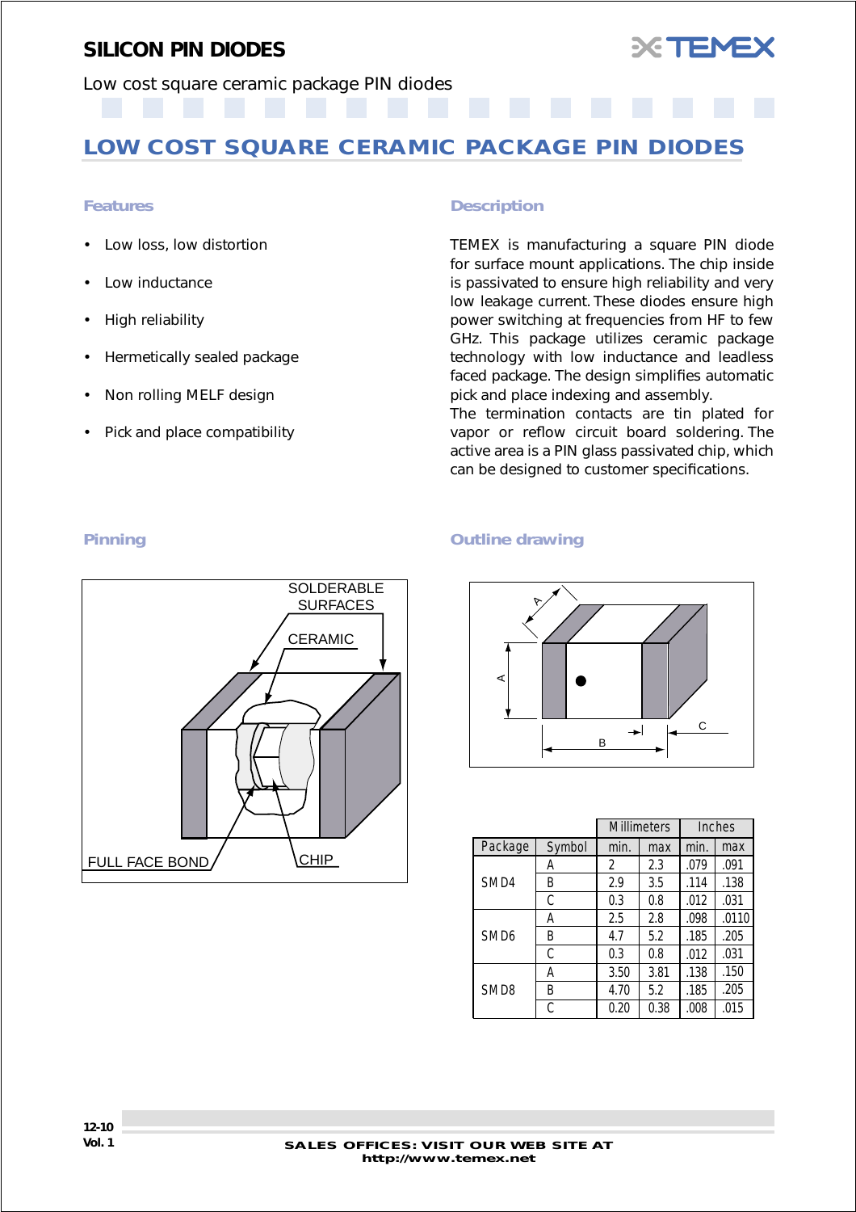# SILICON PIN DIODES

Low cost square ceramic package PIN diodes

## LOW COST SQUARE CERAMIC PACKAGE PIN DIODES

### Features

- Low loss, low distortion
- Low inductance
- High reliability
- Hermetically sealed package
- Non rolling MELF design
- Pick and place compatibility

### Description

TEMEX is manufacturing a square PIN diode for surface mount applications. The chip inside is passivated to ensure high reliability and very low leakage current. These diodes ensure high power switching at frequencies from HF to few GHz. This package utilizes ceramic package technology with low inductance and leadless faced package. The design simplifies automatic pick and place indexing and assembly.
The termination contacts are tin plated for vapor or reflow circuit board soldering. The active area is a PIN glass passivated chip, which can be designed to customer specifications.

### Pinning

SOLDERABLE SURFACES
CERAMIC
FULL FACE BOND
CHIP

### Outline drawing

| | | Millimeters | | Inches | |
|---|---|---|---|---|---|
| Package | Symbol | min. | max | min. | max |
| SMD4 | A | 2 | 2.3 | .079 | .091 |
| | B | 2.9 | 3.5 | .114 | .138 |
| | C | 0.3 | 0.8 | .012 | .031 |
| SMD6 | A | 2.5 | 2.8 | .098 | .0110 |
| | B | 4.7 | 5.2 | .185 | .205 |
| | C | 0.3 | 0.8 | .012 | .031 |
| SMD8 | A | 3.50 | 3.81 | .138 | .150 |
| | B | 4.70 | 5.2 | .185 | .205 |
| | C | 0.20 | 0.38 | .008 | .015 |

SALES OFFICES: VISIT OUR WEB SITE AT http://www.temex.net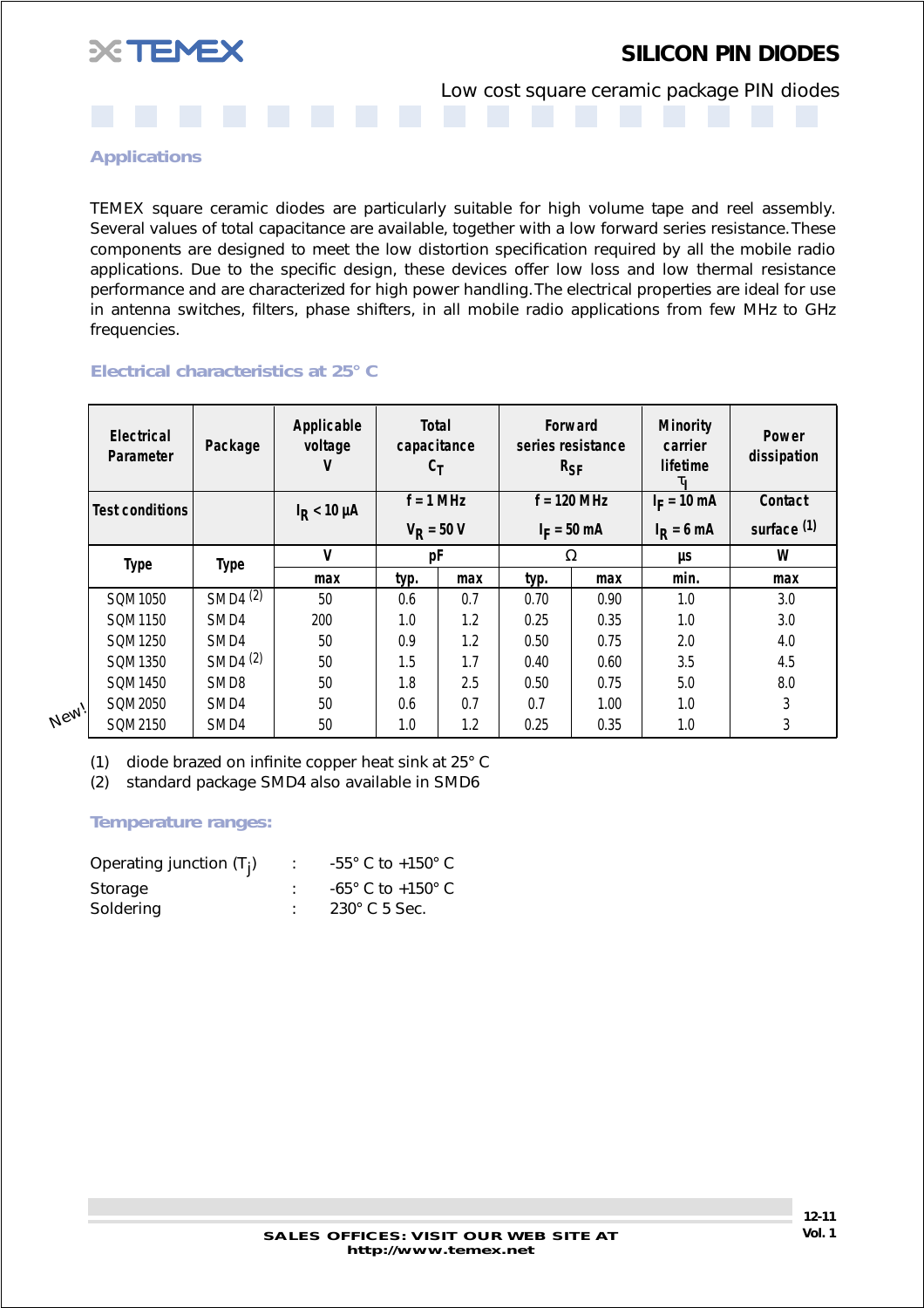# SILICON PIN DIODES

Low cost square ceramic package PIN diodes

### Applications

TEMEX square ceramic diodes are particularly suitable for high volume tape and reel assembly. Several values of total capacitance are available, together with a low forward series resistance. These components are designed to meet the low distortion specification required by all the mobile radio applications. Due to the specific design, these devices offer low loss and low thermal resistance performance and are characterized for high power handling. The electrical properties are ideal for use in antenna switches, filters, phase shifters, in all mobile radio applications from few MHz to GHz frequencies.

### Electrical characteristics at 25° C

| Electrical Parameter | Package | Applicable voltage V | Total capacitance $C_T$ | | Forward series resistance $R_{SF}$ | | Minority carrier lifetime $\tau_l$ | Power dissipation |
|---|---|---|---|---|---|---|---|---|
| Test conditions | | $I_R < 10\ \mu A$ | f = 1 MHz $V_R$ = 50 V | | f = 120 MHz $I_F$ = 50 mA | | $I_F$ = 10 mA $I_R$ = 6 mA | Contact surface (1) |
| Type | Type | V | pF | | Ω | | µs | W |
| | | max | typ. | max | typ. | max | min. | max |
| SQM 1050 | SMD4 (2) | 50 | 0.6 | 0.7 | 0.70 | 0.90 | 1.0 | 3.0 |
| SQM 1150 | SMD4 | 200 | 1.0 | 1.2 | 0.25 | 0.35 | 1.0 | 3.0 |
| SQM 1250 | SMD4 | 50 | 0.9 | 1.2 | 0.50 | 0.75 | 2.0 | 4.0 |
| SQM 1350 | SMD4 (2) | 50 | 1.5 | 1.7 | 0.40 | 0.60 | 3.5 | 4.5 |
| SQM 1450 | SMD8 | 50 | 1.8 | 2.5 | 0.50 | 0.75 | 5.0 | 8.0 |
| New! SQM 2050 | SMD4 | 50 | 0.6 | 0.7 | 0.7 | 1.00 | 1.0 | 3 |
| SQM 2150 | SMD4 | 50 | 1.0 | 1.2 | 0.25 | 0.35 | 1.0 | 3 |

(1) diode brazed on infinite copper heat sink at 25° C
(2) standard package SMD4 also available in SMD6

### Temperature ranges:

Operating junction ($T_j$) : -55° C to +150° C
Storage : -65° C to +150° C
Soldering : 230° C 5 Sec.

SALES OFFICES: VISIT OUR WEB SITE AT http://www.temex.net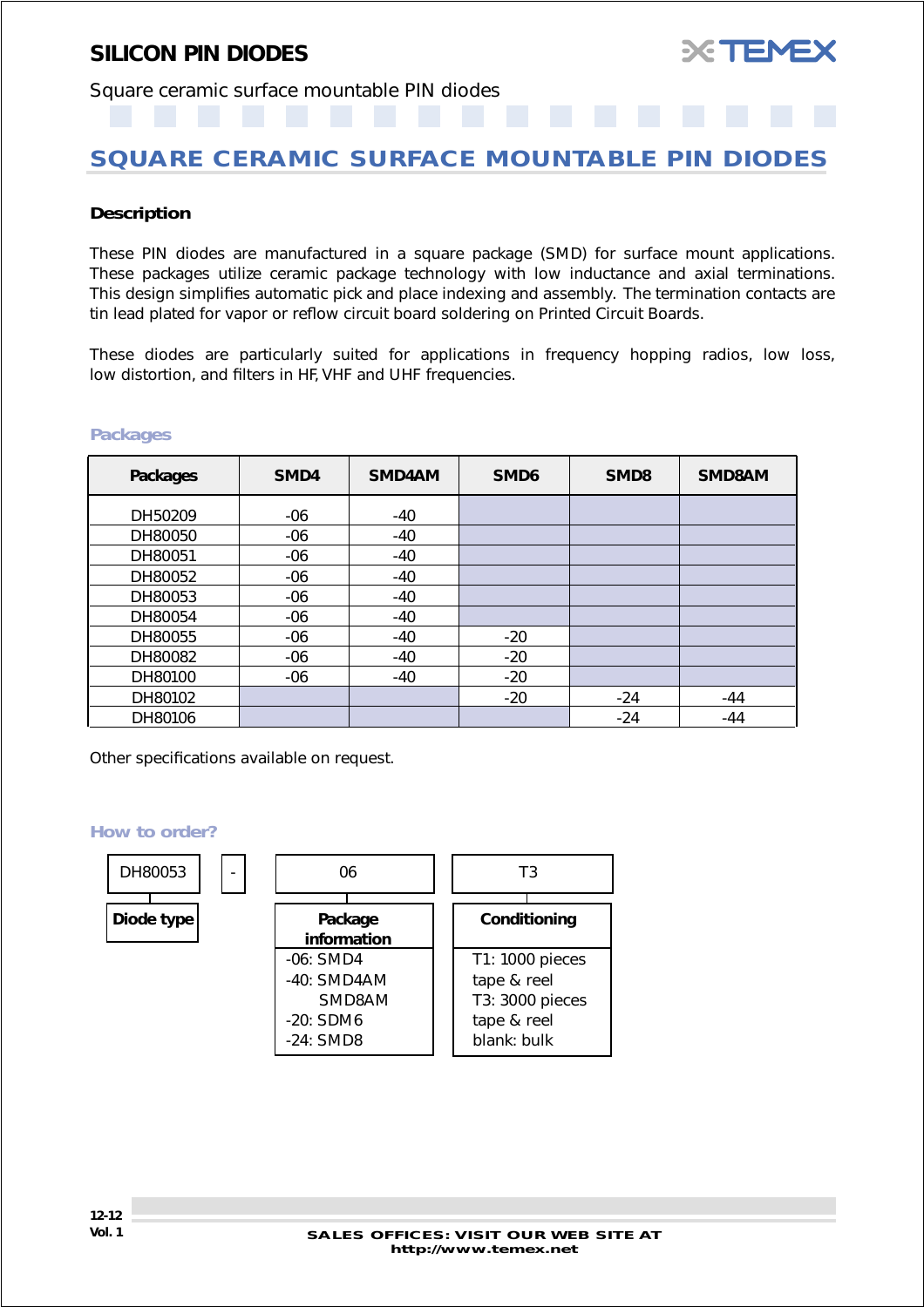# SILICON PIN DIODES

Square ceramic surface mountable PIN diodes

## SQUARE CERAMIC SURFACE MOUNTABLE PIN DIODES

### Description

These PIN diodes are manufactured in a square package (SMD) for surface mount applications. These packages utilize ceramic package technology with low inductance and axial terminations. This design simplifies automatic pick and place indexing and assembly. The termination contacts are tin lead plated for vapor or reflow circuit board soldering on Printed Circuit Boards.

These diodes are particularly suited for applications in frequency hopping radios, low loss, low distortion, and filters in HF, VHF and UHF frequencies.

### Packages

| Packages | SMD4 | SMD4AM | SMD6 | SMD8 | SMD8AM |
|---|---|---|---|---|---|
| DH50209 | -06 | -40 | | | |
| DH80050 | -06 | -40 | | | |
| DH80051 | -06 | -40 | | | |
| DH80052 | -06 | -40 | | | |
| DH80053 | -06 | -40 | | | |
| DH80054 | -06 | -40 | | | |
| DH80055 | -06 | -40 | -20 | | |
| DH80082 | -06 | -40 | -20 | | |
| DH80100 | -06 | -40 | -20 | | |
| DH80102 | | | -20 | -24 | -44 |
| DH80106 | | | | -24 | -44 |

Other specifications available on request.

### How to order?

| DH80053 | - | 06 | T3 |
|---|---|---|---|
| **Diode type** | | **Package information** | **Conditioning** |
| | | -06: SMD4<br>-40: SMD4AM<br>SMD8AM<br>-20: SDM6<br>-24: SMD8 | T1: 1000 pieces tape & reel<br>T3: 3000 pieces tape & reel<br>blank: bulk |

SALES OFFICES: VISIT OUR WEB SITE AT http://www.temex.net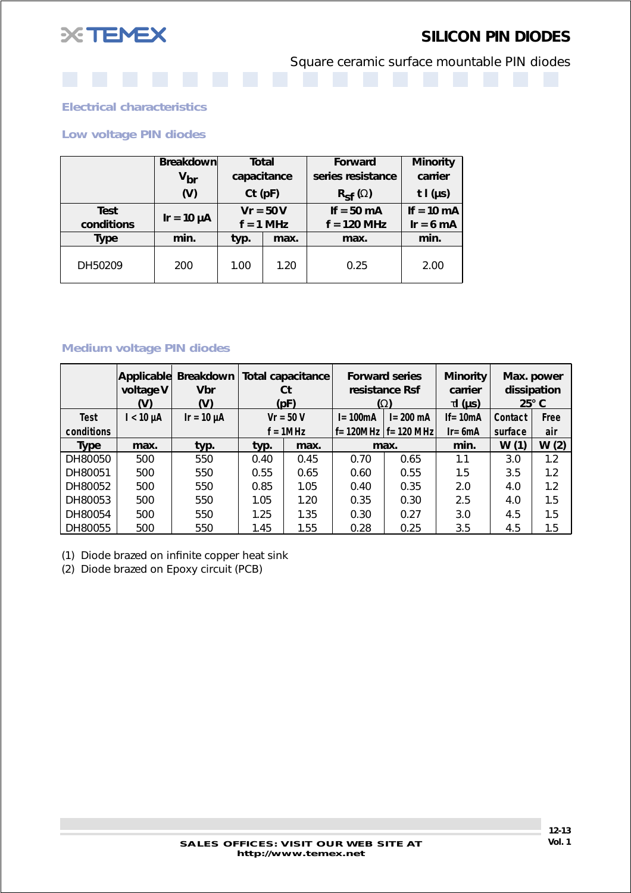# SILICON PIN DIODES

Square ceramic surface mountable PIN diodes

## Electrical characteristics

### Low voltage PIN diodes

| | Breakdown $V_{br}$ (V) | Total capacitance Ct (pF) | | Forward series resistance $R_{Sf}$ (Ω) | Minority carrier t l (µs) |
|---|---|---|---|---|---|
| Test conditions | Ir = 10 µA | Vr = 50 V f = 1 MHz | | If = 50 mA f = 120 MHz | If = 10 mA Ir = 6 mA |
| Type | min. | typ. | max. | max. | min. |
| DH50209 | 200 | 1.00 | 1.20 | 0.25 | 2.00 |

### Medium voltage PIN diodes

| | Applicable voltage V (V) | Breakdown Vbr (V) | Total capacitance Ct (pF) | | Forward series resistance Rsf (Ω) | | Minority carrier τl (µs) | Max. power dissipation 25° C | |
|---|---|---|---|---|---|---|---|---|---|
| Test conditions | I < 10 µA | Ir = 10 µA | Vr = 50 V f = 1MHz | | I= 100mA f= 120MHz | I= 200 mA f= 120 MHz | If= 10mA Ir= 6mA | Contact surface | Free air |
| Type | max. | typ. | typ. | max. | max. | | min. | W (1) | W (2) |
| DH80050 | 500 | 550 | 0.40 | 0.45 | 0.70 | 0.65 | 1.1 | 3.0 | 1.2 |
| DH80051 | 500 | 550 | 0.55 | 0.65 | 0.60 | 0.55 | 1.5 | 3.5 | 1.2 |
| DH80052 | 500 | 550 | 0.85 | 1.05 | 0.40 | 0.35 | 2.0 | 4.0 | 1.2 |
| DH80053 | 500 | 550 | 1.05 | 1.20 | 0.35 | 0.30 | 2.5 | 4.0 | 1.5 |
| DH80054 | 500 | 550 | 1.25 | 1.35 | 0.30 | 0.27 | 3.0 | 4.5 | 1.5 |
| DH80055 | 500 | 550 | 1.45 | 1.55 | 0.28 | 0.25 | 3.5 | 4.5 | 1.5 |

(1) Diode brazed on infinite copper heat sink
(2) Diode brazed on Epoxy circuit (PCB)

SALES OFFICES: VISIT OUR WEB SITE AT http://www.temex.net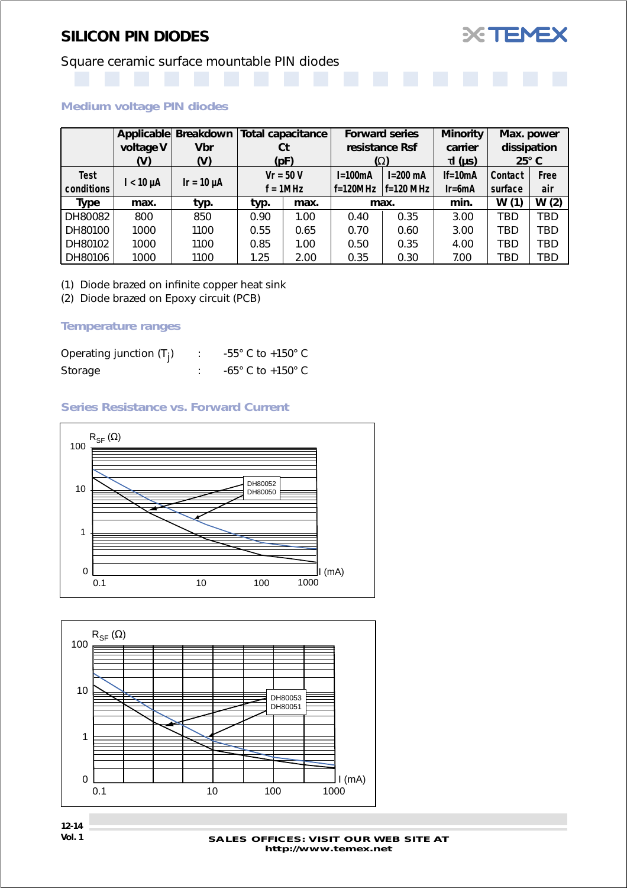# SILICON PIN DIODES

Square ceramic surface mountable PIN diodes

### Medium voltage PIN diodes

| | Applicable voltage V (V) | Breakdown Vbr (V) | Total capacitance Ct (pF) | | Forward series resistance Rsf (Ω) | | Minority carrier τl (μs) | Max. power dissipation 25° C | |
|---|---|---|---|---|---|---|---|---|---|
| Test conditions | I < 10 μA | Ir = 10 μA | Vr = 50 V f = 1MHz | | I=100mA f=120MHz | I=200 mA f=120 MHz | If=10mA Ir=6mA | Contact surface | Free air |
| Type | max. | typ. | typ. | max. | max. | | min. | W (1) | W (2) |
| DH80082 | 800 | 850 | 0.90 | 1.00 | 0.40 | 0.35 | 3.00 | TBD | TBD |
| DH80100 | 1000 | 1100 | 0.55 | 0.65 | 0.70 | 0.60 | 3.00 | TBD | TBD |
| DH80102 | 1000 | 1100 | 0.85 | 1.00 | 0.50 | 0.35 | 4.00 | TBD | TBD |
| DH80106 | 1000 | 1100 | 1.25 | 2.00 | 0.35 | 0.30 | 7.00 | TBD | TBD |

(1) Diode brazed on infinite copper heat sink

(2) Diode brazed on Epoxy circuit (PCB)

### Temperature ranges

Operating junction ($T_j$) : -55° C to +150° C

Storage : -65° C to +150° C

### Series Resistance vs. Forward Current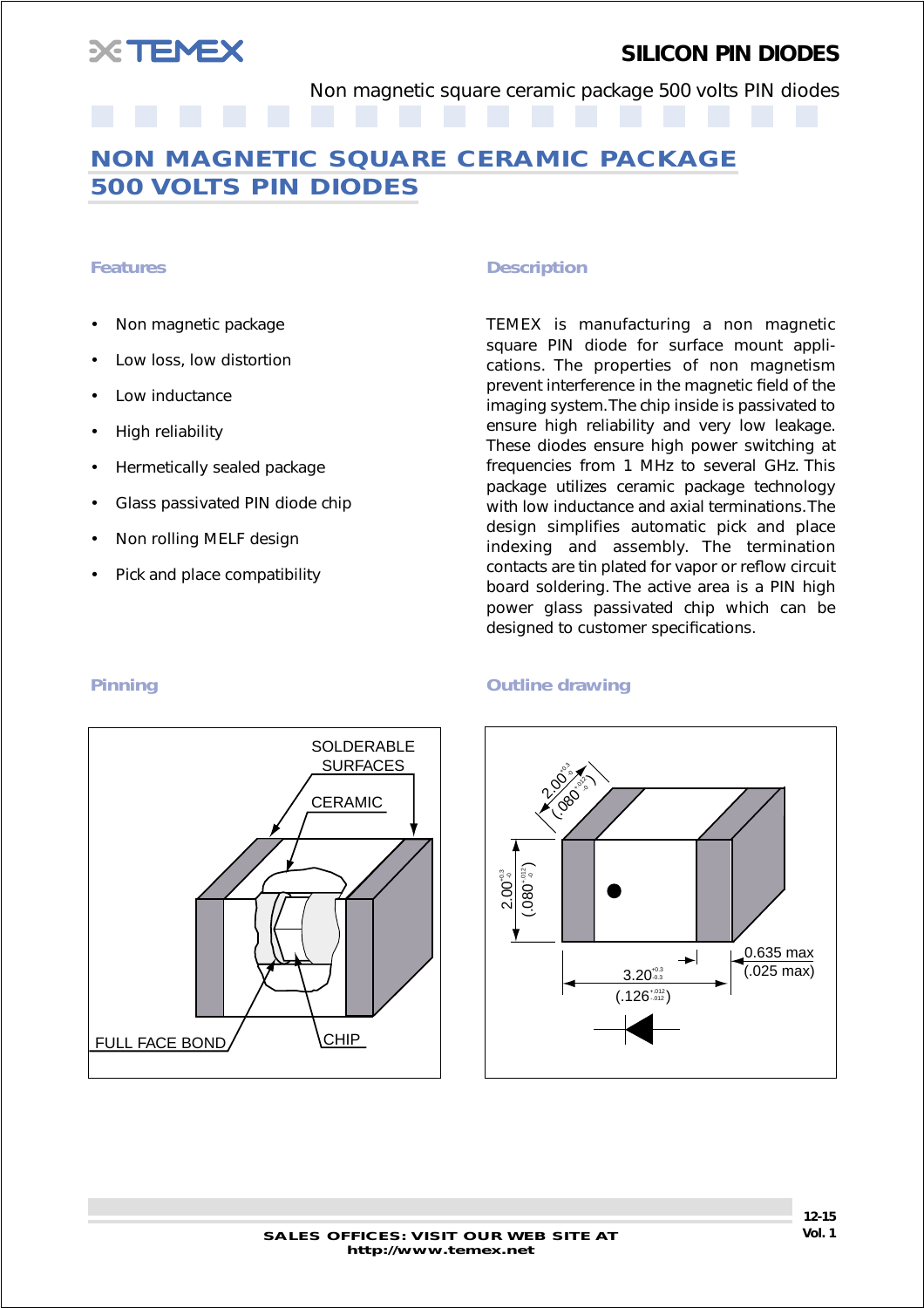# NON MAGNETIC SQUARE CERAMIC PACKAGE 500 VOLTS PIN DIODES

## Features

- Non magnetic package
- Low loss, low distortion
- Low inductance
- High reliability
- Hermetically sealed package
- Glass passivated PIN diode chip
- Non rolling MELF design
- Pick and place compatibility

## Description

TEMEX is manufacturing a non magnetic square PIN diode for surface mount applications. The properties of non magnetism prevent interference in the magnetic field of the imaging system. The chip inside is passivated to ensure high reliability and very low leakage. These diodes ensure high power switching at frequencies from 1 MHz to several GHz. This package utilizes ceramic package technology with low inductance and axial terminations. The design simplifies automatic pick and place indexing and assembly. The termination contacts are tin plated for vapor or reflow circuit board soldering. The active area is a PIN high power glass passivated chip which can be designed to customer specifications.

## Pinning

SOLDERABLE SURFACES

CERAMIC

FULL FACE BOND

CHIP

## Outline drawing

$2.00^{+0.3}_{-0}$ $(.080^{+.012}_{-0})$

$2.00^{+0.3}_{-0}$ $(.080^{+.012}_{-0})$

$3.20^{+0.3}_{-0.3}$ $(.126^{+.012}_{-.012})$

0.635 max (.025 max)

SALES OFFICES: VISIT OUR WEB SITE AT http://www.temex.net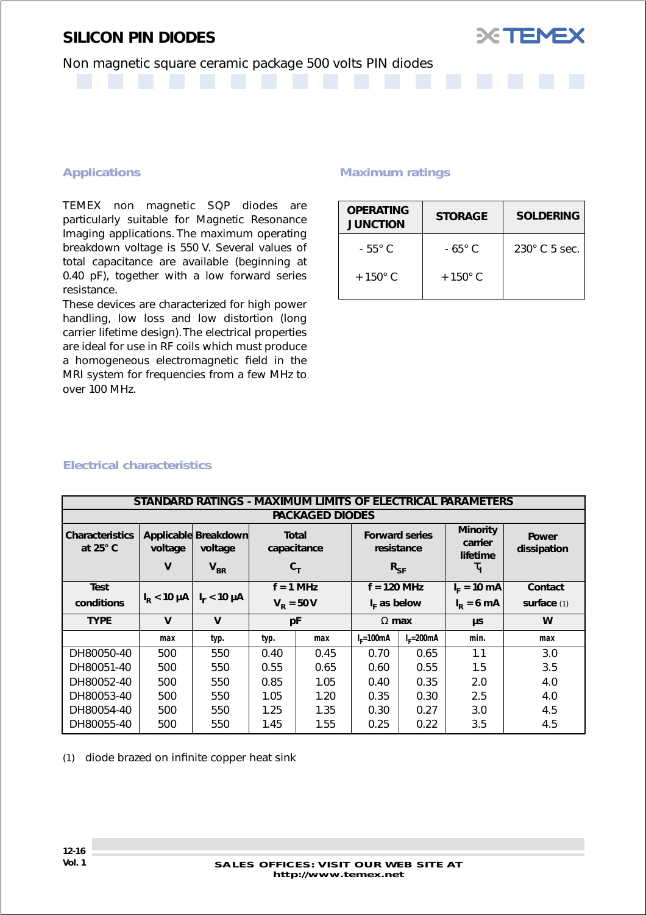# SILICON PIN DIODES

Non magnetic square ceramic package 500 volts PIN diodes

## Applications

TEMEX non magnetic SQP diodes are particularly suitable for Magnetic Resonance Imaging applications. The maximum operating breakdown voltage is 550 V. Several values of total capacitance are available (beginning at 0.40 pF), together with a low forward series resistance.

These devices are characterized for high power handling, low loss and low distortion (long carrier lifetime design). The electrical properties are ideal for use in RF coils which must produce a homogeneous electromagnetic field in the MRI system for frequencies from a few MHz to over 100 MHz.

## Maximum ratings

| OPERATING JUNCTION | STORAGE | SOLDERING |
|---|---|---|
| - 55° C<br>+150° C | - 65° C<br>+150° C | 230° C 5 sec. |

## Electrical characteristics

| STANDARD RATINGS - MAXIMUM LIMITS OF ELECTRICAL PARAMETERS | | | | | | | | |
|---|---|---|---|---|---|---|---|---|
| PACKAGED DIODES | | | | | | | | |
| Characteristics at 25° C | Applicable voltage V | Breakdown voltage $V_{BR}$ | Total capacitance $C_T$ | | Forward series resistance $R_{SF}$ | | Minority carrier lifetime $\tau_I$ | Power dissipation |
| Test conditions | $I_R < 10\ \mu A$ | $I_r < 10\ \mu A$ | f = 1 MHz $V_R = 50 V$ | | f = 120 MHz $I_F$ as below | | $I_F = 10$ mA $I_R = 6$ mA | Contact surface (1) |
| TYPE | V | V | pF | | Ω max | | µs | W |
| | max | typ. | typ. | max | $I_F$=100mA | $I_F$=200mA | min. | max |
| DH80050-40 | 500 | 550 | 0.40 | 0.45 | 0.70 | 0.65 | 1.1 | 3.0 |
| DH80051-40 | 500 | 550 | 0.55 | 0.65 | 0.60 | 0.55 | 1.5 | 3.5 |
| DH80052-40 | 500 | 550 | 0.85 | 1.05 | 0.40 | 0.35 | 2.0 | 4.0 |
| DH80053-40 | 500 | 550 | 1.05 | 1.20 | 0.35 | 0.30 | 2.5 | 4.0 |
| DH80054-40 | 500 | 550 | 1.25 | 1.35 | 0.30 | 0.27 | 3.0 | 4.5 |
| DH80055-40 | 500 | 550 | 1.45 | 1.55 | 0.25 | 0.22 | 3.5 | 4.5 |

(1) diode brazed on infinite copper heat sink

SALES OFFICES: VISIT OUR WEB SITE AT http://www.temex.net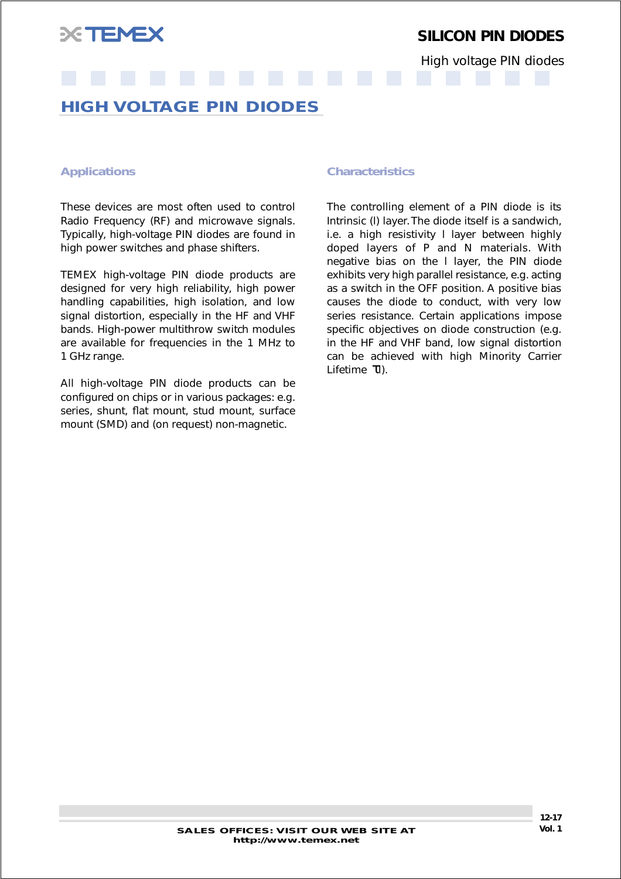# HIGH VOLTAGE PIN DIODES

## Applications

These devices are most often used to control Radio Frequency (RF) and microwave signals. Typically, high-voltage PIN diodes are found in high power switches and phase shifters.

TEMEX high-voltage PIN diode products are designed for very high reliability, high power handling capabilities, high isolation, and low signal distortion, especially in the HF and VHF bands. High-power multithrow switch modules are available for frequencies in the 1 MHz to 1 GHz range.

All high-voltage PIN diode products can be configured on chips or in various packages: e.g. series, shunt, flat mount, stud mount, surface mount (SMD) and (on request) non-magnetic.

## Characteristics

The controlling element of a PIN diode is its Intrinsic (I) layer. The diode itself is a sandwich, i.e. a high resistivity I layer between highly doped layers of P and N materials. With negative bias on the I layer, the PIN diode exhibits very high parallel resistance, e.g. acting as a switch in the OFF position. A positive bias causes the diode to conduct, with very low series resistance. Certain applications impose specific objectives on diode construction (e.g. in the HF and VHF band, low signal distortion can be achieved with high Minority Carrier Lifetime $\tau$l).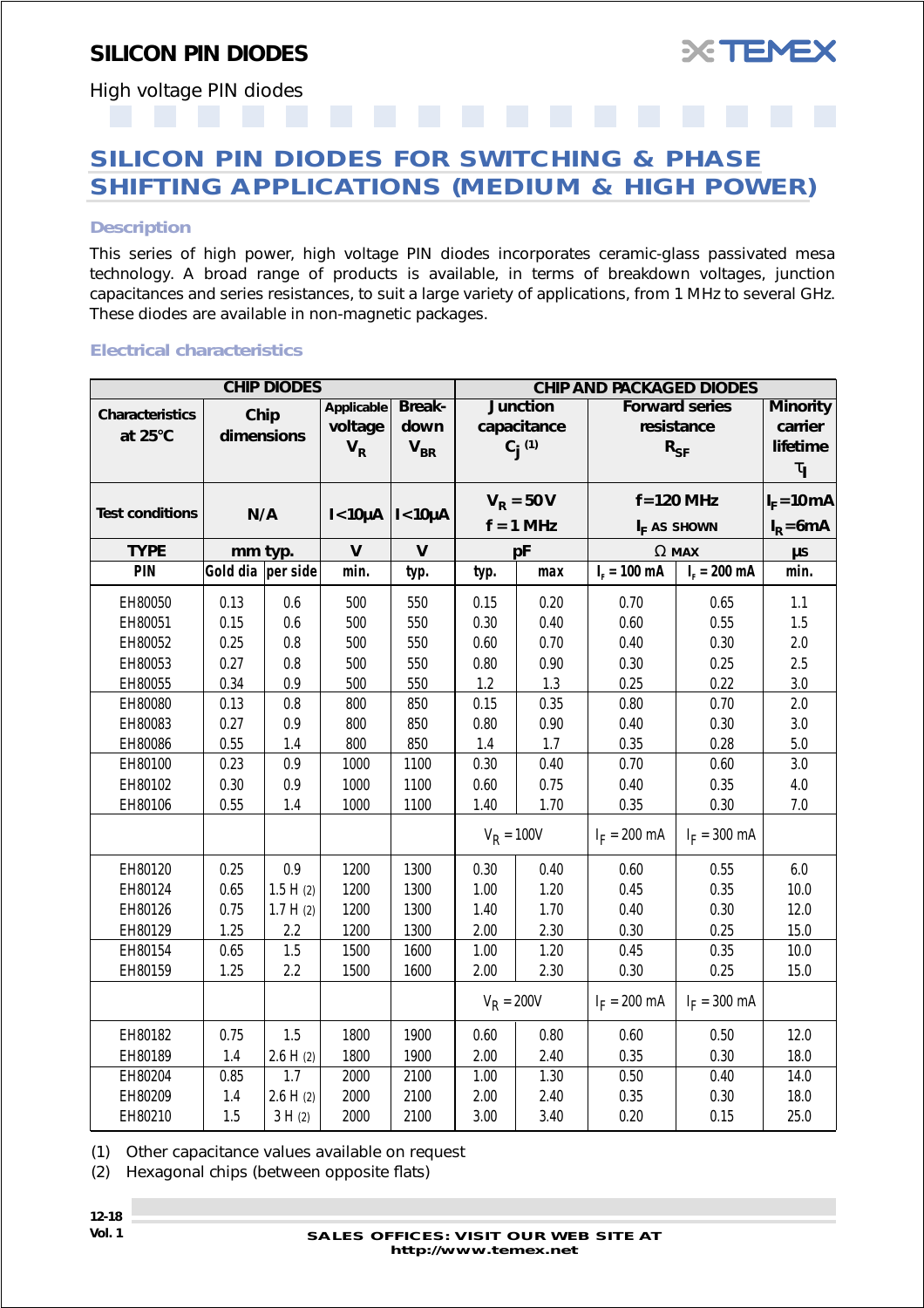# SILICON PIN DIODES

High voltage PIN diodes

## SILICON PIN DIODES FOR SWITCHING & PHASE SHIFTING APPLICATIONS (MEDIUM & HIGH POWER)

### Description

This series of high power, high voltage PIN diodes incorporates ceramic-glass passivated mesa technology. A broad range of products is available, in terms of breakdown voltages, junction capacitances and series resistances, to suit a large variety of applications, from 1 MHz to several GHz. These diodes are available in non-magnetic packages.

### Electrical characteristics

| CHIP DIODES | | | | | CHIP AND PACKAGED DIODES | | | | |
|---|---|---|---|---|---|---|---|---|---|
| Characteristics at 25°C | Chip dimensions | | Applicable voltage $V_R$ | Break-down $V_{BR}$ | Junction capacitance $C_j$ (1) | | Forward series resistance $R_{SF}$ | | Minority carrier lifetime $\tau_I$ |
| Test conditions | N/A | | I<10µA | I<10µA | $V_R = 50V$ f = 1 MHz | | f=120 MHz $I_F$ AS SHOWN | | $I_F$=10mA $I_R$=6mA |
| TYPE | mm typ. | | V | V | pF | | Ω MAX | | µs |
| PIN | Gold dia | per side | min. | typ. | typ. | max | $I_F$ = 100 mA | $I_F$ = 200 mA | min. |
| EH80050 | 0.13 | 0.6 | 500 | 550 | 0.15 | 0.20 | 0.70 | 0.65 | 1.1 |
| EH80051 | 0.15 | 0.6 | 500 | 550 | 0.30 | 0.40 | 0.60 | 0.55 | 1.5 |
| EH80052 | 0.25 | 0.8 | 500 | 550 | 0.60 | 0.70 | 0.40 | 0.30 | 2.0 |
| EH80053 | 0.27 | 0.8 | 500 | 550 | 0.80 | 0.90 | 0.30 | 0.25 | 2.5 |
| EH80055 | 0.34 | 0.9 | 500 | 550 | 1.2 | 1.3 | 0.25 | 0.22 | 3.0 |
| EH80080 | 0.13 | 0.8 | 800 | 850 | 0.15 | 0.35 | 0.80 | 0.70 | 2.0 |
| EH80083 | 0.27 | 0.9 | 800 | 850 | 0.80 | 0.90 | 0.40 | 0.30 | 3.0 |
| EH80086 | 0.55 | 1.4 | 800 | 850 | 1.4 | 1.7 | 0.35 | 0.28 | 5.0 |
| EH80100 | 0.23 | 0.9 | 1000 | 1100 | 0.30 | 0.40 | 0.70 | 0.60 | 3.0 |
| EH80102 | 0.30 | 0.9 | 1000 | 1100 | 0.60 | 0.75 | 0.40 | 0.35 | 4.0 |
| EH80106 | 0.55 | 1.4 | 1000 | 1100 | 1.40 | 1.70 | 0.35 | 0.30 | 7.0 |
| | | | | | $V_R$ = 100V | | $I_F$ = 200 mA | $I_F$ = 300 mA | |
| EH80120 | 0.25 | 0.9 | 1200 | 1300 | 0.30 | 0.40 | 0.60 | 0.55 | 6.0 |
| EH80124 | 0.65 | 1.5 H (2) | 1200 | 1300 | 1.00 | 1.20 | 0.45 | 0.35 | 10.0 |
| EH80126 | 0.75 | 1.7 H (2) | 1200 | 1300 | 1.40 | 1.70 | 0.40 | 0.30 | 12.0 |
| EH80129 | 1.25 | 2.2 | 1200 | 1300 | 2.00 | 2.30 | 0.30 | 0.25 | 15.0 |
| EH80154 | 0.65 | 1.5 | 1500 | 1600 | 1.00 | 1.20 | 0.45 | 0.35 | 10.0 |
| EH80159 | 1.25 | 2.2 | 1500 | 1600 | 2.00 | 2.30 | 0.30 | 0.25 | 15.0 |
| | | | | | $V_R$ = 200V | | $I_F$ = 200 mA | $I_F$ = 300 mA | |
| EH80182 | 0.75 | 1.5 | 1800 | 1900 | 0.60 | 0.80 | 0.60 | 0.50 | 12.0 |
| EH80189 | 1.4 | 2.6 H (2) | 1800 | 1900 | 2.00 | 2.40 | 0.35 | 0.30 | 18.0 |
| EH80204 | 0.85 | 1.7 | 2000 | 2100 | 1.00 | 1.30 | 0.50 | 0.40 | 14.0 |
| EH80209 | 1.4 | 2.6 H (2) | 2000 | 2100 | 2.00 | 2.40 | 0.35 | 0.30 | 18.0 |
| EH80210 | 1.5 | 3 H (2) | 2000 | 2100 | 3.00 | 3.40 | 0.20 | 0.15 | 25.0 |

(1) Other capacitance values available on request

(2) Hexagonal chips (between opposite flats)

SALES OFFICES: VISIT OUR WEB SITE AT http://www.temex.net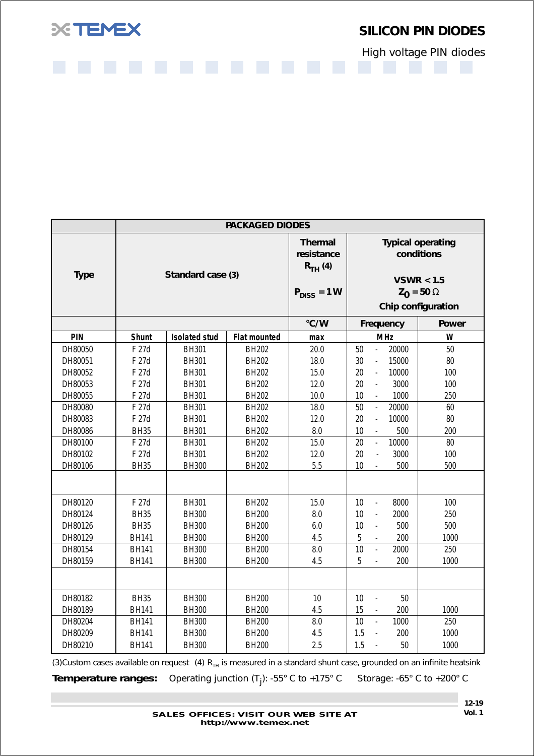# SILICON PIN DIODES

High voltage PIN diodes

| | PACKAGED DIODES | | | | | |
|---|---|---|---|---|---|---|
| **Type** | **Standard case (3)** | | | **Thermal resistance $R_{TH}$ (4)** <br> $P_{DISS} = 1\,W$ | **Typical operating conditions** <br> VSWR < 1.5 <br> $Z_0 = 50\,\Omega$ <br> **Chip configuration** | |
| | | | | **°C/W** | **Frequency** | **Power** |
| **PIN** | **Shunt** | **Isolated stud** | **Flat mounted** | **max** | **MHz** | **W** |
| DH80050 | F 27d | BH301 | BH202 | 20.0 | 50 - 20000 | 50 |
| DH80051 | F 27d | BH301 | BH202 | 18.0 | 30 - 15000 | 80 |
| DH80052 | F 27d | BH301 | BH202 | 15.0 | 20 - 10000 | 100 |
| DH80053 | F 27d | BH301 | BH202 | 12.0 | 20 - 3000 | 100 |
| DH80055 | F 27d | BH301 | BH202 | 10.0 | 10 - 1000 | 250 |
| DH80080 | F 27d | BH301 | BH202 | 18.0 | 50 - 20000 | 60 |
| DH80083 | F 27d | BH301 | BH202 | 12.0 | 20 - 10000 | 80 |
| DH80086 | BH35 | BH301 | BH202 | 8.0 | 10 - 500 | 200 |
| DH80100 | F 27d | BH301 | BH202 | 15.0 | 20 - 10000 | 80 |
| DH80102 | F 27d | BH301 | BH202 | 12.0 | 20 - 3000 | 100 |
| DH80106 | BH35 | BH300 | BH202 | 5.5 | 10 - 500 | 500 |
| | | | | | | |
| DH80120 | F 27d | BH301 | BH202 | 15.0 | 10 - 8000 | 100 |
| DH80124 | BH35 | BH300 | BH200 | 8.0 | 10 - 2000 | 250 |
| DH80126 | BH35 | BH300 | BH200 | 6.0 | 10 - 500 | 500 |
| DH80129 | BH141 | BH300 | BH200 | 4.5 | 5 - 200 | 1000 |
| DH80154 | BH141 | BH300 | BH200 | 8.0 | 10 - 2000 | 250 |
| DH80159 | BH141 | BH300 | BH200 | 4.5 | 5 - 200 | 1000 |
| | | | | | | |
| DH80182 | BH35 | BH300 | BH200 | 10 | 10 - 50 | |
| DH80189 | BH141 | BH300 | BH200 | 4.5 | 15 - 200 | 1000 |
| DH80204 | BH141 | BH300 | BH200 | 8.0 | 10 - 1000 | 250 |
| DH80209 | BH141 | BH300 | BH200 | 4.5 | 1.5 - 200 | 1000 |
| DH80210 | BH141 | BH300 | BH200 | 2.5 | 1.5 - 50 | 1000 |

(3)Custom cases available on request (4) $R_{TH}$ is measured in a standard shunt case, grounded on an infinite heatsink

**Temperature ranges:** Operating junction ($T_j$): -55° C to +175° C Storage: -65° C to +200° C

SALES OFFICES: VISIT OUR WEB SITE AT http://www.temex.net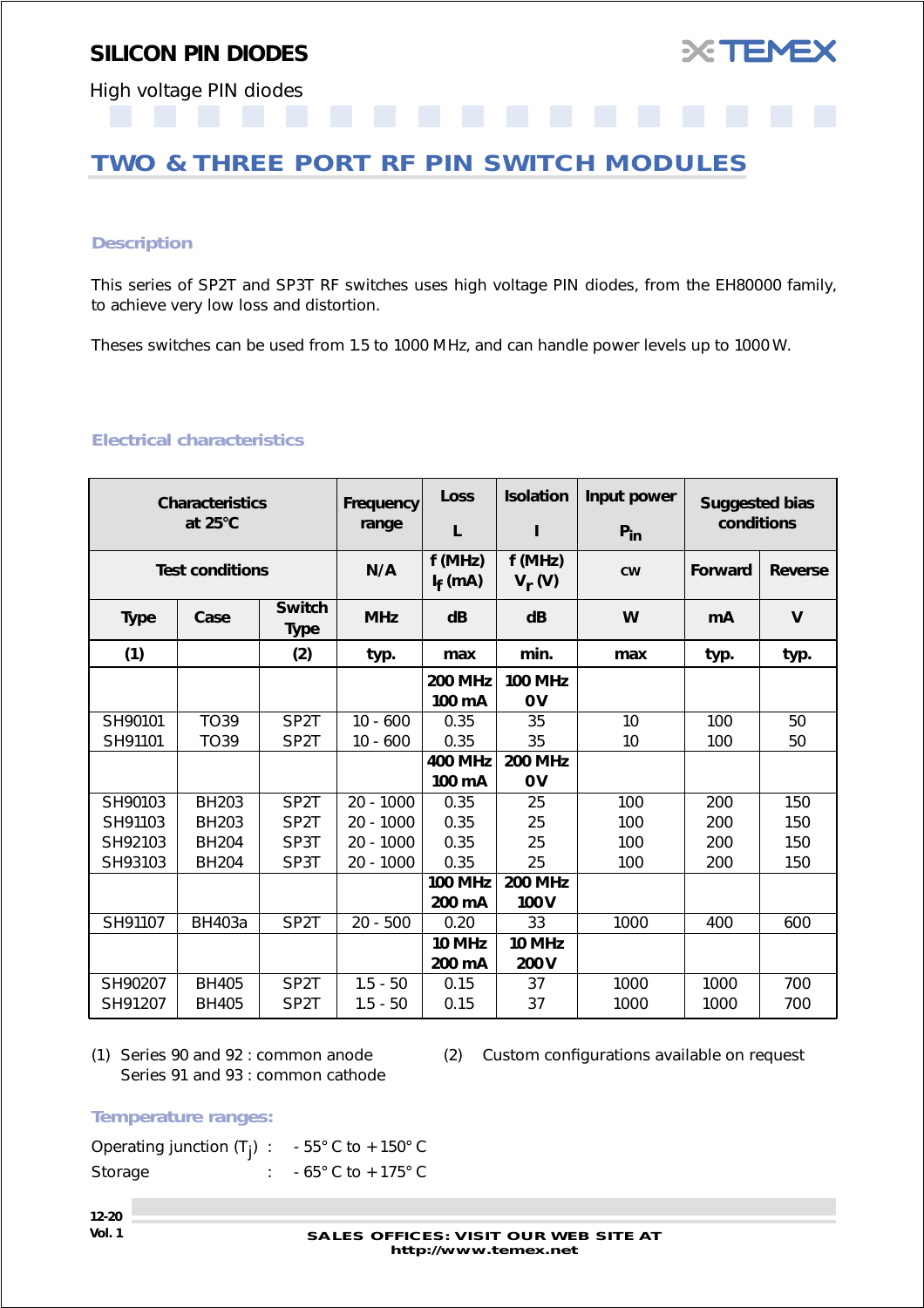# SILICON PIN DIODES

High voltage PIN diodes

## TWO & THREE PORT RF PIN SWITCH MODULES

### Description

This series of SP2T and SP3T RF switches uses high voltage PIN diodes, from the EH80000 family, to achieve very low loss and distortion.

Theses switches can be used from 1.5 to 1000 MHz, and can handle power levels up to 1000 W.

### Electrical characteristics

| Characteristics at 25°C | | | Frequency range | Loss L | Isolation I | Input power $P_{in}$ | Suggested bias conditions | |
|---|---|---|---|---|---|---|---|---|
| Test conditions | | | N/A | f (MHz) $I_f$ (mA) | f (MHz) $V_r$ (V) | cw | Forward | Reverse |
| Type | Case | Switch Type | MHz | dB | dB | W | mA | V |
| (1) | | (2) | typ. | max | min. | max | typ. | typ. |
| | | | | 200 MHz 100 mA | 100 MHz 0 V | | | |
| SH90101 | TO39 | SP2T | 10 - 600 | 0.35 | 35 | 10 | 100 | 50 |
| SH91101 | TO39 | SP2T | 10 - 600 | 0.35 | 35 | 10 | 100 | 50 |
| | | | | 400 MHz 100 mA | 200 MHz 0 V | | | |
| SH90103 | BH203 | SP2T | 20 - 1000 | 0.35 | 25 | 100 | 200 | 150 |
| SH91103 | BH203 | SP2T | 20 - 1000 | 0.35 | 25 | 100 | 200 | 150 |
| SH92103 | BH204 | SP3T | 20 - 1000 | 0.35 | 25 | 100 | 200 | 150 |
| SH93103 | BH204 | SP3T | 20 - 1000 | 0.35 | 25 | 100 | 200 | 150 |
| | | | | 100 MHz 200 mA | 200 MHz 100 V | | | |
| SH91107 | BH403a | SP2T | 20 - 500 | 0.20 | 33 | 1000 | 400 | 600 |
| | | | | 10 MHz 200 mA | 10 MHz 200 V | | | |
| SH90207 | BH405 | SP2T | 1.5 - 50 | 0.15 | 37 | 1000 | 1000 | 700 |
| SH91207 | BH405 | SP2T | 1.5 - 50 | 0.15 | 37 | 1000 | 1000 | 700 |

(1) Series 90 and 92 : common anode
Series 91 and 93 : common cathode

(2) Custom configurations available on request

### Temperature ranges:

Operating junction ($T_j$) : - 55° C to + 150° C

Storage : - 65° C to + 175° C

SALES OFFICES: VISIT OUR WEB SITE AT http://www.temex.net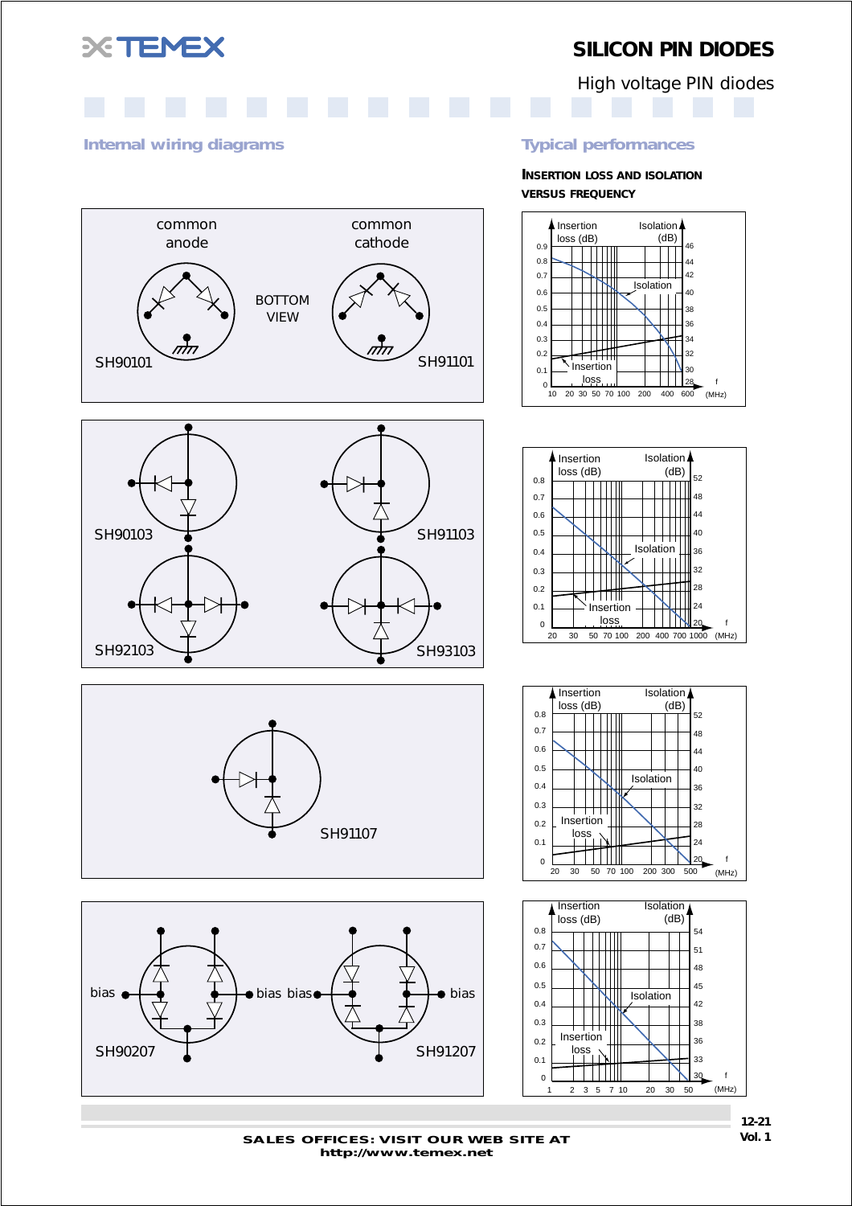# SILICON PIN DIODES

High voltage PIN diodes

## Internal wiring diagrams

common anode

common cathode

BOTTOM VIEW

SH90101

SH91101

SH90103

SH91103

SH92103

SH93103

SH91107

bias

bias

bias

bias

SH90207

SH91207

## Typical performances

**INSERTION LOSS AND ISOLATION VERSUS FREQUENCY**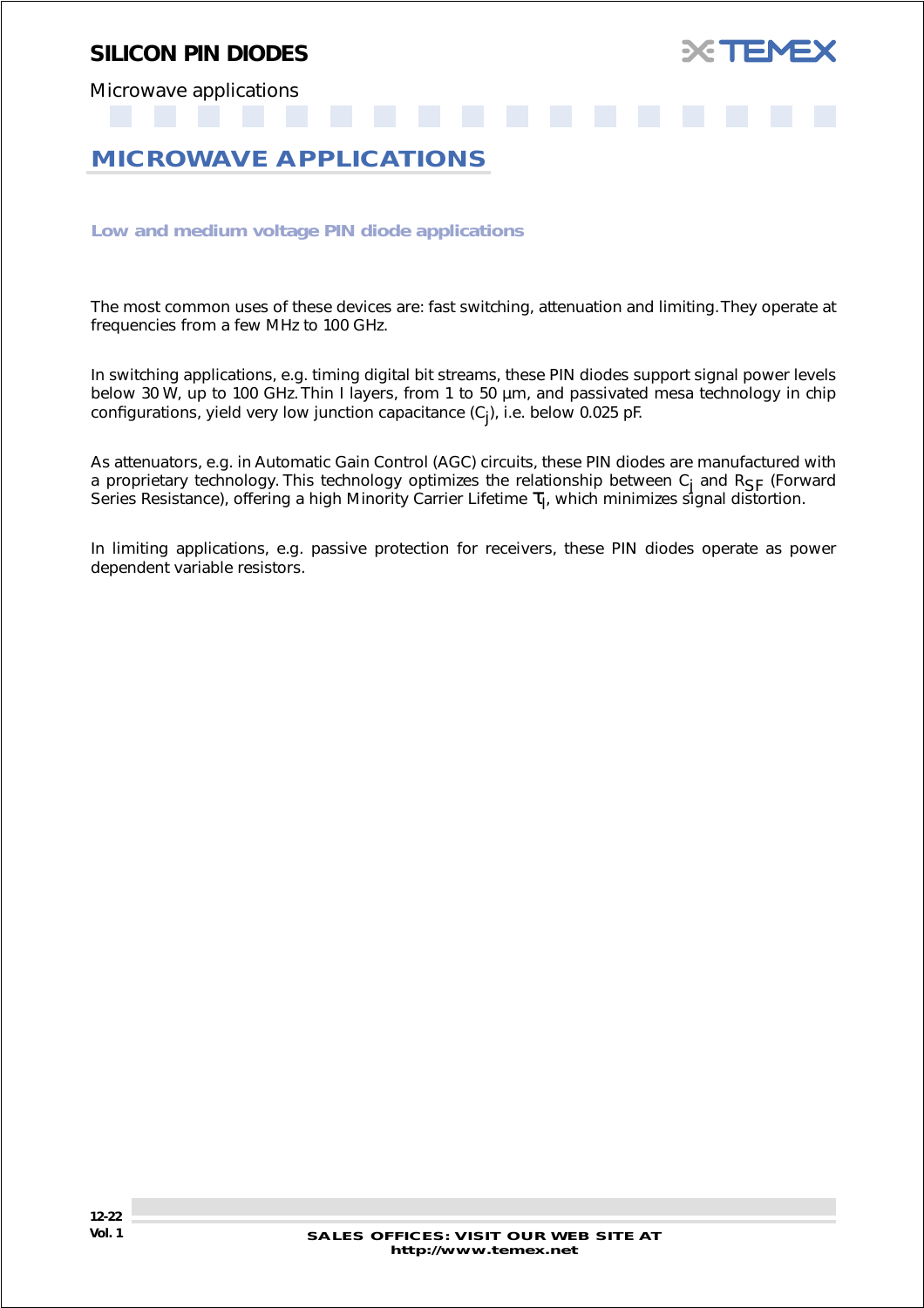# MICROWAVE APPLICATIONS

### Low and medium voltage PIN diode applications

The most common uses of these devices are: fast switching, attenuation and limiting. They operate at frequencies from a few MHz to 100 GHz.

In switching applications, e.g. timing digital bit streams, these PIN diodes support signal power levels below 30 W, up to 100 GHz. Thin I layers, from 1 to 50 µm, and passivated mesa technology in chip configurations, yield very low junction capacitance ($C_j$), i.e. below 0.025 pF.

As attenuators, e.g. in Automatic Gain Control (AGC) circuits, these PIN diodes are manufactured with a proprietary technology. This technology optimizes the relationship between $C_j$ and $R_{SF}$ (Forward Series Resistance), offering a high Minority Carrier Lifetime $\tau_l$, which minimizes signal distortion.

In limiting applications, e.g. passive protection for receivers, these PIN diodes operate as power dependent variable resistors.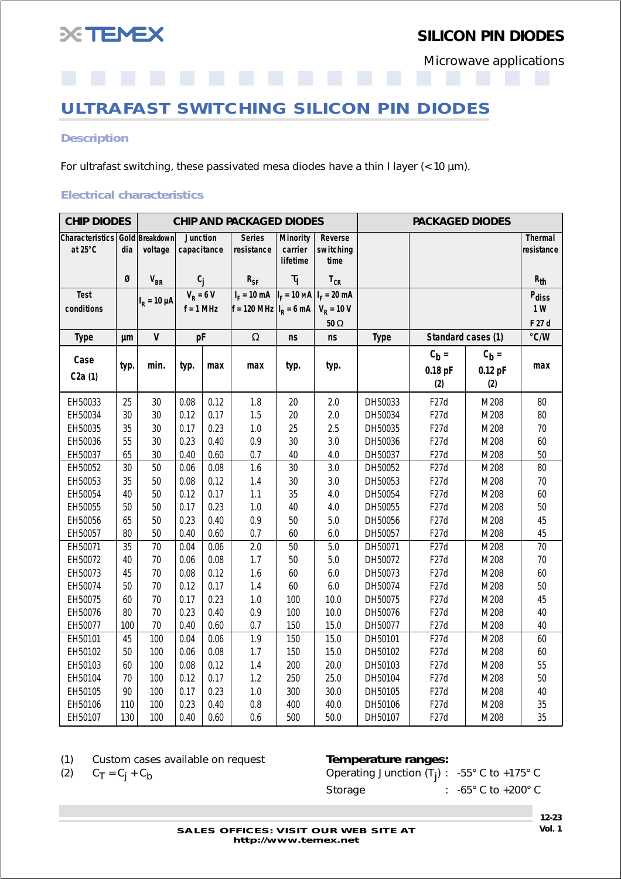# SILICON PIN DIODES

Microwave applications

## ULTRAFAST SWITCHING SILICON PIN DIODES

### Description

For ultrafast switching, these passivated mesa diodes have a thin I layer (< 10 µm).

### Electrical characteristics

| CHIP DIODES | CHIP AND PACKAGED DIODES | | | | | | | PACKAGED DIODES | | | |
|---|---|---|---|---|---|---|---|---|---|---|---|
| Characteristics at 25°C | Gold dia | Breakdown voltage | Junction capacitance | | Series resistance | Minority carrier lifetime | Reverse switching time | | | | Thermal resistance |
| | Ø | $V_{BR}$ | $C_j$ | | $R_{SF}$ | $\tau_l$ | $T_{CR}$ | | | | $R_{th}$ |
| Test conditions | | $I_R = 10$ µA | $V_R = 6$ V, f = 1 MHz | | $I_F = 10$ mA, f = 120 MHz | $I_F = 10$ mA, $I_R = 6$ mA | $I_F = 20$ mA, $V_R = 10$ V, 50 Ω | | | | $P_{diss}$ 1 W F 27 d |
| Type | µm | V | pF | | Ω | ns | ns | Type | Standard cases (1) | | °C/W |
| Case C2a (1) | typ. | min. | typ. | max | max | typ. | typ. | | $C_b$ = 0.18 pF (2) | $C_b$ = 0.12 pF (2) | max |
| EH50033 | 25 | 30 | 0.08 | 0.12 | 1.8 | 20 | 2.0 | DH50033 | F27d | M208 | 80 |
| EH50034 | 30 | 30 | 0.12 | 0.17 | 1.5 | 20 | 2.0 | DH50034 | F27d | M208 | 80 |
| EH50035 | 35 | 30 | 0.17 | 0.23 | 1.0 | 25 | 2.5 | DH50035 | F27d | M208 | 70 |
| EH50036 | 55 | 30 | 0.23 | 0.40 | 0.9 | 30 | 3.0 | DH50036 | F27d | M208 | 60 |
| EH50037 | 65 | 30 | 0.40 | 0.60 | 0.7 | 40 | 4.0 | DH50037 | F27d | M208 | 50 |
| EH50052 | 30 | 50 | 0.06 | 0.08 | 1.6 | 30 | 3.0 | DH50052 | F27d | M208 | 80 |
| EH50053 | 35 | 50 | 0.08 | 0.12 | 1.4 | 30 | 3.0 | DH50053 | F27d | M208 | 70 |
| EH50054 | 40 | 50 | 0.12 | 0.17 | 1.1 | 35 | 4.0 | DH50054 | F27d | M208 | 60 |
| EH50055 | 50 | 50 | 0.17 | 0.23 | 1.0 | 40 | 4.0 | DH50055 | F27d | M208 | 50 |
| EH50056 | 65 | 50 | 0.23 | 0.40 | 0.9 | 50 | 5.0 | DH50056 | F27d | M208 | 45 |
| EH50057 | 80 | 50 | 0.40 | 0.60 | 0.7 | 60 | 6.0 | DH50057 | F27d | M208 | 45 |
| EH50071 | 35 | 70 | 0.04 | 0.06 | 2.0 | 50 | 5.0 | DH50071 | F27d | M208 | 70 |
| EH50072 | 40 | 70 | 0.06 | 0.08 | 1.7 | 50 | 5.0 | DH50072 | F27d | M208 | 70 |
| EH50073 | 45 | 70 | 0.08 | 0.12 | 1.6 | 60 | 6.0 | DH50073 | F27d | M208 | 60 |
| EH50074 | 50 | 70 | 0.12 | 0.17 | 1.4 | 60 | 6.0 | DH50074 | F27d | M208 | 50 |
| EH50075 | 60 | 70 | 0.17 | 0.23 | 1.0 | 100 | 10.0 | DH50075 | F27d | M208 | 45 |
| EH50076 | 80 | 70 | 0.23 | 0.40 | 0.9 | 100 | 10.0 | DH50076 | F27d | M208 | 40 |
| EH50077 | 100 | 70 | 0.40 | 0.60 | 0.7 | 150 | 15.0 | DH50077 | F27d | M208 | 40 |
| EH50101 | 45 | 100 | 0.04 | 0.06 | 1.9 | 150 | 15.0 | DH50101 | F27d | M208 | 60 |
| EH50102 | 50 | 100 | 0.06 | 0.08 | 1.7 | 150 | 15.0 | DH50102 | F27d | M208 | 60 |
| EH50103 | 60 | 100 | 0.08 | 0.12 | 1.4 | 200 | 20.0 | DH50103 | F27d | M208 | 55 |
| EH50104 | 70 | 100 | 0.12 | 0.17 | 1.2 | 250 | 25.0 | DH50104 | F27d | M208 | 50 |
| EH50105 | 90 | 100 | 0.17 | 0.23 | 1.0 | 300 | 30.0 | DH50105 | F27d | M208 | 40 |
| EH50106 | 110 | 100 | 0.23 | 0.40 | 0.8 | 400 | 40.0 | DH50106 | F27d | M208 | 35 |
| EH50107 | 130 | 100 | 0.40 | 0.60 | 0.6 | 500 | 50.0 | DH50107 | F27d | M208 | 35 |

(1) Custom cases available on request
(2) $C_T = C_j + C_b$

**Temperature ranges:**

Operating Junction ($T_j$) : -55° C to +175° C
Storage : -65° C to +200° C

SALES OFFICES: VISIT OUR WEB SITE AT http://www.temex.net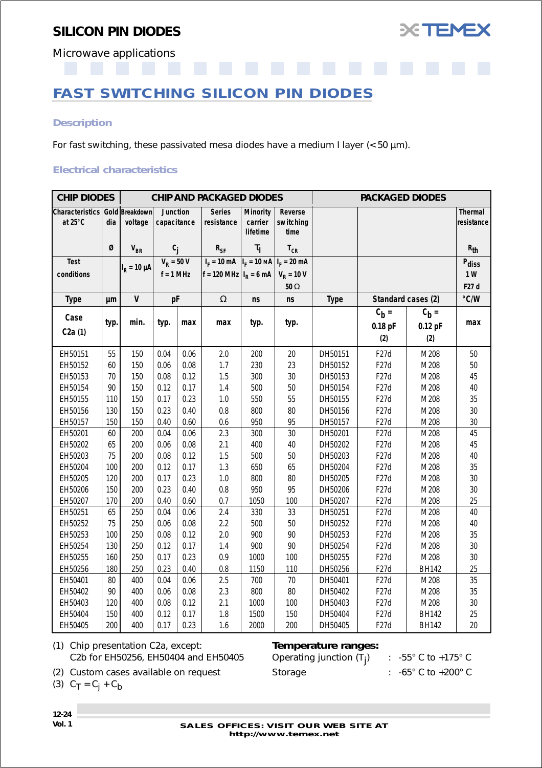# SILICON PIN DIODES

Microwave applications

## FAST SWITCHING SILICON PIN DIODES

### Description

For fast switching, these passivated mesa diodes have a medium I layer (< 50 µm).

### Electrical characteristics

| CHIP DIODES | | CHIP AND PACKAGED DIODES | | | | | | PACKAGED DIODES | | | |
|---|---|---|---|---|---|---|---|---|---|---|---|
| Characteristics at 25°C | Gold dia | Breakdown voltage | Junction capacitance | | Series resistance | Minority carrier lifetime | Reverse switching time | | | | Thermal resistance |
| | Ø | $V_{BR}$ | $C_j$ | | $R_{SF}$ | $\tau_l$ | $T_{CR}$ | | | | $R_{th}$ |
| Test conditions | | $I_R$ = 10 µA | $V_R$ = 50 V f = 1 MHz | | $I_F$ = 10 mA f = 120 MHz | $I_F$ = 10 mA $I_R$ = 6 mA | $I_F$ = 20 mA $V_R$ = 10 V 50 Ω | | | | $P_{diss}$ 1 W F27 d |
| Type | µm | V | pF | | Ω | ns | ns | Type | Standard cases (2) | | °C/W |
| Case C2a (1) | typ. | min. | typ. | max | max | typ. | typ. | | $C_b$ = 0.18 pF (2) | $C_b$ = 0.12 pF (2) | max |
| EH50151 | 55 | 150 | 0.04 | 0.06 | 2.0 | 200 | 20 | DH50151 | F27d | M208 | 50 |
| EH50152 | 60 | 150 | 0.06 | 0.08 | 1.7 | 230 | 23 | DH50152 | F27d | M208 | 50 |
| EH50153 | 70 | 150 | 0.08 | 0.12 | 1.5 | 300 | 30 | DH50153 | F27d | M208 | 45 |
| EH50154 | 90 | 150 | 0.12 | 0.17 | 1.4 | 500 | 50 | DH50154 | F27d | M208 | 40 |
| EH50155 | 110 | 150 | 0.17 | 0.23 | 1.0 | 550 | 55 | DH50155 | F27d | M208 | 35 |
| EH50156 | 130 | 150 | 0.23 | 0.40 | 0.8 | 800 | 80 | DH50156 | F27d | M208 | 30 |
| EH50157 | 150 | 150 | 0.40 | 0.60 | 0.6 | 950 | 95 | DH50157 | F27d | M208 | 30 |
| EH50201 | 60 | 200 | 0.04 | 0.06 | 2.3 | 300 | 30 | DH50201 | F27d | M208 | 45 |
| EH50202 | 65 | 200 | 0.06 | 0.08 | 2.1 | 400 | 40 | DH50202 | F27d | M208 | 45 |
| EH50203 | 75 | 200 | 0.08 | 0.12 | 1.5 | 500 | 50 | DH50203 | F27d | M208 | 40 |
| EH50204 | 100 | 200 | 0.12 | 0.17 | 1.3 | 650 | 65 | DH50204 | F27d | M208 | 35 |
| EH50205 | 120 | 200 | 0.17 | 0.23 | 1.0 | 800 | 80 | DH50205 | F27d | M208 | 30 |
| EH50206 | 150 | 200 | 0.23 | 0.40 | 0.8 | 950 | 95 | DH50206 | F27d | M208 | 30 |
| EH50207 | 170 | 200 | 0.40 | 0.60 | 0.7 | 1050 | 100 | DH50207 | F27d | M208 | 25 |
| EH50251 | 65 | 250 | 0.04 | 0.06 | 2.4 | 330 | 33 | DH50251 | F27d | M208 | 40 |
| EH50252 | 75 | 250 | 0.06 | 0.08 | 2.2 | 500 | 50 | DH50252 | F27d | M208 | 40 |
| EH50253 | 100 | 250 | 0.08 | 0.12 | 2.0 | 900 | 90 | DH50253 | F27d | M208 | 35 |
| EH50254 | 130 | 250 | 0.12 | 0.17 | 1.4 | 900 | 90 | DH50254 | F27d | M208 | 30 |
| EH50255 | 160 | 250 | 0.17 | 0.23 | 0.9 | 1000 | 100 | DH50255 | F27d | M208 | 30 |
| EH50256 | 180 | 250 | 0.23 | 0.40 | 0.8 | 1150 | 110 | DH50256 | F27d | BH142 | 25 |
| EH50401 | 80 | 400 | 0.04 | 0.06 | 2.5 | 700 | 70 | DH50401 | F27d | M208 | 35 |
| EH50402 | 90 | 400 | 0.06 | 0.08 | 2.3 | 800 | 80 | DH50402 | F27d | M208 | 35 |
| EH50403 | 120 | 400 | 0.08 | 0.12 | 2.1 | 1000 | 100 | DH50403 | F27d | M208 | 30 |
| EH50404 | 150 | 400 | 0.12 | 0.17 | 1.8 | 1500 | 150 | DH50404 | F27d | BH142 | 25 |
| EH50405 | 200 | 400 | 0.17 | 0.23 | 1.6 | 2000 | 200 | DH50405 | F27d | BH142 | 20 |

(1) Chip presentation C2a, except:
C2b for EH50256, EH50404 and EH50405

(2) Custom cases available on request

(3) $C_T = C_j + C_b$

**Temperature ranges:**

Operating junction ($T_j$) : -55°C to +175°C

Storage : -65°C to +200°C

SALES OFFICES: VISIT OUR WEB SITE AT http://www.temex.net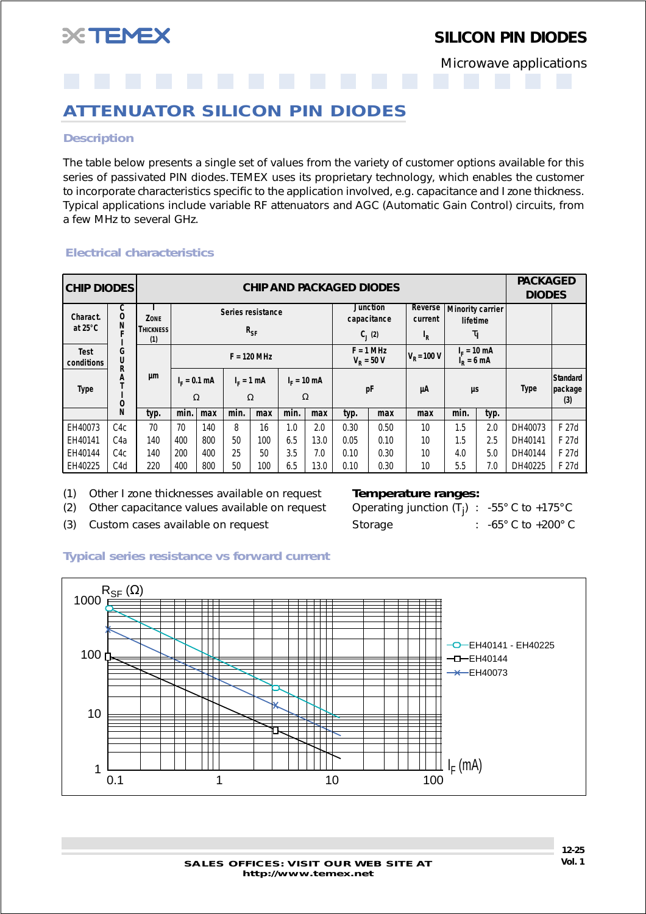# SILICON PIN DIODES

Microwave applications

## ATTENUATOR SILICON PIN DIODES

### Description

The table below presents a single set of values from the variety of customer options available for this series of passivated PIN diodes. TEMEX uses its proprietary technology, which enables the customer to incorporate characteristics specific to the application involved, e.g. capacitance and I zone thickness. Typical applications include variable RF attenuators and AGC (Automatic Gain Control) circuits, from a few MHz to several GHz.

### Electrical characteristics

| CHIP DIODES | | CHIP AND PACKAGED DIODES | | | | | | | | | | | | | PACKAGED DIODES | |
|---|---|---|---|---|---|---|---|---|---|---|---|---|---|---|---|---|
| Charact. at 25°C | CONFIGURATION | I Zone Thickness (1) | Series resistance $R_{SF}$ | | | | | | Junction capacitance $C_j$ (2) | | Reverse current $I_R$ | Minority carrier lifetime $\tau_l$ | | | |
| Test conditions | | | F = 120 MHz | | | | | | F = 1 MHz $V_R$ = 50 V | | $V_R$ = 100 V | $I_F$ = 10 mA $I_R$ = 6 mA | | | |
| Type | | µm | $I_F$ = 0.1 mA Ω | | $I_F$ = 1 mA Ω | | $I_F$ = 10 mA Ω | | pF | | µA | µs | | Type | Standard package (3) |
| | | typ. | min. | max | min. | max | min. | max | typ. | max | max | min. | typ. | | |
| EH40073 | C4c | 70 | 70 | 140 | 8 | 16 | 1.0 | 2.0 | 0.30 | 0.50 | 10 | 1.5 | 2.0 | DH40073 | F 27d |
| EH40141 | C4a | 140 | 400 | 800 | 50 | 100 | 6.5 | 13.0 | 0.05 | 0.10 | 10 | 1.5 | 2.5 | DH40141 | F 27d |
| EH40144 | C4c | 140 | 200 | 400 | 25 | 50 | 3.5 | 7.0 | 0.10 | 0.30 | 10 | 4.0 | 5.0 | DH40144 | F 27d |
| EH40225 | C4d | 220 | 400 | 800 | 50 | 100 | 6.5 | 13.0 | 0.10 | 0.30 | 10 | 5.5 | 7.0 | DH40225 | F 27d |

(1) Other I zone thicknesses available on request
(2) Other capacitance values available on request
(3) Custom cases available on request

**Temperature ranges:**

Operating junction ($T_j$) : -55° C to +175°C
Storage : -65° C to +200° C

### Typical series resistance vs forward current

$R_{SF}$ (Ω) vs $I_F$ (mA) — EH40141 - EH40225, EH40144, EH40073

**SALES OFFICES: VISIT OUR WEB SITE AT http://www.temex.net**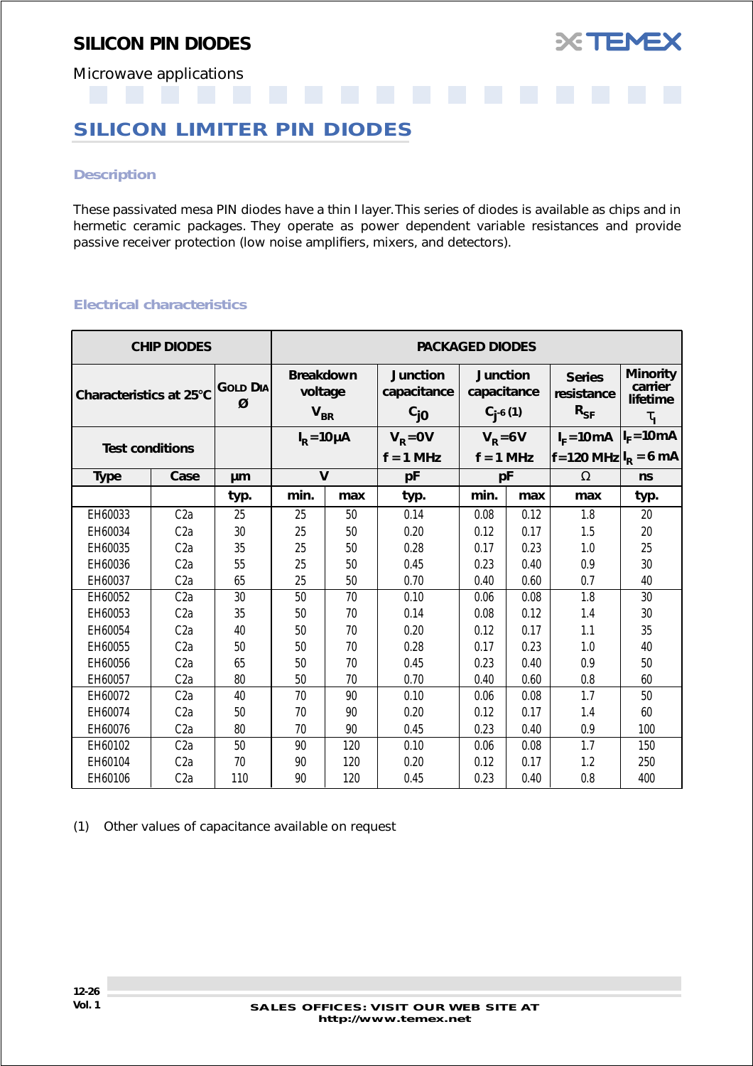# SILICON PIN DIODES

Microwave applications

## SILICON LIMITER PIN DIODES

### Description

These passivated mesa PIN diodes have a thin I layer. This series of diodes is available as chips and in hermetic ceramic packages. They operate as power dependent variable resistances and provide passive receiver protection (low noise amplifiers, mixers, and detectors).

### Electrical characteristics

| CHIP DIODES | | | PACKAGED DIODES | | | | | | |
|---|---|---|---|---|---|---|---|---|---|
| Characteristics at 25°C | | GOLD DIA Ø | Breakdown voltage $V_{BR}$ | | Junction capacitance $C_{j0}$ | Junction capacitance $C_{j-6}$ (1) | | Series resistance $R_{SF}$ | Minority carrier lifetime $\tau_I$ |
| Test conditions | | | $I_R$ = 10µA | | $V_R$ = 0V f = 1 MHz | $V_R$ = 6V f = 1 MHz | | $I_F$ = 10mA f = 120 MHz | $I_F$ = 10mA $I_R$ = 6 mA |
| Type | Case | µm | V | | pF | pF | | Ω | ns |
| | | typ. | min. | max | typ. | min. | max | max | typ. |
| EH60033 | C2a | 25 | 25 | 50 | 0.14 | 0.08 | 0.12 | 1.8 | 20 |
| EH60034 | C2a | 30 | 25 | 50 | 0.20 | 0.12 | 0.17 | 1.5 | 20 |
| EH60035 | C2a | 35 | 25 | 50 | 0.28 | 0.17 | 0.23 | 1.0 | 25 |
| EH60036 | C2a | 55 | 25 | 50 | 0.45 | 0.23 | 0.40 | 0.9 | 30 |
| EH60037 | C2a | 65 | 25 | 50 | 0.70 | 0.40 | 0.60 | 0.7 | 40 |
| EH60052 | C2a | 30 | 50 | 70 | 0.10 | 0.06 | 0.08 | 1.8 | 30 |
| EH60053 | C2a | 35 | 50 | 70 | 0.14 | 0.08 | 0.12 | 1.4 | 30 |
| EH60054 | C2a | 40 | 50 | 70 | 0.20 | 0.12 | 0.17 | 1.1 | 35 |
| EH60055 | C2a | 50 | 50 | 70 | 0.28 | 0.17 | 0.23 | 1.0 | 40 |
| EH60056 | C2a | 65 | 50 | 70 | 0.45 | 0.23 | 0.40 | 0.9 | 50 |
| EH60057 | C2a | 80 | 50 | 70 | 0.70 | 0.40 | 0.60 | 0.8 | 60 |
| EH60072 | C2a | 40 | 70 | 90 | 0.10 | 0.06 | 0.08 | 1.7 | 50 |
| EH60074 | C2a | 50 | 70 | 90 | 0.20 | 0.12 | 0.17 | 1.4 | 60 |
| EH60076 | C2a | 80 | 70 | 90 | 0.45 | 0.23 | 0.40 | 0.9 | 100 |
| EH60102 | C2a | 50 | 90 | 120 | 0.10 | 0.06 | 0.08 | 1.7 | 150 |
| EH60104 | C2a | 70 | 90 | 120 | 0.20 | 0.12 | 0.17 | 1.2 | 250 |
| EH60106 | C2a | 110 | 90 | 120 | 0.45 | 0.23 | 0.40 | 0.8 | 400 |

(1) Other values of capacitance available on request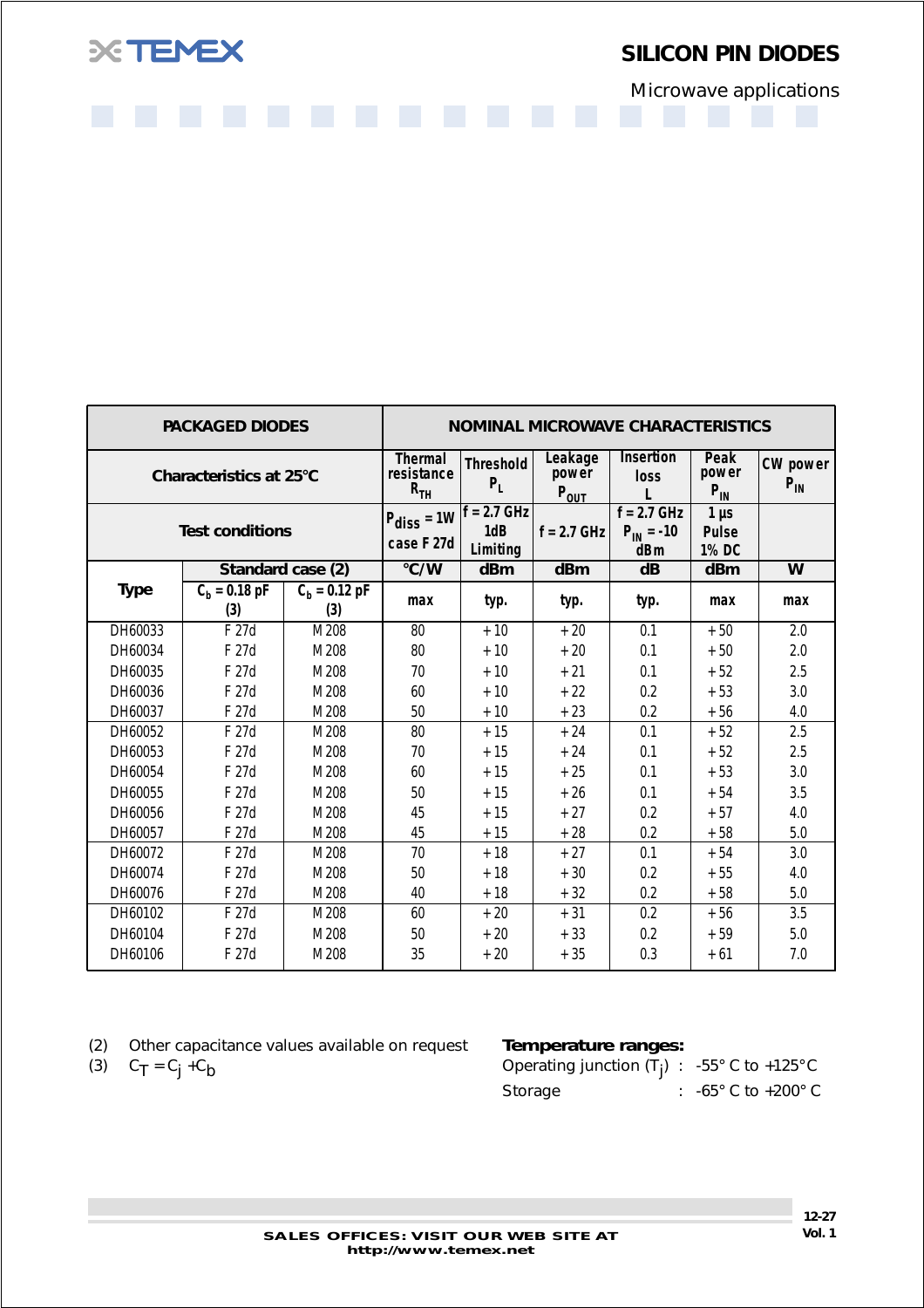# SILICON PIN DIODES

Microwave applications

| PACKAGED DIODES | | | NOMINAL MICROWAVE CHARACTERISTICS | | | | | |
|---|---|---|---|---|---|---|---|---|
| Characteristics at 25°C | | | Thermal resistance $R_{TH}$ | Threshold $P_L$ | Leakage power $P_{OUT}$ | Insertion loss L | Peak power $P_{IN}$ | CW power $P_{IN}$ |
| Test conditions | | | $P_{diss}$ = 1W case F 27d | f = 2.7 GHz 1dB Limiting | f = 2.7 GHz | f = 2.7 GHz $P_{IN}$ = -10 dBm | 1 µs Pulse 1% DC | |
| Type | Standard case (2) | | °C/W | dBm | dBm | dB | dBm | W |
| | $C_b$ = 0.18 pF (3) | $C_b$ = 0.12 pF (3) | max | typ. | typ. | typ. | max | max |
| DH60033 | F 27d | M 208 | 80 | + 10 | + 20 | 0.1 | + 50 | 2.0 |
| DH60034 | F 27d | M 208 | 80 | + 10 | + 20 | 0.1 | + 50 | 2.0 |
| DH60035 | F 27d | M 208 | 70 | + 10 | + 21 | 0.1 | + 52 | 2.5 |
| DH60036 | F 27d | M 208 | 60 | + 10 | + 22 | 0.2 | + 53 | 3.0 |
| DH60037 | F 27d | M 208 | 50 | + 10 | + 23 | 0.2 | + 56 | 4.0 |
| DH60052 | F 27d | M 208 | 80 | + 15 | + 24 | 0.1 | + 52 | 2.5 |
| DH60053 | F 27d | M 208 | 70 | + 15 | + 24 | 0.1 | + 52 | 2.5 |
| DH60054 | F 27d | M 208 | 60 | + 15 | + 25 | 0.1 | + 53 | 3.0 |
| DH60055 | F 27d | M 208 | 50 | + 15 | + 26 | 0.1 | + 54 | 3.5 |
| DH60056 | F 27d | M 208 | 45 | + 15 | + 27 | 0.2 | + 57 | 4.0 |
| DH60057 | F 27d | M 208 | 45 | + 15 | + 28 | 0.2 | + 58 | 5.0 |
| DH60072 | F 27d | M 208 | 70 | + 18 | + 27 | 0.1 | + 54 | 3.0 |
| DH60074 | F 27d | M 208 | 50 | + 18 | + 30 | 0.2 | + 55 | 4.0 |
| DH60076 | F 27d | M 208 | 40 | + 18 | + 32 | 0.2 | + 58 | 5.0 |
| DH60102 | F 27d | M 208 | 60 | + 20 | + 31 | 0.2 | + 56 | 3.5 |
| DH60104 | F 27d | M 208 | 50 | + 20 | + 33 | 0.2 | + 59 | 5.0 |
| DH60106 | F 27d | M 208 | 35 | + 20 | + 35 | 0.3 | + 61 | 7.0 |

(2) Other capacitance values available on request
(3) $C_T = C_j + C_b$

**Temperature ranges:**

Operating junction ($T_j$) : -55° C to +125°C
Storage : -65° C to +200° C

SALES OFFICES: VISIT OUR WEB SITE AT http://www.temex.net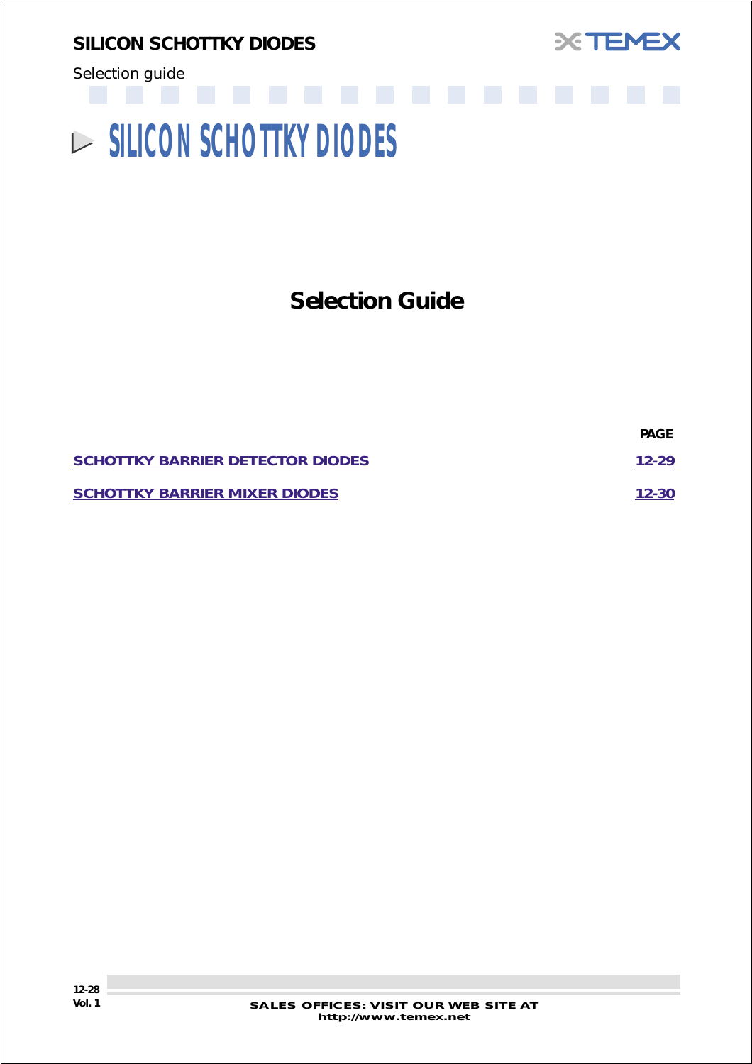# SILICON SCHOTTKY DIODES

## Selection Guide

| | PAGE |
|---|---|
| SCHOTTKY BARRIER DETECTOR DIODES | 12-29 |
| SCHOTTKY BARRIER MIXER DIODES | 12-30 |

SALES OFFICES: VISIT OUR WEB SITE AT
http://www.temex.net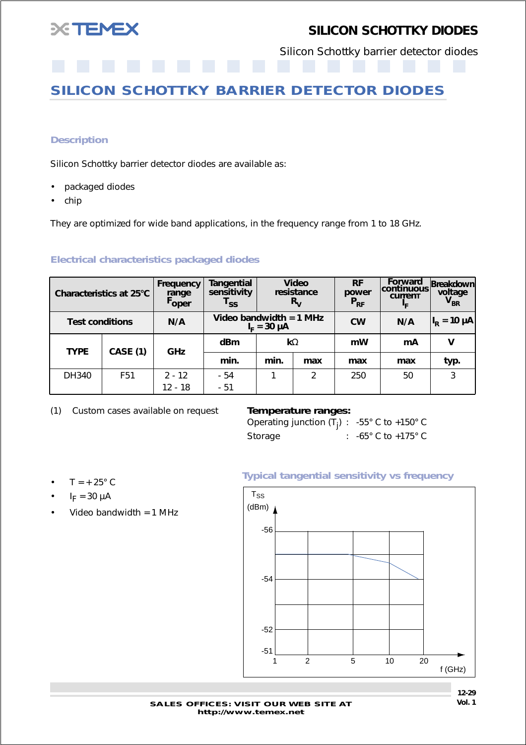# SILICON SCHOTTKY BARRIER DETECTOR DIODES

### Description

Silicon Schottky barrier detector diodes are available as:

- packaged diodes
- chip

They are optimized for wide band applications, in the frequency range from 1 to 18 GHz.

### Electrical characteristics packaged diodes

| Characteristics at 25°C | | Frequency range $F_{oper}$ | Tangential sensitivity $T_{SS}$ | Video resistance $R_V$ | | RF power $P_{RF}$ | Forward continuous current $I_F$ | Breakdown voltage $V_{BR}$ |
|---|---|---|---|---|---|---|---|---|
| Test conditions | | N/A | Video bandwidth = 1 MHz $I_F$ = 30 µA | | | CW | N/A | $I_R$ = 10 µA |
| TYPE | CASE (1) | GHz | dBm | kΩ | | mW | mA | V |
| | | | min. | min. | max | max | max | typ. |
| DH340 | F51 | 2 - 12<br>12 - 18 | - 54<br>- 51 | 1 | 2 | 250 | 50 | 3 |

(1) Custom cases available on request

**Temperature ranges:**

Operating junction ($T_j$) : -55° C to +150° C

Storage : -65° C to +175° C

- T = + 25° C
- $I_F$ = 30 µA
- Video bandwidth = 1 MHz

### Typical tangential sensitivity vs frequency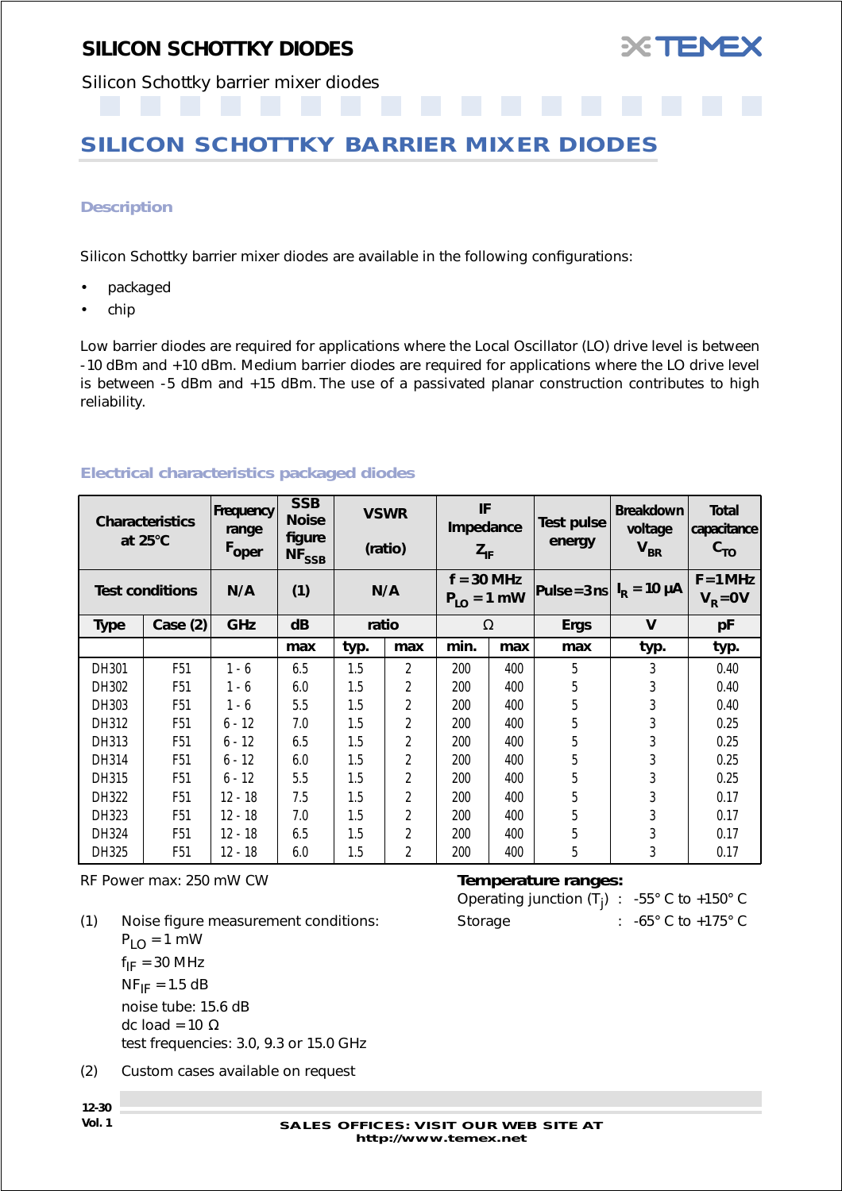# SILICON SCHOTTKY DIODES

Silicon Schottky barrier mixer diodes

## SILICON SCHOTTKY BARRIER MIXER DIODES

### Description

Silicon Schottky barrier mixer diodes are available in the following configurations:

- packaged
- chip

Low barrier diodes are required for applications where the Local Oscillator (LO) drive level is between -10 dBm and +10 dBm. Medium barrier diodes are required for applications where the LO drive level is between -5 dBm and +15 dBm. The use of a passivated planar construction contributes to high reliability.

### Electrical characteristics packaged diodes

| Characteristics at 25°C | | Frequency range $F_{oper}$ | SSB Noise figure $NF_{SSB}$ | VSWR (ratio) | | IF Impedance $Z_{IF}$ | | Test pulse energy | Breakdown voltage $V_{BR}$ | Total capacitance $C_{TO}$ |
|---|---|---|---|---|---|---|---|---|---|---|
| Test conditions | | N/A | (1) | N/A | | f = 30 MHz $P_{LO}$ = 1 mW | | Pulse=3ns | $I_R$ = 10 µA | F=1MHz $V_R$=0V |
| Type | Case (2) | GHz | dB | ratio | | Ω | | Ergs | V | pF |
| | | | max | typ. | max | min. | max | max | typ. | typ. |
| DH301 | F51 | 1 - 6 | 6.5 | 1.5 | 2 | 200 | 400 | 5 | 3 | 0.40 |
| DH302 | F51 | 1 - 6 | 6.0 | 1.5 | 2 | 200 | 400 | 5 | 3 | 0.40 |
| DH303 | F51 | 1 - 6 | 5.5 | 1.5 | 2 | 200 | 400 | 5 | 3 | 0.40 |
| DH312 | F51 | 6 - 12 | 7.0 | 1.5 | 2 | 200 | 400 | 5 | 3 | 0.25 |
| DH313 | F51 | 6 - 12 | 6.5 | 1.5 | 2 | 200 | 400 | 5 | 3 | 0.25 |
| DH314 | F51 | 6 - 12 | 6.0 | 1.5 | 2 | 200 | 400 | 5 | 3 | 0.25 |
| DH315 | F51 | 6 - 12 | 5.5 | 1.5 | 2 | 200 | 400 | 5 | 3 | 0.25 |
| DH322 | F51 | 12 - 18 | 7.5 | 1.5 | 2 | 200 | 400 | 5 | 3 | 0.17 |
| DH323 | F51 | 12 - 18 | 7.0 | 1.5 | 2 | 200 | 400 | 5 | 3 | 0.17 |
| DH324 | F51 | 12 - 18 | 6.5 | 1.5 | 2 | 200 | 400 | 5 | 3 | 0.17 |
| DH325 | F51 | 12 - 18 | 6.0 | 1.5 | 2 | 200 | 400 | 5 | 3 | 0.17 |

RF Power max: 250 mW CW

**Temperature ranges:**

Operating junction ($T_j$) : -55° C to +150° C

Storage : -65° C to +175° C

(1) Noise figure measurement conditions:
$P_{LO}$ = 1 mW
$f_{IF}$ = 30 MHz
$NF_{IF}$ = 1.5 dB
noise tube: 15.6 dB
dc load = 10 Ω
test frequencies: 3.0, 9.3 or 15.0 GHz

(2) Custom cases available on request

SALES OFFICES: VISIT OUR WEB SITE AT http://www.temex.net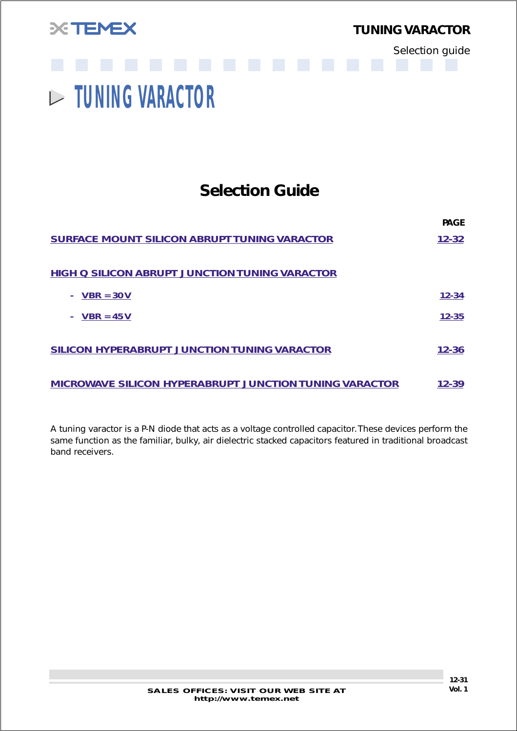# TUNING VARACTOR

## Selection Guide

| | PAGE |
|---|---|
| SURFACE MOUNT SILICON ABRUPT TUNING VARACTOR | 12-32 |
| HIGH Q SILICON ABRUPT JUNCTION TUNING VARACTOR | |
| - VBR = 30V | 12-34 |
| - VBR = 45V | 12-35 |
| SILICON HYPERABRUPT JUNCTION TUNING VARACTOR | 12-36 |
| MICROWAVE SILICON HYPERABRUPT JUNCTION TUNING VARACTOR | 12-39 |

A tuning varactor is a P-N diode that acts as a voltage controlled capacitor. These devices perform the same function as the familiar, bulky, air dielectric stacked capacitors featured in traditional broadcast band receivers.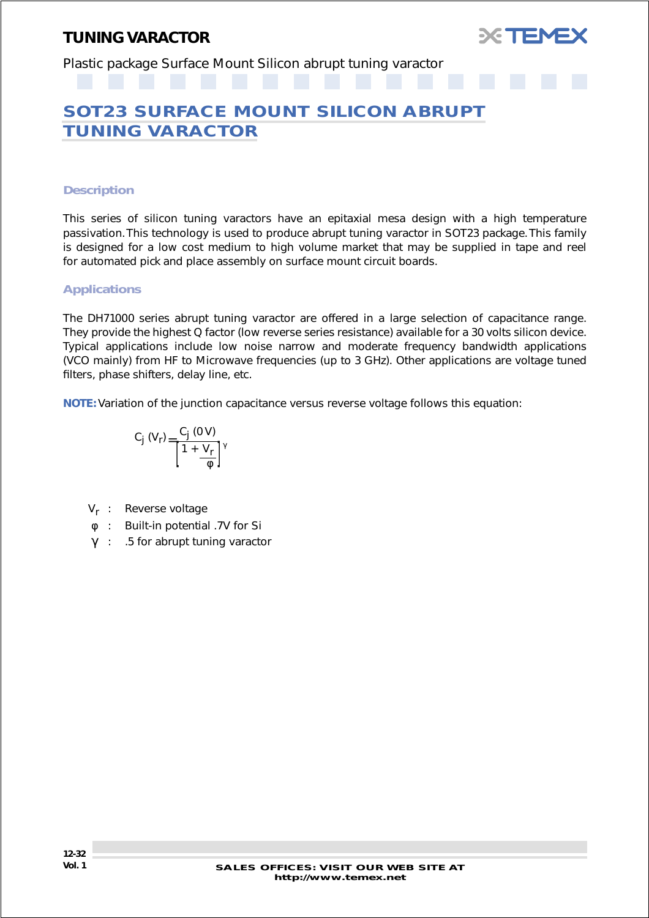## SOT23 SURFACE MOUNT SILICON ABRUPT TUNING VARACTOR

### Description

This series of silicon tuning varactors have an epitaxial mesa design with a high temperature passivation. This technology is used to produce abrupt tuning varactor in SOT23 package. This family is designed for a low cost medium to high volume market that may be supplied in tape and reel for automated pick and place assembly on surface mount circuit boards.

### Applications

The DH71000 series abrupt tuning varactor are offered in a large selection of capacitance range. They provide the highest Q factor (low reverse series resistance) available for a 30 volts silicon device. Typical applications include low noise narrow and moderate frequency bandwidth applications (VCO mainly) from HF to Microwave frequencies (up to 3 GHz). Other applications are voltage tuned filters, phase shifters, delay line, etc.

**NOTE:** Variation of the junction capacitance versus reverse voltage follows this equation:

$$C_j\,(V_r) = \frac{C_j\,(0\,V)}{\left[1 + \frac{V_r}{\varphi}\right]^{\gamma}}$$

- $V_r$ : Reverse voltage
- $\varphi$ : Built-in potential .7V for Si
- $\gamma$ : .5 for abrupt tuning varactor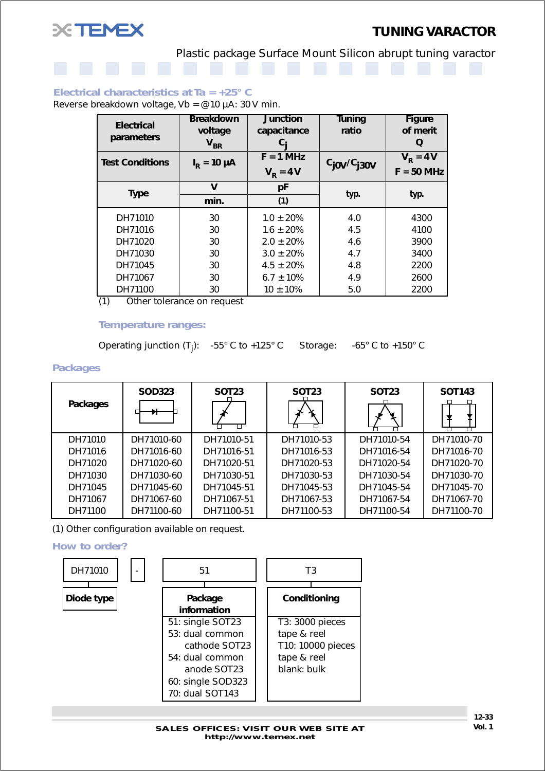# TUNING VARACTOR

Plastic package Surface Mount Silicon abrupt tuning varactor

### Electrical characteristics at Ta = +25° C

Reverse breakdown voltage, Vb = @10 µA: 30 V min.

| Electrical parameters | Breakdown voltage $V_{BR}$ | Junction capacitance $C_j$ | Tuning ratio | Figure of merit Q |
|---|---|---|---|---|
| Test Conditions | $I_R$ = 10 µA | F = 1 MHz $V_R$ = 4 V | $C_{j0V}/C_{j30V}$ | $V_R$ = 4 V F = 50 MHz |
| Type | V min. | pF (1) | typ. | typ. |
| DH71010 | 30 | 1.0 ± 20% | 4.0 | 4300 |
| DH71016 | 30 | 1.6 ± 20% | 4.5 | 4100 |
| DH71020 | 30 | 2.0 ± 20% | 4.6 | 3900 |
| DH71030 | 30 | 3.0 ± 20% | 4.7 | 3400 |
| DH71045 | 30 | 4.5 ± 20% | 4.8 | 2200 |
| DH71067 | 30 | 6.7 ± 10% | 4.9 | 2600 |
| DH71100 | 30 | 10 ± 10% | 5.0 | 2200 |

(1) Other tolerance on request

### Temperature ranges:

Operating junction ($T_j$): -55° C to +125° C Storage: -65° C to +150° C

### Packages

| Packages | SOD323 | SOT23 | SOT23 | SOT23 | SOT143 |
|---|---|---|---|---|---|
| DH71010 | DH71010-60 | DH71010-51 | DH71010-53 | DH71010-54 | DH71010-70 |
| DH71016 | DH71016-60 | DH71016-51 | DH71016-53 | DH71016-54 | DH71016-70 |
| DH71020 | DH71020-60 | DH71020-51 | DH71020-53 | DH71020-54 | DH71020-70 |
| DH71030 | DH71030-60 | DH71030-51 | DH71030-53 | DH71030-54 | DH71030-70 |
| DH71045 | DH71045-60 | DH71045-51 | DH71045-53 | DH71045-54 | DH71045-70 |
| DH71067 | DH71067-60 | DH71067-51 | DH71067-53 | DH71067-54 | DH71067-70 |
| DH71100 | DH71100-60 | DH71100-51 | DH71100-53 | DH71100-54 | DH71100-70 |

(1) Other configuration available on request.

### How to order?

DH71010 - 51 T3

**Diode type**: DH71010

**Package information**:
- 51: single SOT23
- 53: dual common cathode SOT23
- 54: dual common anode SOT23
- 60: single SOD323
- 70: dual SOT143

**Conditioning**:
- T3: 3000 pieces tape & reel
- T10: 10000 pieces tape & reel
- blank: bulk

SALES OFFICES: VISIT OUR WEB SITE AT http://www.temex.net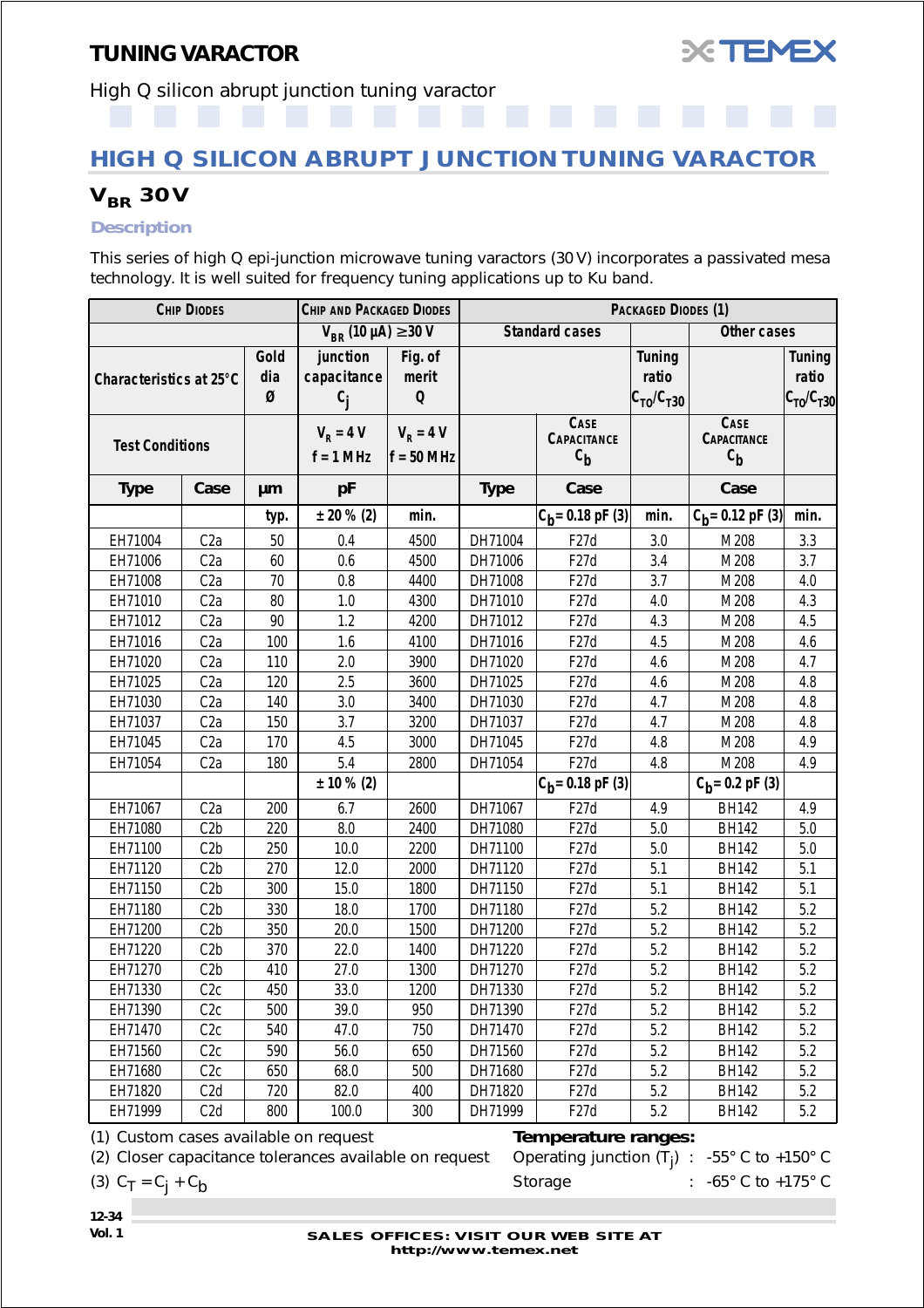# TUNING VARACTOR

High Q silicon abrupt junction tuning varactor

## HIGH Q SILICON ABRUPT JUNCTION TUNING VARACTOR

### $V_{BR}$ 30V

**Description**

This series of high Q epi-junction microwave tuning varactors (30 V) incorporates a passivated mesa technology. It is well suited for frequency tuning applications up to Ku band.

| Chip Diodes | | | Chip and Packaged Diodes | | Packaged Diodes (1) | | | | |
|---|---|---|---|---|---|---|---|---|---|
| | | | $V_{BR}$ (10 µA) ≥ 30 V | | Standard cases | | | Other cases | |
| Characteristics at 25°C | | Gold dia Ø | junction capacitance $C_j$ | Fig. of merit Q | | | Tuning ratio $C_{TO}/C_{T30}$ | | Tuning ratio $C_{TO}/C_{T30}$ |
| Test Conditions | | | $V_R$ = 4 V f = 1 MHz | $V_R$ = 4 V f = 50 MHz | | Case Capacitance $C_b$ | | Case Capacitance $C_b$ | |
| Type | Case | µm | pF | | Type | Case | | Case | |
| | | typ. | ± 20 % (2) | min. | | $C_b$ = 0.18 pF (3) | min. | $C_b$ = 0.12 pF (3) | min. |
| EH71004 | C2a | 50 | 0.4 | 4500 | DH71004 | F27d | 3.0 | M208 | 3.3 |
| EH71006 | C2a | 60 | 0.6 | 4500 | DH71006 | F27d | 3.4 | M208 | 3.7 |
| EH71008 | C2a | 70 | 0.8 | 4400 | DH71008 | F27d | 3.7 | M208 | 4.0 |
| EH71010 | C2a | 80 | 1.0 | 4300 | DH71010 | F27d | 4.0 | M208 | 4.3 |
| EH71012 | C2a | 90 | 1.2 | 4200 | DH71012 | F27d | 4.3 | M208 | 4.5 |
| EH71016 | C2a | 100 | 1.6 | 4100 | DH71016 | F27d | 4.5 | M208 | 4.6 |
| EH71020 | C2a | 110 | 2.0 | 3900 | DH71020 | F27d | 4.6 | M208 | 4.7 |
| EH71025 | C2a | 120 | 2.5 | 3600 | DH71025 | F27d | 4.6 | M208 | 4.8 |
| EH71030 | C2a | 140 | 3.0 | 3400 | DH71030 | F27d | 4.7 | M208 | 4.8 |
| EH71037 | C2a | 150 | 3.7 | 3200 | DH71037 | F27d | 4.7 | M208 | 4.8 |
| EH71045 | C2a | 170 | 4.5 | 3000 | DH71045 | F27d | 4.8 | M208 | 4.9 |
| EH71054 | C2a | 180 | 5.4 | 2800 | DH71054 | F27d | 4.8 | M208 | 4.9 |
| | | | ± 10 % (2) | | | $C_b$ = 0.18 pF (3) | | $C_b$ = 0.2 pF (3) | |
| EH71067 | C2a | 200 | 6.7 | 2600 | DH71067 | F27d | 4.9 | BH142 | 4.9 |
| EH71080 | C2b | 220 | 8.0 | 2400 | DH71080 | F27d | 5.0 | BH142 | 5.0 |
| EH71100 | C2b | 250 | 10.0 | 2200 | DH71100 | F27d | 5.0 | BH142 | 5.0 |
| EH71120 | C2b | 270 | 12.0 | 2000 | DH71120 | F27d | 5.1 | BH142 | 5.1 |
| EH71150 | C2b | 300 | 15.0 | 1800 | DH71150 | F27d | 5.1 | BH142 | 5.1 |
| EH71180 | C2b | 330 | 18.0 | 1700 | DH71180 | F27d | 5.2 | BH142 | 5.2 |
| EH71200 | C2b | 350 | 20.0 | 1500 | DH71200 | F27d | 5.2 | BH142 | 5.2 |
| EH71220 | C2b | 370 | 22.0 | 1400 | DH71220 | F27d | 5.2 | BH142 | 5.2 |
| EH71270 | C2b | 410 | 27.0 | 1300 | DH71270 | F27d | 5.2 | BH142 | 5.2 |
| EH71330 | C2c | 450 | 33.0 | 1200 | DH71330 | F27d | 5.2 | BH142 | 5.2 |
| EH71390 | C2c | 500 | 39.0 | 950 | DH71390 | F27d | 5.2 | BH142 | 5.2 |
| EH71470 | C2c | 540 | 47.0 | 750 | DH71470 | F27d | 5.2 | BH142 | 5.2 |
| EH71560 | C2c | 590 | 56.0 | 650 | DH71560 | F27d | 5.2 | BH142 | 5.2 |
| EH71680 | C2c | 650 | 68.0 | 500 | DH71680 | F27d | 5.2 | BH142 | 5.2 |
| EH71820 | C2d | 720 | 82.0 | 400 | DH71820 | F27d | 5.2 | BH142 | 5.2 |
| EH71999 | C2d | 800 | 100.0 | 300 | DH71999 | F27d | 5.2 | BH142 | 5.2 |

(1) Custom cases available on request

(2) Closer capacitance tolerances available on request

(3) $C_T = C_j + C_b$

**Temperature ranges:**

Operating junction ($T_j$) : -55° C to +150° C

Storage : -65° C to +175° C

**SALES OFFICES: VISIT OUR WEB SITE AT http://www.temex.net**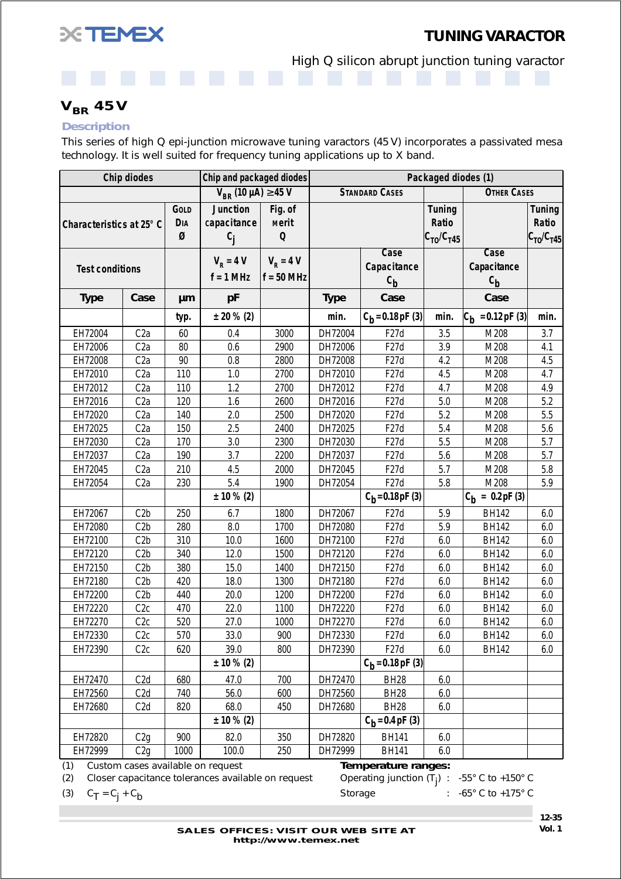# TUNING VARACTOR

High Q silicon abrupt junction tuning varactor

## $V_{BR}$ 45 V

### Description

This series of high Q epi-junction microwave tuning varactors (45 V) incorporates a passivated mesa technology. It is well suited for frequency tuning applications up to X band.

| Chip diodes | | | Chip and packaged diodes | | Packaged diodes (1) | | | | |
|---|---|---|---|---|---|---|---|---|---|
| | | | $V_{BR}$ (10 µA) ≥45 V | | Standard Cases | | | Other Cases | |
| Characteristics at 25° C | | Gold Dia Ø | Junction capacitance $C_j$ | Fig. of merit Q | | | Tuning Ratio $C_{T0}/C_{T45}$ | | Tuning Ratio $C_{T0}/C_{T45}$ |
| Test conditions | | | $V_R$ = 4 V f = 1 MHz | $V_R$ = 4 V f = 50 MHz | | Case Capacitance $C_b$ | | Case Capacitance $C_b$ | |
| Type | Case | µm | pF | | Type | Case | | Case | |
| | | typ. | ± 20 % (2) | | min. | $C_b$ = 0.18 pF (3) | min. | $C_b$ = 0.12 pF (3) | min. |
| EH72004 | C2a | 60 | 0.4 | 3000 | DH72004 | F27d | 3.5 | M208 | 3.7 |
| EH72006 | C2a | 80 | 0.6 | 2900 | DH72006 | F27d | 3.9 | M208 | 4.1 |
| EH72008 | C2a | 90 | 0.8 | 2800 | DH72008 | F27d | 4.2 | M208 | 4.5 |
| EH72010 | C2a | 110 | 1.0 | 2700 | DH72010 | F27d | 4.5 | M208 | 4.7 |
| EH72012 | C2a | 110 | 1.2 | 2700 | DH72012 | F27d | 4.7 | M208 | 4.9 |
| EH72016 | C2a | 120 | 1.6 | 2600 | DH72016 | F27d | 5.0 | M208 | 5.2 |
| EH72020 | C2a | 140 | 2.0 | 2500 | DH72020 | F27d | 5.2 | M208 | 5.5 |
| EH72025 | C2a | 150 | 2.5 | 2400 | DH72025 | F27d | 5.4 | M208 | 5.6 |
| EH72030 | C2a | 170 | 3.0 | 2300 | DH72030 | F27d | 5.5 | M208 | 5.7 |
| EH72037 | C2a | 190 | 3.7 | 2200 | DH72037 | F27d | 5.6 | M208 | 5.7 |
| EH72045 | C2a | 210 | 4.5 | 2000 | DH72045 | F27d | 5.7 | M208 | 5.8 |
| EH72054 | C2a | 230 | 5.4 | 1900 | DH72054 | F27d | 5.8 | M208 | 5.9 |
| | | | ± 10 % (2) | | | $C_b$ = 0.18 pF (3) | | $C_b$ = 0.2 pF (3) | |
| EH72067 | C2b | 250 | 6.7 | 1800 | DH72067 | F27d | 5.9 | BH142 | 6.0 |
| EH72080 | C2b | 280 | 8.0 | 1700 | DH72080 | F27d | 5.9 | BH142 | 6.0 |
| EH72100 | C2b | 310 | 10.0 | 1600 | DH72100 | F27d | 6.0 | BH142 | 6.0 |
| EH72120 | C2b | 340 | 12.0 | 1500 | DH72120 | F27d | 6.0 | BH142 | 6.0 |
| EH72150 | C2b | 380 | 15.0 | 1400 | DH72150 | F27d | 6.0 | BH142 | 6.0 |
| EH72180 | C2b | 420 | 18.0 | 1300 | DH72180 | F27d | 6.0 | BH142 | 6.0 |
| EH72200 | C2b | 440 | 20.0 | 1200 | DH72200 | F27d | 6.0 | BH142 | 6.0 |
| EH72220 | C2c | 470 | 22.0 | 1100 | DH72220 | F27d | 6.0 | BH142 | 6.0 |
| EH72270 | C2c | 520 | 27.0 | 1000 | DH72270 | F27d | 6.0 | BH142 | 6.0 |
| EH72330 | C2c | 570 | 33.0 | 900 | DH72330 | F27d | 6.0 | BH142 | 6.0 |
| EH72390 | C2c | 620 | 39.0 | 800 | DH72390 | F27d | 6.0 | BH142 | 6.0 |
| | | | ± 10 % (2) | | | $C_b$ = 0.18 pF (3) | | | |
| EH72470 | C2d | 680 | 47.0 | 700 | DH72470 | BH28 | 6.0 | | |
| EH72560 | C2d | 740 | 56.0 | 600 | DH72560 | BH28 | 6.0 | | |
| EH72680 | C2d | 820 | 68.0 | 450 | DH72680 | BH28 | 6.0 | | |
| | | | ± 10 % (2) | | | $C_b$ = 0.4 pF (3) | | | |
| EH72820 | C2g | 900 | 82.0 | 350 | DH72820 | BH141 | 6.0 | | |
| EH72999 | C2g | 1000 | 100.0 | 250 | DH72999 | BH141 | 6.0 | | |

(1) Custom cases available on request
(2) Closer capacitance tolerances available on request
(3) $C_T = C_j + C_b$

**Temperature ranges:**
Operating junction ($T_j$) : -55° C to +150° C
Storage : -65° C to +175° C

**SALES OFFICES: VISIT OUR WEB SITE AT http://www.temex.net**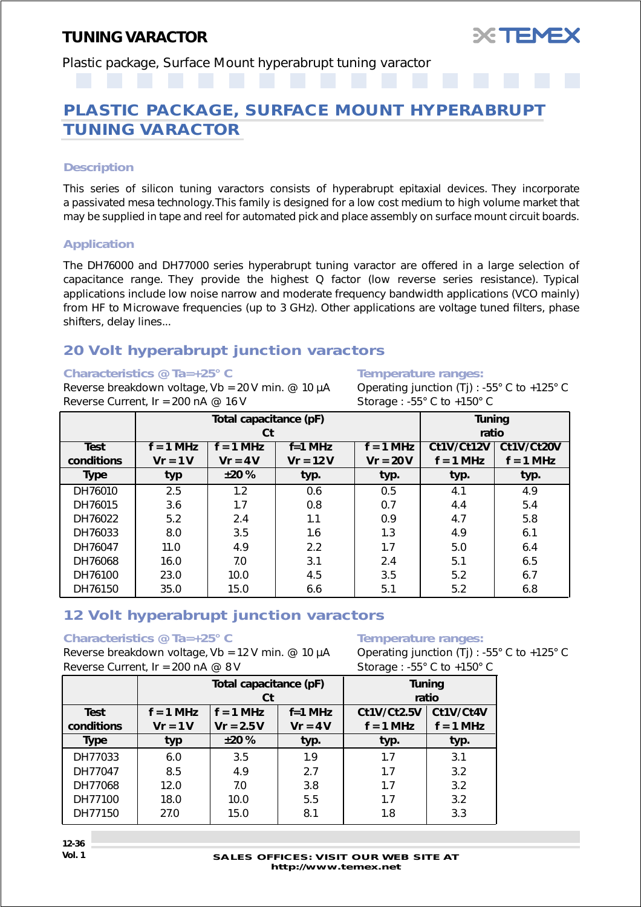# TUNING VARACTOR

Plastic package, Surface Mount hyperabrupt tuning varactor

## PLASTIC PACKAGE, SURFACE MOUNT HYPERABRUPT TUNING VARACTOR

### Description

This series of silicon tuning varactors consists of hyperabrupt epitaxial devices. They incorporate a passivated mesa technology. This family is designed for a low cost medium to high volume market that may be supplied in tape and reel for automated pick and place assembly on surface mount circuit boards.

### Application

The DH76000 and DH77000 series hyperabrupt tuning varactor are offered in a large selection of capacitance range. They provide the highest Q factor (low reverse series resistance). Typical applications include low noise narrow and moderate frequency bandwidth applications (VCO mainly) from HF to Microwave frequencies (up to 3 GHz). Other applications are voltage tuned filters, phase shifters, delay lines...

## 20 Volt hyperabrupt junction varactors

**Characteristics @ Ta=+25° C**

Reverse breakdown voltage, Vb = 20 V min. @ 10 µA
Reverse Current, Ir = 200 nA @ 16 V

**Temperature ranges:**

Operating junction (Tj) : -55° C to +125° C
Storage : -55° C to +150° C

| | Total capacitance (pF) Ct | | | | Tuning ratio | |
|---|---|---|---|---|---|---|
| **Test conditions** | **f = 1 MHz Vr = 1 V** | **f = 1 MHz Vr = 4 V** | **f=1 MHz Vr = 12 V** | **f = 1 MHz Vr = 20 V** | **Ct1V/Ct12V f = 1 MHz** | **Ct1V/Ct20V f = 1 MHz** |
| **Type** | **typ** | **±20 %** | **typ.** | **typ.** | **typ.** | **typ.** |
| DH76010 | 2.5 | 1.2 | 0.6 | 0.5 | 4.1 | 4.9 |
| DH76015 | 3.6 | 1.7 | 0.8 | 0.7 | 4.4 | 5.4 |
| DH76022 | 5.2 | 2.4 | 1.1 | 0.9 | 4.7 | 5.8 |
| DH76033 | 8.0 | 3.5 | 1.6 | 1.3 | 4.9 | 6.1 |
| DH76047 | 11.0 | 4.9 | 2.2 | 1.7 | 5.0 | 6.4 |
| DH76068 | 16.0 | 7.0 | 3.1 | 2.4 | 5.1 | 6.5 |
| DH76100 | 23.0 | 10.0 | 4.5 | 3.5 | 5.2 | 6.7 |
| DH76150 | 35.0 | 15.0 | 6.6 | 5.1 | 5.2 | 6.8 |

## 12 Volt hyperabrupt junction varactors

**Characteristics @ Ta=+25° C**

Reverse breakdown voltage, Vb = 12 V min. @ 10 µA
Reverse Current, Ir = 200 nA @ 8 V

**Temperature ranges:**

Operating junction (Tj) : -55° C to +125° C
Storage : -55° C to +150° C

| | Total capacitance (pF) Ct | | | Tuning ratio | |
|---|---|---|---|---|---|
| **Test conditions** | **f = 1 MHz Vr = 1 V** | **f = 1 MHz Vr = 2.5 V** | **f=1 MHz Vr = 4 V** | **Ct1V/Ct2.5V f = 1 MHz** | **Ct1V/Ct4V f = 1 MHz** |
| **Type** | **typ** | **±20 %** | **typ.** | **typ.** | **typ.** |
| DH77033 | 6.0 | 3.5 | 1.9 | 1.7 | 3.1 |
| DH77047 | 8.5 | 4.9 | 2.7 | 1.7 | 3.2 |
| DH77068 | 12.0 | 7.0 | 3.8 | 1.7 | 3.2 |
| DH77100 | 18.0 | 10.0 | 5.5 | 1.7 | 3.2 |
| DH77150 | 27.0 | 15.0 | 8.1 | 1.8 | 3.3 |

SALES OFFICES: VISIT OUR WEB SITE AT http://www.temex.net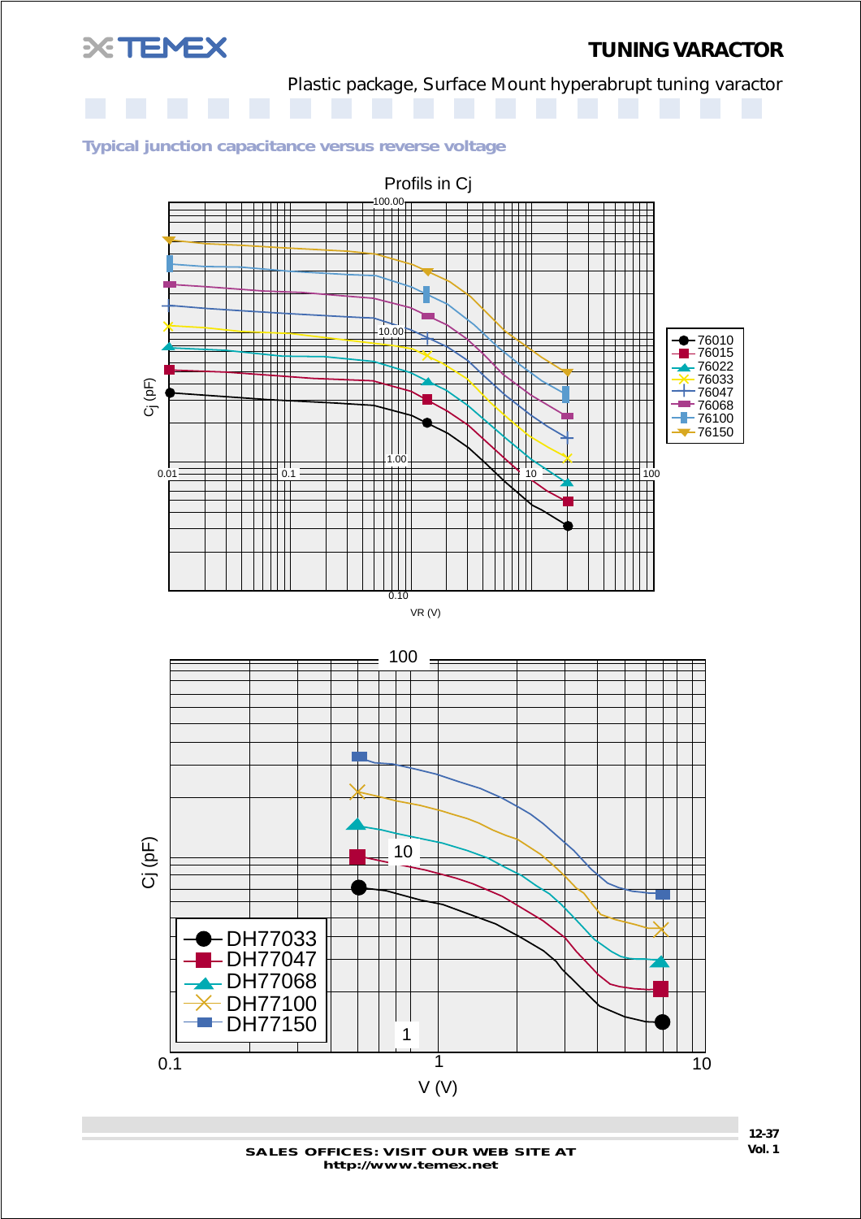# TUNING VARACTOR

Plastic package, Surface Mount hyperabrupt tuning varactor

### Typical junction capacitance versus reverse voltage

Profils in Cj

Cj (pF)

VR (V)

Legend: 76010, 76015, 76022, 76033, 76047, 76068, 76100, 76150

Cj (pF)

V (V)

Legend: DH77033, DH77047, DH77068, DH77100, DH77150

**SALES OFFICES: VISIT OUR WEB SITE AT http://www.temex.net**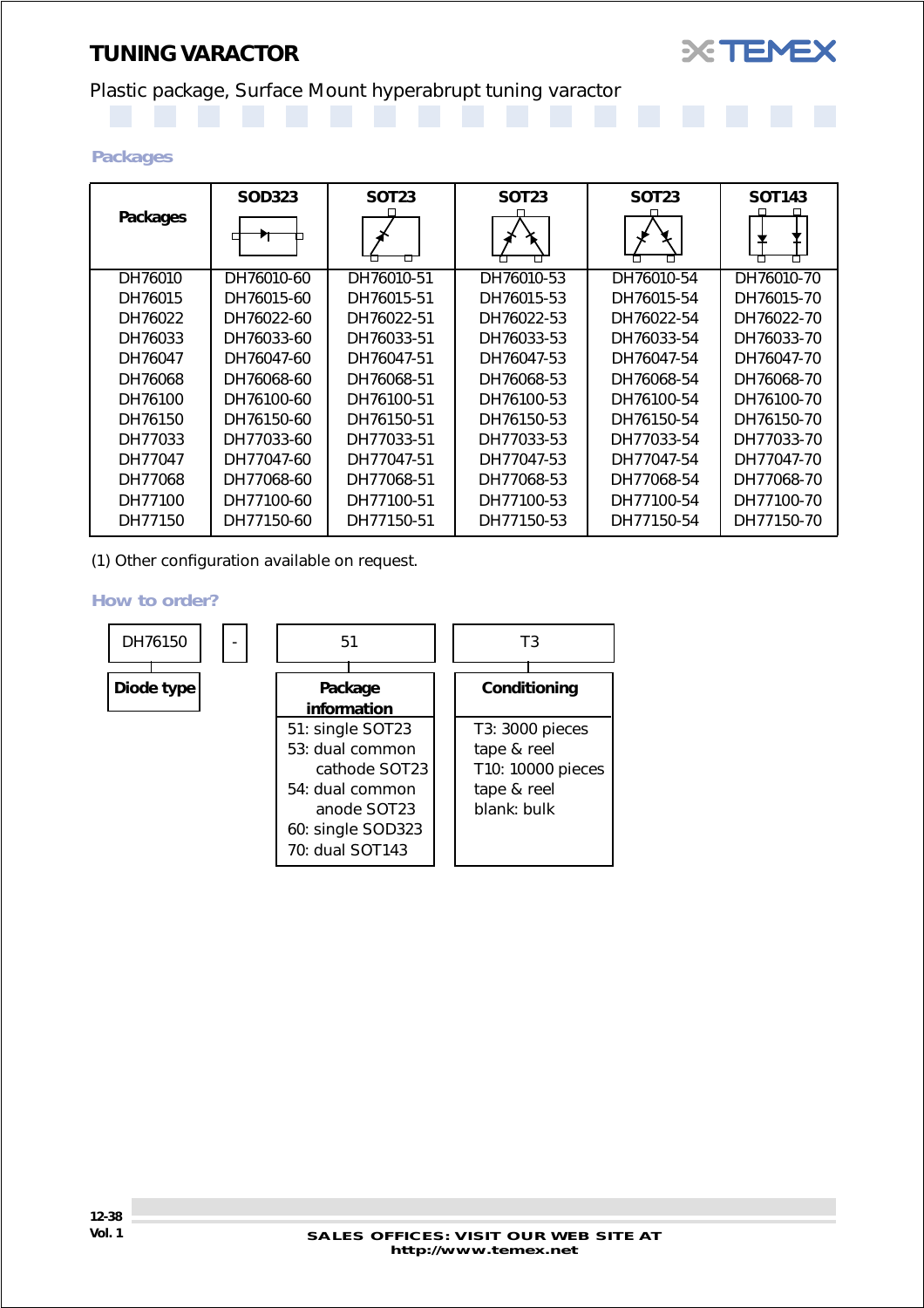# TUNING VARACTOR

Plastic package, Surface Mount hyperabrupt tuning varactor

### Packages

| Packages | SOD323 | SOT23 | SOT23 | SOT23 | SOT143 |
|---|---|---|---|---|---|
| DH76010 | DH76010-60 | DH76010-51 | DH76010-53 | DH76010-54 | DH76010-70 |
| DH76015 | DH76015-60 | DH76015-51 | DH76015-53 | DH76015-54 | DH76015-70 |
| DH76022 | DH76022-60 | DH76022-51 | DH76022-53 | DH76022-54 | DH76022-70 |
| DH76033 | DH76033-60 | DH76033-51 | DH76033-53 | DH76033-54 | DH76033-70 |
| DH76047 | DH76047-60 | DH76047-51 | DH76047-53 | DH76047-54 | DH76047-70 |
| DH76068 | DH76068-60 | DH76068-51 | DH76068-53 | DH76068-54 | DH76068-70 |
| DH76100 | DH76100-60 | DH76100-51 | DH76100-53 | DH76100-54 | DH76100-70 |
| DH76150 | DH76150-60 | DH76150-51 | DH76150-53 | DH76150-54 | DH76150-70 |
| DH77033 | DH77033-60 | DH77033-51 | DH77033-53 | DH77033-54 | DH77033-70 |
| DH77047 | DH77047-60 | DH77047-51 | DH77047-53 | DH77047-54 | DH77047-70 |
| DH77068 | DH77068-60 | DH77068-51 | DH77068-53 | DH77068-54 | DH77068-70 |
| DH77100 | DH77100-60 | DH77100-51 | DH77100-53 | DH77100-54 | DH77100-70 |
| DH77150 | DH77150-60 | DH77150-51 | DH77150-53 | DH77150-54 | DH77150-70 |

(1) Other configuration available on request.

### How to order?

DH76150 - 51 T3

**Diode type**: DH76150

**Package information**:
- 51: single SOT23
- 53: dual common cathode SOT23
- 54: dual common anode SOT23
- 60: single SOD323
- 70: dual SOT143

**Conditioning**:
- T3: 3000 pieces tape & reel
- T10: 10000 pieces tape & reel
- blank: bulk

SALES OFFICES: VISIT OUR WEB SITE AT http://www.temex.net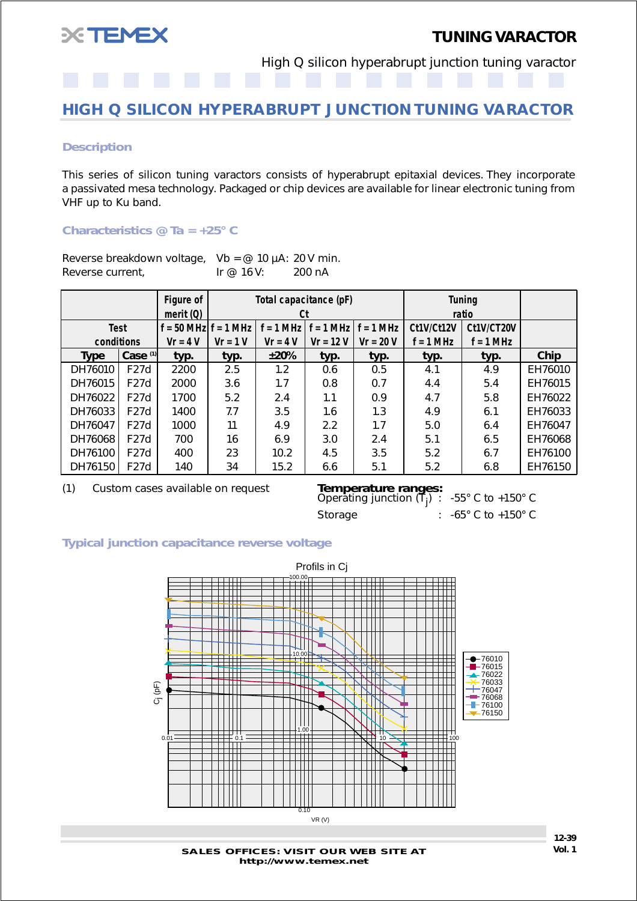# TUNING VARACTOR

High Q silicon hyperabrupt junction tuning varactor

## HIGH Q SILICON HYPERABRUPT JUNCTION TUNING VARACTOR

### Description

This series of silicon tuning varactors consists of hyperabrupt epitaxial devices. They incorporate a passivated mesa technology. Packaged or chip devices are available for linear electronic tuning from VHF up to Ku band.

### Characteristics @ Ta = +25° C

Reverse breakdown voltage, Vb = @ 10 µA: 20 V min.
Reverse current, Ir @ 16 V: 200 nA

| | | Figure of merit (Q) | Total capacitance (pF) Ct | | | | Tuning ratio | | |
|---|---|---|---|---|---|---|---|---|---|
| Test conditions | | f = 50 MHz Vr = 4 V | f = 1 MHz Vr = 1 V | f = 1 MHz Vr = 4 V | f = 1 MHz Vr = 12 V | f = 1 MHz Vr = 20 V | Ct1V/Ct12V f = 1 MHz | Ct1V/CT20V f = 1 MHz | |
| Type | Case (1) | typ. | typ. | ±20% | typ. | typ. | typ. | typ. | Chip |
| DH76010 | F27d | 2200 | 2.5 | 1.2 | 0.6 | 0.5 | 4.1 | 4.9 | EH76010 |
| DH76015 | F27d | 2000 | 3.6 | 1.7 | 0.8 | 0.7 | 4.4 | 5.4 | EH76015 |
| DH76022 | F27d | 1700 | 5.2 | 2.4 | 1.1 | 0.9 | 4.7 | 5.8 | EH76022 |
| DH76033 | F27d | 1400 | 7.7 | 3.5 | 1.6 | 1.3 | 4.9 | 6.1 | EH76033 |
| DH76047 | F27d | 1000 | 11 | 4.9 | 2.2 | 1.7 | 5.0 | 6.4 | EH76047 |
| DH76068 | F27d | 700 | 16 | 6.9 | 3.0 | 2.4 | 5.1 | 6.5 | EH76068 |
| DH76100 | F27d | 400 | 23 | 10.2 | 4.5 | 3.5 | 5.2 | 6.7 | EH76100 |
| DH76150 | F27d | 140 | 34 | 15.2 | 6.6 | 5.1 | 5.2 | 6.8 | EH76150 |

(1) Custom cases available on request

**Temperature ranges:**
Operating junction ($T_j$) : -55° C to +150° C
Storage : -65° C to +150° C

### Typical junction capacitance reverse voltage

Profils in Cj

SALES OFFICES: VISIT OUR WEB SITE AT http://www.temex.net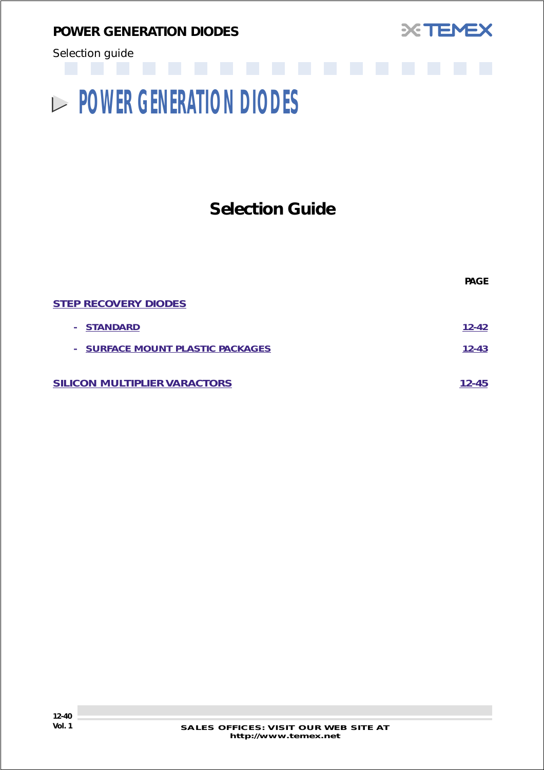# POWER GENERATION DIODES

## Selection Guide

| | PAGE |
|---|---|
| **STEP RECOVERY DIODES** | |
| - **STANDARD** | 12-42 |
| - **SURFACE MOUNT PLASTIC PACKAGES** | 12-43 |
| **SILICON MULTIPLIER VARACTORS** | 12-45 |

SALES OFFICES: VISIT OUR WEB SITE AT http://www.temex.net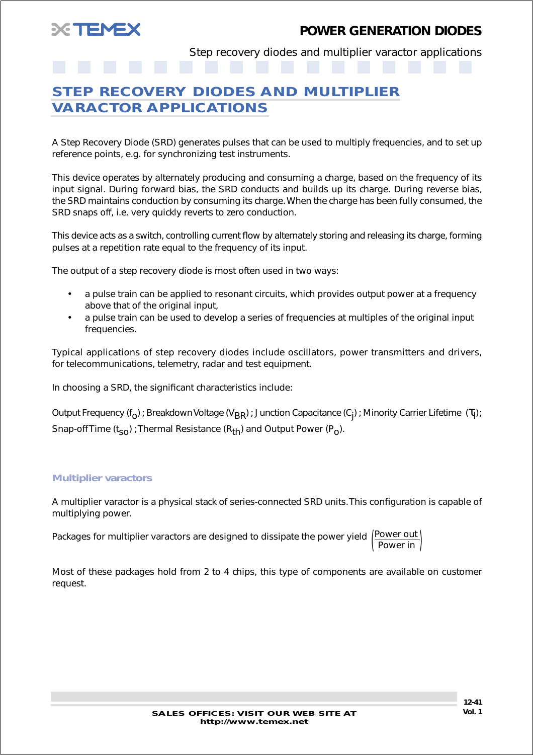# STEP RECOVERY DIODES AND MULTIPLIER VARACTOR APPLICATIONS

A Step Recovery Diode (SRD) generates pulses that can be used to multiply frequencies, and to set up reference points, e.g. for synchronizing test instruments.

This device operates by alternately producing and consuming a charge, based on the frequency of its input signal. During forward bias, the SRD conducts and builds up its charge. During reverse bias, the SRD maintains conduction by consuming its charge. When the charge has been fully consumed, the SRD snaps off, i.e. very quickly reverts to zero conduction.

This device acts as a switch, controlling current flow by alternately storing and releasing its charge, forming pulses at a repetition rate equal to the frequency of its input.

The output of a step recovery diode is most often used in two ways:

- a pulse train can be applied to resonant circuits, which provides output power at a frequency above that of the original input,
- a pulse train can be used to develop a series of frequencies at multiples of the original input frequencies.

Typical applications of step recovery diodes include oscillators, power transmitters and drivers, for telecommunications, telemetry, radar and test equipment.

In choosing a SRD, the significant characteristics include:

Output Frequency ($f_o$) ; Breakdown Voltage ($V_{BR}$) ; Junction Capacitance ($C_j$) ; Minority Carrier Lifetime ($\tau_l$); Snap-off Time ($t_{so}$) ; Thermal Resistance ($R_{th}$) and Output Power ($P_o$).

### Multiplier varactors

A multiplier varactor is a physical stack of series-connected SRD units. This configuration is capable of multiplying power.

Packages for multiplier varactors are designed to dissipate the power yield $\left(\frac{\text{Power out}}{\text{Power in}}\right)$

Most of these packages hold from 2 to 4 chips, this type of components are available on customer request.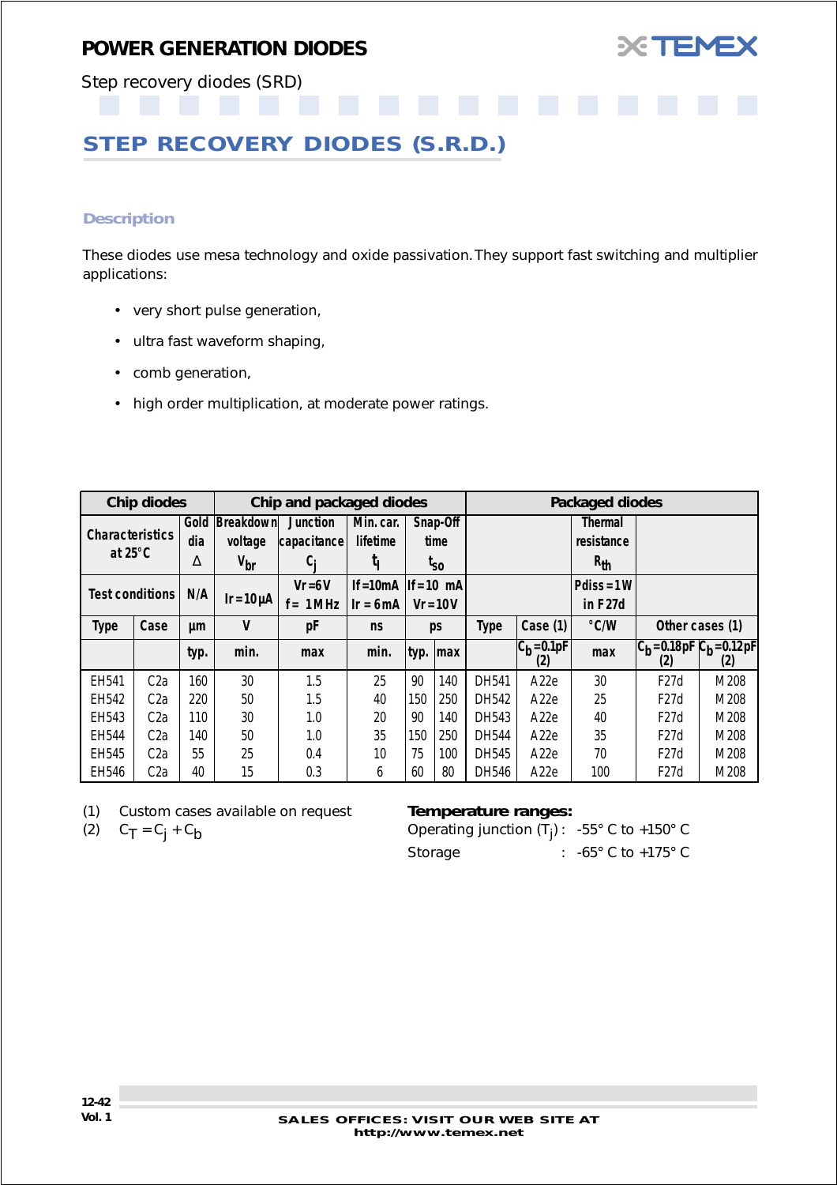# POWER GENERATION DIODES

Step recovery diodes (SRD)

## STEP RECOVERY DIODES (S.R.D.)

### Description

These diodes use mesa technology and oxide passivation. They support fast switching and multiplier applications:

- very short pulse generation,
- ultra fast waveform shaping,
- comb generation,
- high order multiplication, at moderate power ratings.

| Chip diodes | | | Chip and packaged diodes | | | | | Packaged diodes | | | | |
|---|---|---|---|---|---|---|---|---|---|---|---|---|
| Characteristics at 25°C | | Gold dia Δ | Breakdown voltage $V_{br}$ | Junction capacitance $C_j$ | Min. car. lifetime $t_l$ | Snap-Off time $t_{so}$ | | | | Thermal resistance $R_{th}$ | | |
| Test conditions | | N/A | $I_r = 10 \mu A$ | $V_r = 6 V$ $f = 1 MHz$ | $I_f = 10 mA$ $I_r = 6 mA$ | $I_f = 10$ mA $V_r = 10 V$ | | | | Pdiss = 1 W in F27d | | |
| Type | Case | µm | V | pF | ns | ps | | Type | Case (1) | °C/W | Other cases (1) | |
| | | typ. | min. | max | min. | typ. | max | | $C_b = 0.1 pF$ (2) | max | $C_b = 0.18 pF$ (2) | $C_b = 0.12 pF$ (2) |
| EH541 | C2a | 160 | 30 | 1.5 | 25 | 90 | 140 | DH541 | A22e | 30 | F27d | M208 |
| EH542 | C2a | 220 | 50 | 1.5 | 40 | 150 | 250 | DH542 | A22e | 25 | F27d | M208 |
| EH543 | C2a | 110 | 30 | 1.0 | 20 | 90 | 140 | DH543 | A22e | 40 | F27d | M208 |
| EH544 | C2a | 140 | 50 | 1.0 | 35 | 150 | 250 | DH544 | A22e | 35 | F27d | M208 |
| EH545 | C2a | 55 | 25 | 0.4 | 10 | 75 | 100 | DH545 | A22e | 70 | F27d | M208 |
| EH546 | C2a | 40 | 15 | 0.3 | 6 | 60 | 80 | DH546 | A22e | 100 | F27d | M208 |

(1) Custom cases available on request

(2) $C_T = C_j + C_b$

**Temperature ranges:**

Operating junction ($T_j$) : -55° C to +150° C

Storage : -65° C to +175° C

SALES OFFICES: VISIT OUR WEB SITE AT http://www.temex.net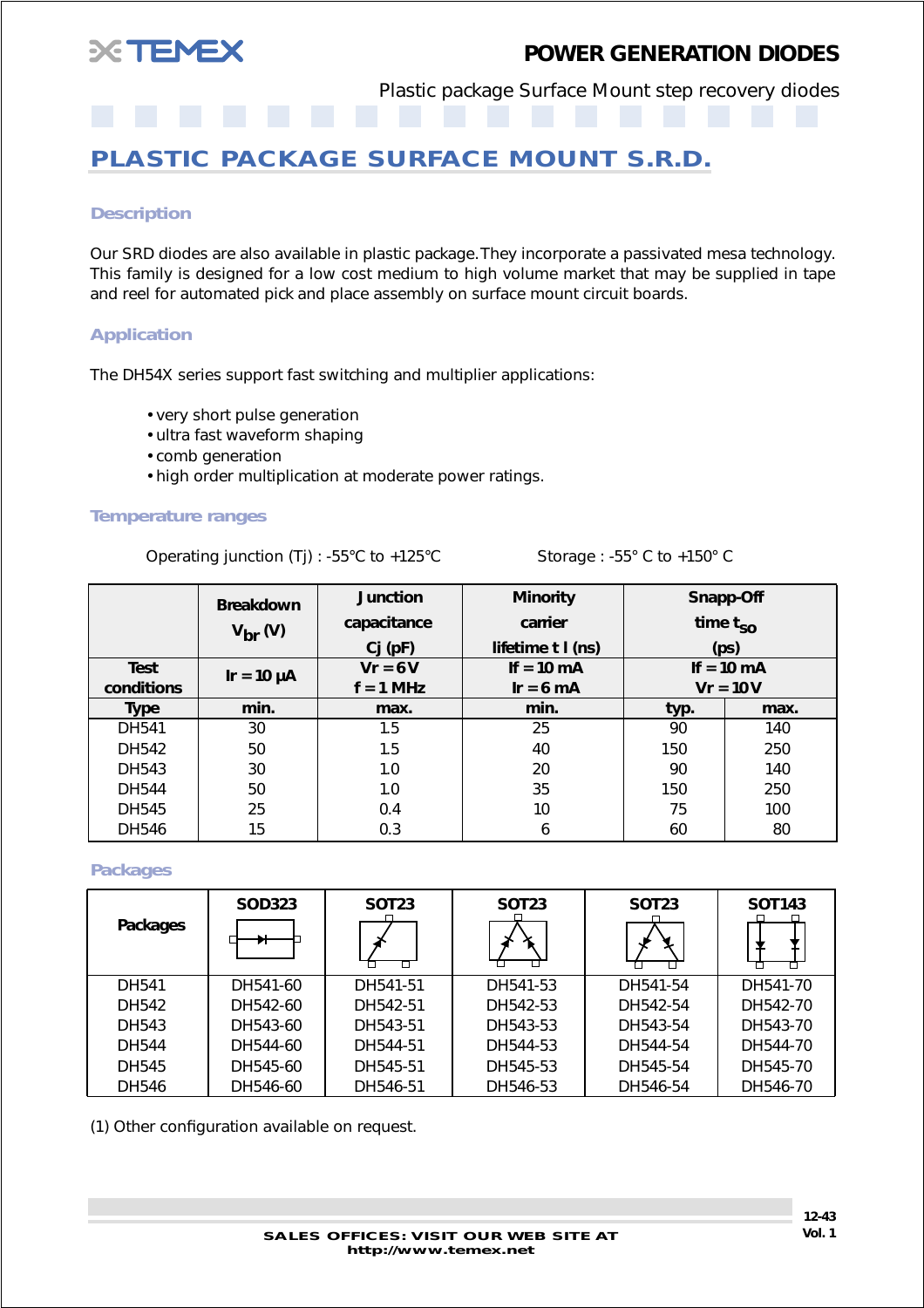# PLASTIC PACKAGE SURFACE MOUNT S.R.D.

### Description

Our SRD diodes are also available in plastic package. They incorporate a passivated mesa technology. This family is designed for a low cost medium to high volume market that may be supplied in tape and reel for automated pick and place assembly on surface mount circuit boards.

### Application

The DH54X series support fast switching and multiplier applications:

- very short pulse generation
- ultra fast waveform shaping
- comb generation
- high order multiplication at moderate power ratings.

### Temperature ranges

Operating junction (Tj) : -55°C to +125°C Storage : -55° C to +150° C

| | Breakdown $V_{br}$ (V) | Junction capacitance Cj (pF) | Minority carrier lifetime t l (ns) | Snapp-Off time $t_{SO}$ (ps) | |
|---|---|---|---|---|---|
| **Test conditions** | Ir = 10 µA | Vr = 6 V<br>f = 1 MHz | If = 10 mA<br>Ir = 6 mA | If = 10 mA<br>Vr = 10 V | |
| **Type** | **min.** | **max.** | **min.** | **typ.** | **max.** |
| DH541 | 30 | 1.5 | 25 | 90 | 140 |
| DH542 | 50 | 1.5 | 40 | 150 | 250 |
| DH543 | 30 | 1.0 | 20 | 90 | 140 |
| DH544 | 50 | 1.0 | 35 | 150 | 250 |
| DH545 | 25 | 0.4 | 10 | 75 | 100 |
| DH546 | 15 | 0.3 | 6 | 60 | 80 |

### Packages

| Packages | SOD323 | SOT23 | SOT23 | SOT23 | SOT143 |
|---|---|---|---|---|---|
| DH541 | DH541-60 | DH541-51 | DH541-53 | DH541-54 | DH541-70 |
| DH542 | DH542-60 | DH542-51 | DH542-53 | DH542-54 | DH542-70 |
| DH543 | DH543-60 | DH543-51 | DH543-53 | DH543-54 | DH543-70 |
| DH544 | DH544-60 | DH544-51 | DH544-53 | DH544-54 | DH544-70 |
| DH545 | DH545-60 | DH545-51 | DH545-53 | DH545-54 | DH545-70 |
| DH546 | DH546-60 | DH546-51 | DH546-53 | DH546-54 | DH546-70 |

(1) Other configuration available on request.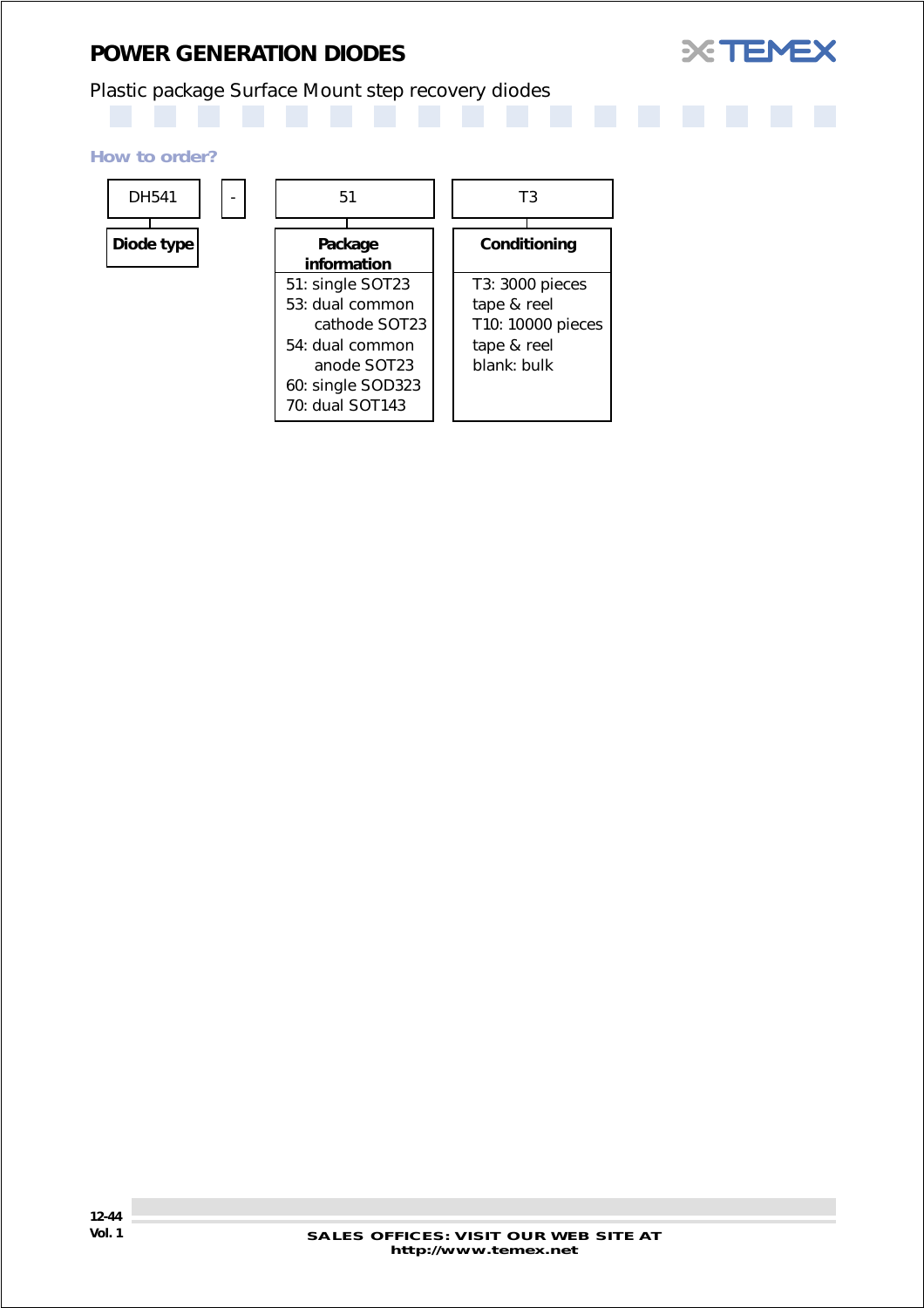# POWER GENERATION DIODES

Plastic package Surface Mount step recovery diodes

### How to order?

| DH541 | - | 51 | T3 |
|---|---|---|---|
| **Diode type** | | **Package information** | **Conditioning** |
| | | 51: single SOT23<br>53: dual common cathode SOT23<br>54: dual common anode SOT23<br>60: single SOD323<br>70: dual SOT143 | T3: 3000 pieces tape & reel<br>T10: 10000 pieces tape & reel<br>blank: bulk |

SALES OFFICES: VISIT OUR WEB SITE AT http://www.temex.net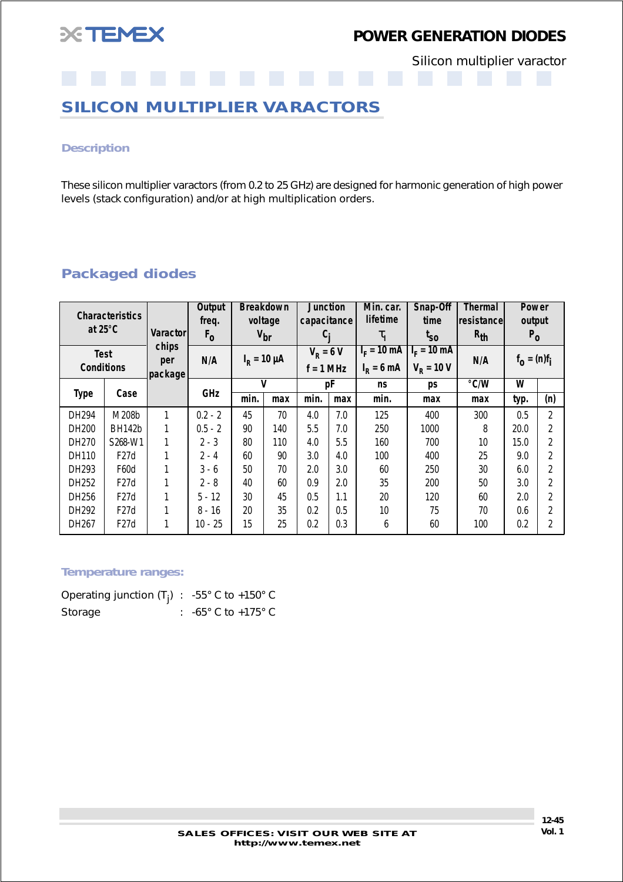# SILICON MULTIPLIER VARACTORS

### Description

These silicon multiplier varactors (from 0.2 to 25 GHz) are designed for harmonic generation of high power levels (stack configuration) and/or at high multiplication orders.

## Packaged diodes

| Characteristics at 25°C | | Varactor chips per package | Output freq. $F_o$ | Breakdown voltage $V_{br}$ | | Junction capacitance $C_j$ | | Min. car. lifetime $\tau_l$ | Snap-Off time $t_{so}$ | Thermal resistance $R_{th}$ | Power output $P_o$ | |
|---|---|---|---|---|---|---|---|---|---|---|---|---|
| Test Conditions | | | N/A | $I_R$ = 10 µA | | $V_R$ = 6 V f = 1 MHz | | $I_F$ = 10 mA $I_R$ = 6 mA | $I_F$ = 10 mA $V_R$ = 10 V | N/A | $f_o = (n)f_i$ | |
| Type | Case | | GHz | V | | pF | | ns | ps | °C/W | W | |
| | | | | min. | max | min. | max | min. | max | max | typ. | (n) |
| DH294 | M208b | 1 | 0.2 - 2 | 45 | 70 | 4.0 | 7.0 | 125 | 400 | 300 | 0.5 | 2 |
| DH200 | BH142b | 1 | 0.5 - 2 | 90 | 140 | 5.5 | 7.0 | 250 | 1000 | 8 | 20.0 | 2 |
| DH270 | S268-W1 | 1 | 2 - 3 | 80 | 110 | 4.0 | 5.5 | 160 | 700 | 10 | 15.0 | 2 |
| DH110 | F27d | 1 | 2 - 4 | 60 | 90 | 3.0 | 4.0 | 100 | 400 | 25 | 9.0 | 2 |
| DH293 | F60d | 1 | 3 - 6 | 50 | 70 | 2.0 | 3.0 | 60 | 250 | 30 | 6.0 | 2 |
| DH252 | F27d | 1 | 2 - 8 | 40 | 60 | 0.9 | 2.0 | 35 | 200 | 50 | 3.0 | 2 |
| DH256 | F27d | 1 | 5 - 12 | 30 | 45 | 0.5 | 1.1 | 20 | 120 | 60 | 2.0 | 2 |
| DH292 | F27d | 1 | 8 - 16 | 20 | 35 | 0.2 | 0.5 | 10 | 75 | 70 | 0.6 | 2 |
| DH267 | F27d | 1 | 10 - 25 | 15 | 25 | 0.2 | 0.3 | 6 | 60 | 100 | 0.2 | 2 |

### Temperature ranges:

Operating junction ($T_j$) : -55° C to +150° C

Storage : -65° C to +175° C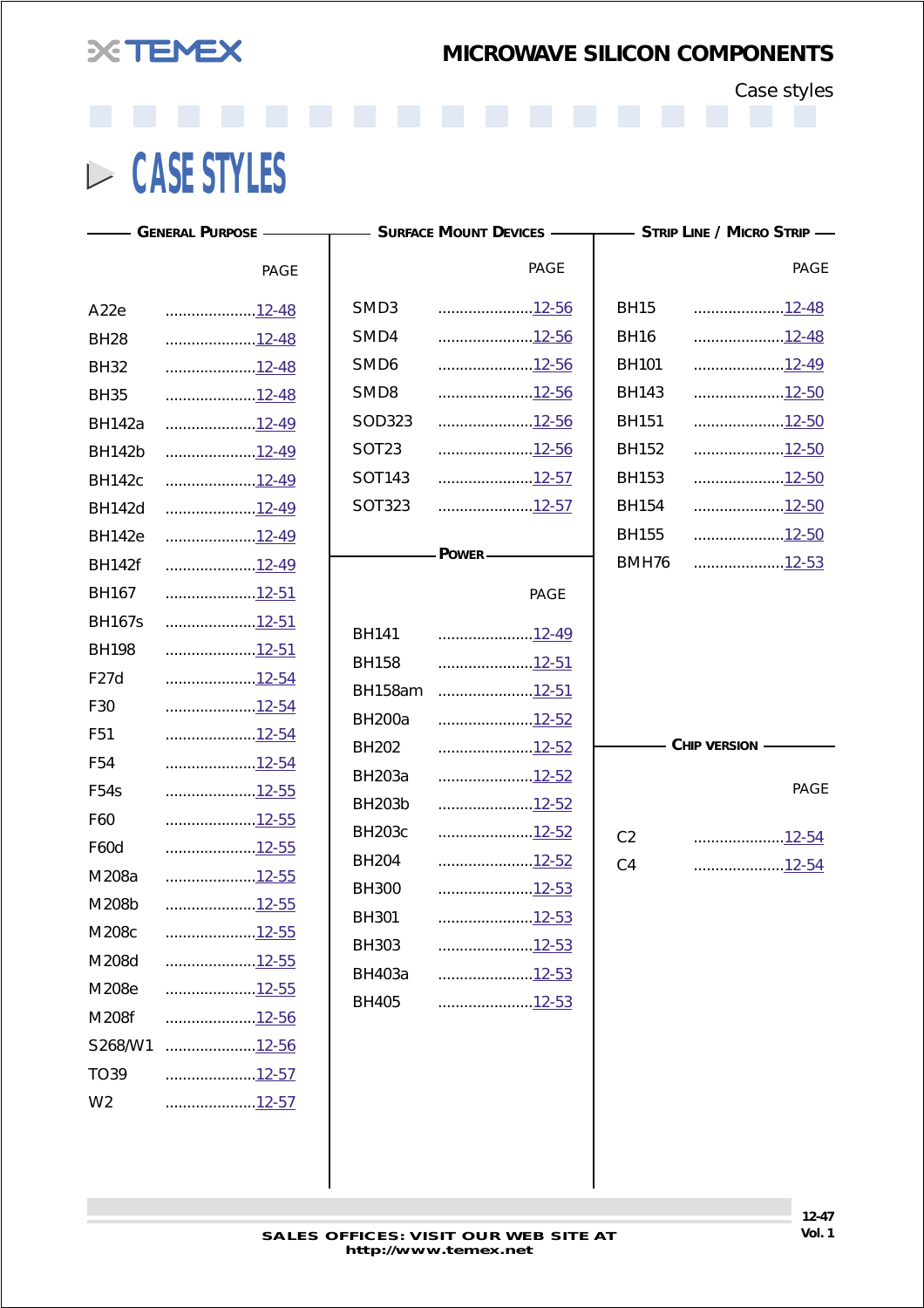# CASE STYLES

## General Purpose

| | PAGE |
|---|---|
| A22e | 12-48 |
| BH28 | 12-48 |
| BH32 | 12-48 |
| BH35 | 12-48 |
| BH142a | 12-49 |
| BH142b | 12-49 |
| BH142c | 12-49 |
| BH142d | 12-49 |
| BH142e | 12-49 |
| BH142f | 12-49 |
| BH167 | 12-51 |
| BH167s | 12-51 |
| BH198 | 12-51 |
| F27d | 12-54 |
| F30 | 12-54 |
| F51 | 12-54 |
| F54 | 12-54 |
| F54s | 12-55 |
| F60 | 12-55 |
| F60d | 12-55 |
| M208a | 12-55 |
| M208b | 12-55 |
| M208c | 12-55 |
| M208d | 12-55 |
| M208e | 12-55 |
| M208f | 12-56 |
| S268/W1 | 12-56 |
| TO39 | 12-57 |
| W2 | 12-57 |

## Surface Mount Devices

| | PAGE |
|---|---|
| SMD3 | 12-56 |
| SMD4 | 12-56 |
| SMD6 | 12-56 |
| SMD8 | 12-56 |
| SOD323 | 12-56 |
| SOT23 | 12-56 |
| SOT143 | 12-57 |
| SOT323 | 12-57 |

## Power

| | PAGE |
|---|---|
| BH141 | 12-49 |
| BH158 | 12-51 |
| BH158am | 12-51 |
| BH200a | 12-52 |
| BH202 | 12-52 |
| BH203a | 12-52 |
| BH203b | 12-52 |
| BH203c | 12-52 |
| BH204 | 12-52 |
| BH300 | 12-53 |
| BH301 | 12-53 |
| BH303 | 12-53 |
| BH403a | 12-53 |
| BH405 | 12-53 |

## Strip Line / Micro Strip

| | PAGE |
|---|---|
| BH15 | 12-48 |
| BH16 | 12-48 |
| BH101 | 12-49 |
| BH143 | 12-50 |
| BH151 | 12-50 |
| BH152 | 12-50 |
| BH153 | 12-50 |
| BH154 | 12-50 |
| BH155 | 12-50 |
| BMH76 | 12-53 |

## Chip Version

| | PAGE |
|---|---|
| C2 | 12-54 |
| C4 | 12-54 |

SALES OFFICES: VISIT OUR WEB SITE AT
http://www.temex.net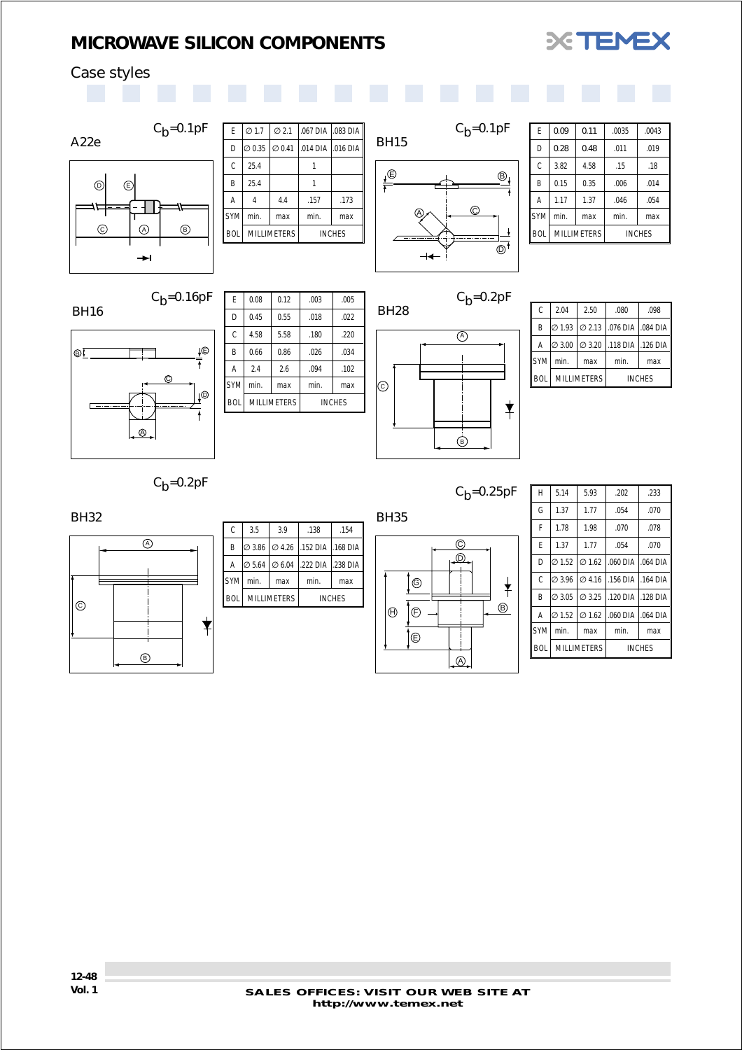# MICROWAVE SILICON COMPONENTS

## Case styles

### A22e

$C_b$=0.1pF

| E | ∅ 1.7 | ∅ 2.1 | .067 DIA | .083 DIA |
|---|---|---|---|---|
| D | ∅ 0.35 | ∅ 0.41 | .014 DIA | .016 DIA |
| C | 25.4 | | 1 | |
| B | 25.4 | | 1 | |
| A | 4 | 4.4 | .157 | .173 |
| SYM | min. | max | min. | max |
| BOL | MILLIMETERS | | INCHES | |

### BH15

$C_b$=0.1pF

| E | 0.09 | 0.11 | .0035 | .0043 |
|---|---|---|---|---|
| D | 0.28 | 0.48 | .011 | .019 |
| C | 3.82 | 4.58 | .15 | .18 |
| B | 0.15 | 0.35 | .006 | .014 |
| A | 1.17 | 1.37 | .046 | .054 |
| SYM | min. | max | min. | max |
| BOL | MILLIMETERS | | INCHES | |

### BH16

$C_b$=0.16pF

| E | 0.08 | 0.12 | .003 | .005 |
|---|---|---|---|---|
| D | 0.45 | 0.55 | .018 | .022 |
| C | 4.58 | 5.58 | .180 | .220 |
| B | 0.66 | 0.86 | .026 | .034 |
| A | 2.4 | 2.6 | .094 | .102 |
| SYM | min. | max | min. | max |
| BOL | MILLIMETERS | | INCHES | |

### BH28

$C_b$=0.2pF

| C | 2.04 | 2.50 | .080 | .098 |
|---|---|---|---|---|
| B | ∅ 1.93 | ∅ 2.13 | .076 DIA | .084 DIA |
| A | ∅ 3.00 | ∅ 3.20 | .118 DIA | .126 DIA |
| SYM | min. | max | min. | max |
| BOL | MILLIMETERS | | INCHES | |

### BH32

$C_b$=0.2pF

| C | 3.5 | 3.9 | .138 | .154 |
|---|---|---|---|---|
| B | ∅ 3.86 | ∅ 4.26 | .152 DIA | .168 DIA |
| A | ∅ 5.64 | ∅ 6.04 | .222 DIA | .238 DIA |
| SYM | min. | max | min. | max |
| BOL | MILLIMETERS | | INCHES | |

### BH35

$C_b$=0.25pF

| H | 5.14 | 5.93 | .202 | .233 |
|---|---|---|---|---|
| G | 1.37 | 1.77 | .054 | .070 |
| F | 1.78 | 1.98 | .070 | .078 |
| E | 1.37 | 1.77 | .054 | .070 |
| D | ∅ 1.52 | ∅ 1.62 | .060 DIA | .064 DIA |
| C | ∅ 3.96 | ∅ 4.16 | .156 DIA | .164 DIA |
| B | ∅ 3.05 | ∅ 3.25 | .120 DIA | .128 DIA |
| A | ∅ 1.52 | ∅ 1.62 | .060 DIA | .064 DIA |
| SYM | min. | max | min. | max |
| BOL | MILLIMETERS | | INCHES | |

SALES OFFICES: VISIT OUR WEB SITE AT http://www.temex.net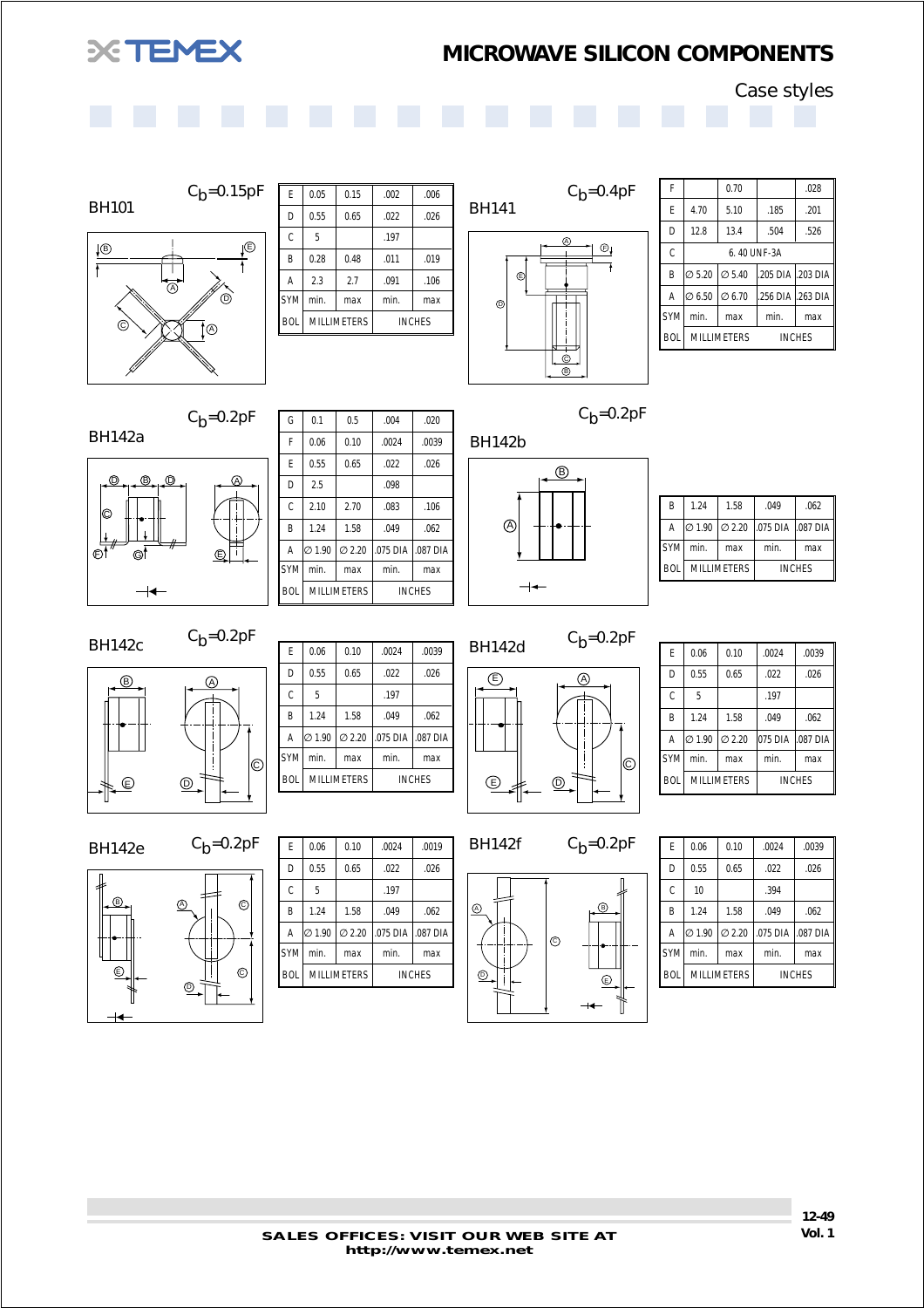# MICROWAVE SILICON COMPONENTS

## Case styles

### BH101

$C_b$=0.15pF

| SYMBOL | MILLIMETERS min. | MILLIMETERS max | INCHES min. | INCHES max |
|---|---|---|---|---|
| E | 0.05 | 0.15 | .002 | .006 |
| D | 0.55 | 0.65 | .022 | .026 |
| C | 5 | | .197 | |
| B | 0.28 | 0.48 | .011 | .019 |
| A | 2.3 | 2.7 | .091 | .106 |

### BH141

$C_b$=0.4pF

| SYMBOL | MILLIMETERS min. | MILLIMETERS max | INCHES min. | INCHES max |
|---|---|---|---|---|
| F | | 0.70 | | .028 |
| E | 4.70 | 5.10 | .185 | .201 |
| D | 12.8 | 13.4 | .504 | .526 |
| C | 6. 40 UNF-3A | | | |
| B | ∅ 5.20 | ∅ 5.40 | .205 DIA | .203 DIA |
| A | ∅ 6.50 | ∅ 6.70 | .256 DIA | .263 DIA |

### BH142a

$C_b$=0.2pF

| SYMBOL | MILLIMETERS min. | MILLIMETERS max | INCHES min. | INCHES max |
|---|---|---|---|---|
| G | 0.1 | 0.5 | .004 | .020 |
| F | 0.06 | 0.10 | .0024 | .0039 |
| E | 0.55 | 0.65 | .022 | .026 |
| D | 2.5 | | .098 | |
| C | 2.10 | 2.70 | .083 | .106 |
| B | 1.24 | 1.58 | .049 | .062 |
| A | ∅ 1.90 | ∅ 2.20 | .075 DIA | .087 DIA |

### BH142b

$C_b$=0.2pF

| SYMBOL | MILLIMETERS min. | MILLIMETERS max | INCHES min. | INCHES max |
|---|---|---|---|---|
| B | 1.24 | 1.58 | .049 | .062 |
| A | ∅ 1.90 | ∅ 2.20 | .075 DIA | .087 DIA |

### BH142c

$C_b$=0.2pF

| SYMBOL | MILLIMETERS min. | MILLIMETERS max | INCHES min. | INCHES max |
|---|---|---|---|---|
| E | 0.06 | 0.10 | .0024 | .0039 |
| D | 0.55 | 0.65 | .022 | .026 |
| C | 5 | | .197 | |
| B | 1.24 | 1.58 | .049 | .062 |
| A | ∅ 1.90 | ∅ 2.20 | .075 DIA | .087 DIA |

### BH142d

$C_b$=0.2pF

| SYMBOL | MILLIMETERS min. | MILLIMETERS max | INCHES min. | INCHES max |
|---|---|---|---|---|
| E | 0.06 | 0.10 | .0024 | .0039 |
| D | 0.55 | 0.65 | .022 | .026 |
| C | 5 | | .197 | |
| B | 1.24 | 1.58 | .049 | .062 |
| A | ∅ 1.90 | ∅ 2.20 | 075 DIA | .087 DIA |

### BH142e

$C_b$=0.2pF

| SYMBOL | MILLIMETERS min. | MILLIMETERS max | INCHES min. | INCHES max |
|---|---|---|---|---|
| E | 0.06 | 0.10 | .0024 | .0019 |
| D | 0.55 | 0.65 | .022 | .026 |
| C | 5 | | .197 | |
| B | 1.24 | 1.58 | .049 | .062 |
| A | ∅ 1.90 | ∅ 2.20 | .075 DIA | .087 DIA |

### BH142f

$C_b$=0.2pF

| SYMBOL | MILLIMETERS min. | MILLIMETERS max | INCHES min. | INCHES max |
|---|---|---|---|---|
| E | 0.06 | 0.10 | .0024 | .0039 |
| D | 0.55 | 0.65 | .022 | .026 |
| C | 10 | | .394 | |
| B | 1.24 | 1.58 | .049 | .062 |
| A | ∅ 1.90 | ∅ 2.20 | .075 DIA | .087 DIA |

**SALES OFFICES: VISIT OUR WEB SITE AT http://www.temex.net**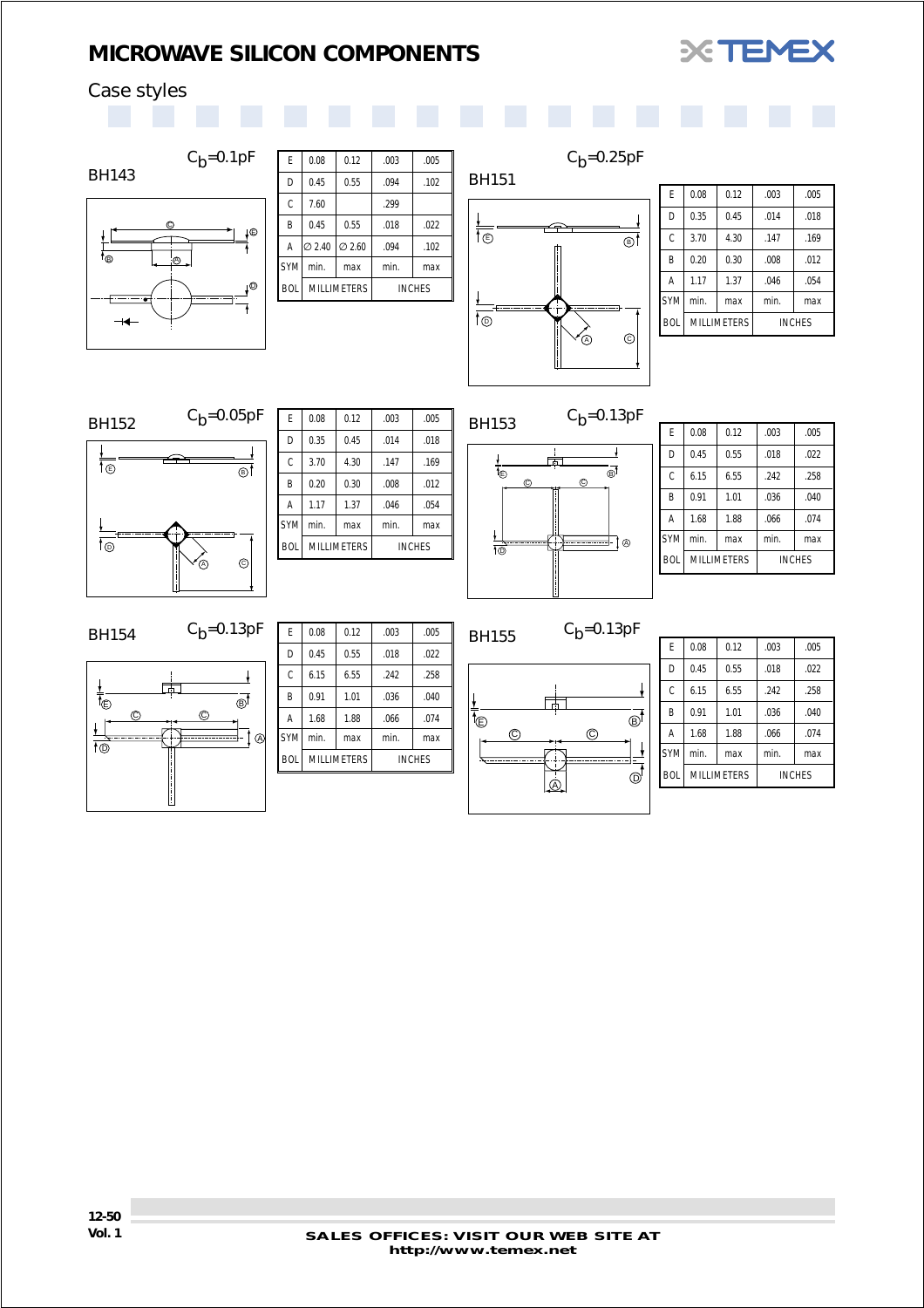# MICROWAVE SILICON COMPONENTS

## Case styles

### BH143

$C_b$=0.1pF

| SYMBOL | MILLIMETERS min. | MILLIMETERS max | INCHES min. | INCHES max |
|---|---|---|---|---|
| E | 0.08 | 0.12 | .003 | .005 |
| D | 0.45 | 0.55 | .094 | .102 |
| C | 7.60 | | .299 | |
| B | 0.45 | 0.55 | .018 | .022 |
| A | ∅ 2.40 | ∅ 2.60 | .094 | .102 |

### BH151

$C_b$=0.25pF

| SYMBOL | MILLIMETERS min. | MILLIMETERS max | INCHES min. | INCHES max |
|---|---|---|---|---|
| E | 0.08 | 0.12 | .003 | .005 |
| D | 0.35 | 0.45 | .014 | .018 |
| C | 3.70 | 4.30 | .147 | .169 |
| B | 0.20 | 0.30 | .008 | .012 |
| A | 1.17 | 1.37 | .046 | .054 |

### BH152

$C_b$=0.05pF

| SYMBOL | MILLIMETERS min. | MILLIMETERS max | INCHES min. | INCHES max |
|---|---|---|---|---|
| E | 0.08 | 0.12 | .003 | .005 |
| D | 0.35 | 0.45 | .014 | .018 |
| C | 3.70 | 4.30 | .147 | .169 |
| B | 0.20 | 0.30 | .008 | .012 |
| A | 1.17 | 1.37 | .046 | .054 |

### BH153

$C_b$=0.13pF

| SYMBOL | MILLIMETERS min. | MILLIMETERS max | INCHES min. | INCHES max |
|---|---|---|---|---|
| E | 0.08 | 0.12 | .003 | .005 |
| D | 0.45 | 0.55 | .018 | .022 |
| C | 6.15 | 6.55 | .242 | .258 |
| B | 0.91 | 1.01 | .036 | .040 |
| A | 1.68 | 1.88 | .066 | .074 |

### BH154

$C_b$=0.13pF

| SYMBOL | MILLIMETERS min. | MILLIMETERS max | INCHES min. | INCHES max |
|---|---|---|---|---|
| E | 0.08 | 0.12 | .003 | .005 |
| D | 0.45 | 0.55 | .018 | .022 |
| C | 6.15 | 6.55 | .242 | .258 |
| B | 0.91 | 1.01 | .036 | .040 |
| A | 1.68 | 1.88 | .066 | .074 |

### BH155

$C_b$=0.13pF

| SYMBOL | MILLIMETERS min. | MILLIMETERS max | INCHES min. | INCHES max |
|---|---|---|---|---|
| E | 0.08 | 0.12 | .003 | .005 |
| D | 0.45 | 0.55 | .018 | .022 |
| C | 6.15 | 6.55 | .242 | .258 |
| B | 0.91 | 1.01 | .036 | .040 |
| A | 1.68 | 1.88 | .066 | .074 |

SALES OFFICES: VISIT OUR WEB SITE AT http://www.temex.net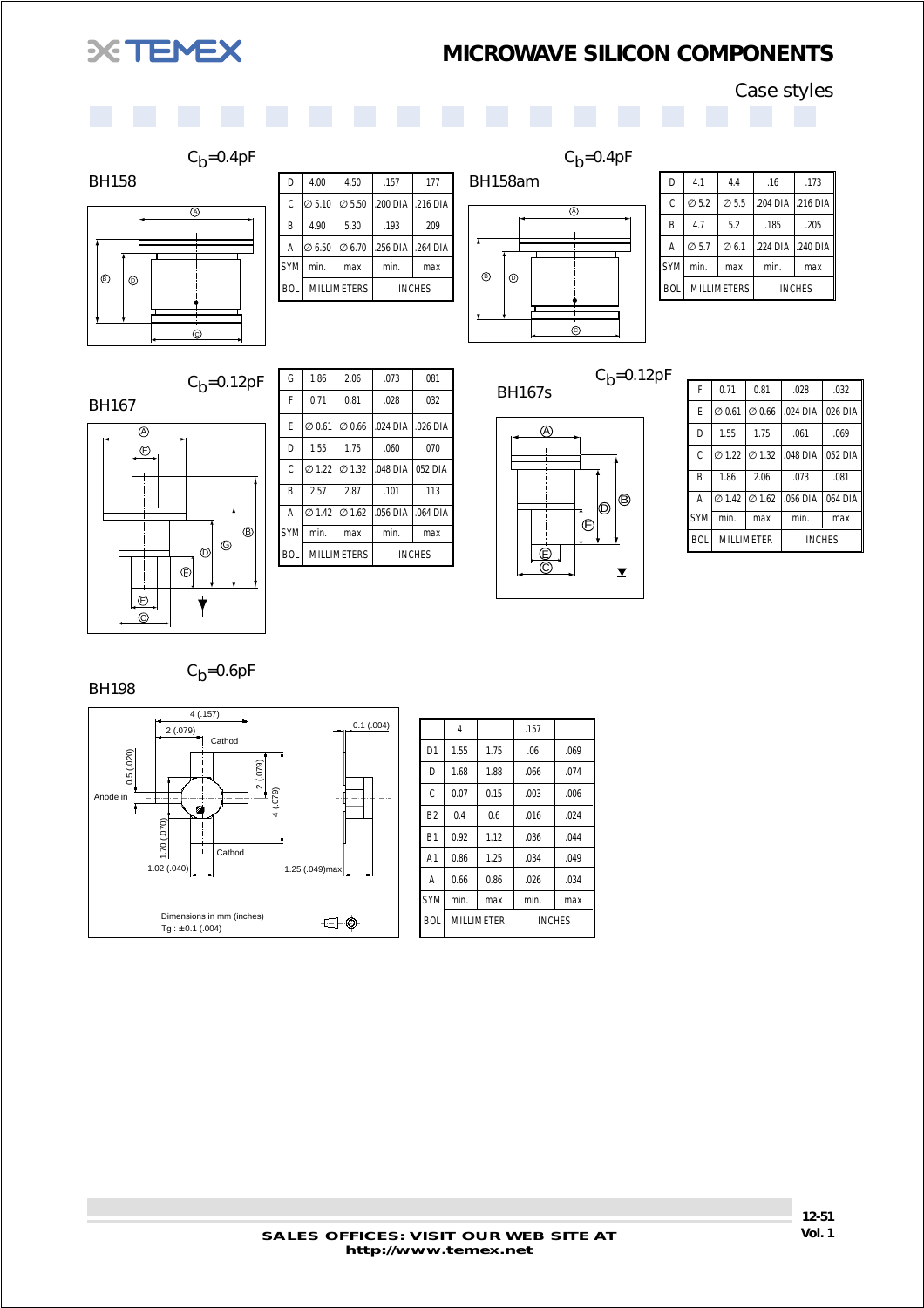# MICROWAVE SILICON COMPONENTS

## Case styles

### BH158

$C_b$=0.4pF

| SYMBOL | MILLIMETERS min. | MILLIMETERS max | INCHES min. | INCHES max |
|---|---|---|---|---|
| D | 4.00 | 4.50 | .157 | .177 |
| C | ∅ 5.10 | ∅ 5.50 | .200 DIA | .216 DIA |
| B | 4.90 | 5.30 | .193 | .209 |
| A | ∅ 6.50 | ∅ 6.70 | .256 DIA | .264 DIA |

### BH158am

$C_b$=0.4pF

| SYMBOL | MILLIMETERS min. | MILLIMETERS max | INCHES min. | INCHES max |
|---|---|---|---|---|
| D | 4.1 | 4.4 | .16 | .173 |
| C | ∅ 5.2 | ∅ 5.5 | .204 DIA | .216 DIA |
| B | 4.7 | 5.2 | .185 | .205 |
| A | ∅ 5.7 | ∅ 6.1 | .224 DIA | .240 DIA |

### BH167

$C_b$=0.12pF

| SYMBOL | MILLIMETERS min. | MILLIMETERS max | INCHES min. | INCHES max |
|---|---|---|---|---|
| G | 1.86 | 2.06 | .073 | .081 |
| F | 0.71 | 0.81 | .028 | .032 |
| E | ∅ 0.61 | ∅ 0.66 | .024 DIA | .026 DIA |
| D | 1.55 | 1.75 | .060 | .070 |
| C | ∅ 1.22 | ∅ 1.32 | .048 DIA | 052 DIA |
| B | 2.57 | 2.87 | .101 | .113 |
| A | ∅ 1.42 | ∅ 1.62 | .056 DIA | .064 DIA |

### BH167s

$C_b$=0.12pF

| SYMBOL | MILLIMETER min. | MILLIMETER max | INCHES min. | INCHES max |
|---|---|---|---|---|
| F | 0.71 | 0.81 | .028 | .032 |
| E | ∅ 0.61 | ∅ 0.66 | .024 DIA | .026 DIA |
| D | 1.55 | 1.75 | .061 | .069 |
| C | ∅ 1.22 | ∅ 1.32 | .048 DIA | .052 DIA |
| B | 1.86 | 2.06 | .073 | .081 |
| A | ∅ 1.42 | ∅ 1.62 | .056 DIA | .064 DIA |

### BH198

$C_b$=0.6pF

Anode in, Cathod, Cathod — 4 (.157), 2 (.079), 0.5 (.020), 2 (.079), 4 (.079), 1.70 (.070), 1.02 (.040), 0.1 (.004), 1.25 (.049)max

Dimensions in mm (inches)
Tg : ±0.1 (.004)

| SYMBOL | MILLIMETER min. | MILLIMETER max | INCHES min. | INCHES max |
|---|---|---|---|---|
| L | 4 | | .157 | |
| D1 | 1.55 | 1.75 | .06 | .069 |
| D | 1.68 | 1.88 | .066 | .074 |
| C | 0.07 | 0.15 | .003 | .006 |
| B2 | 0.4 | 0.6 | .016 | .024 |
| B1 | 0.92 | 1.12 | .036 | .044 |
| A1 | 0.86 | 1.25 | .034 | .049 |
| A | 0.66 | 0.86 | .026 | .034 |

**SALES OFFICES: VISIT OUR WEB SITE AT http://www.temex.net**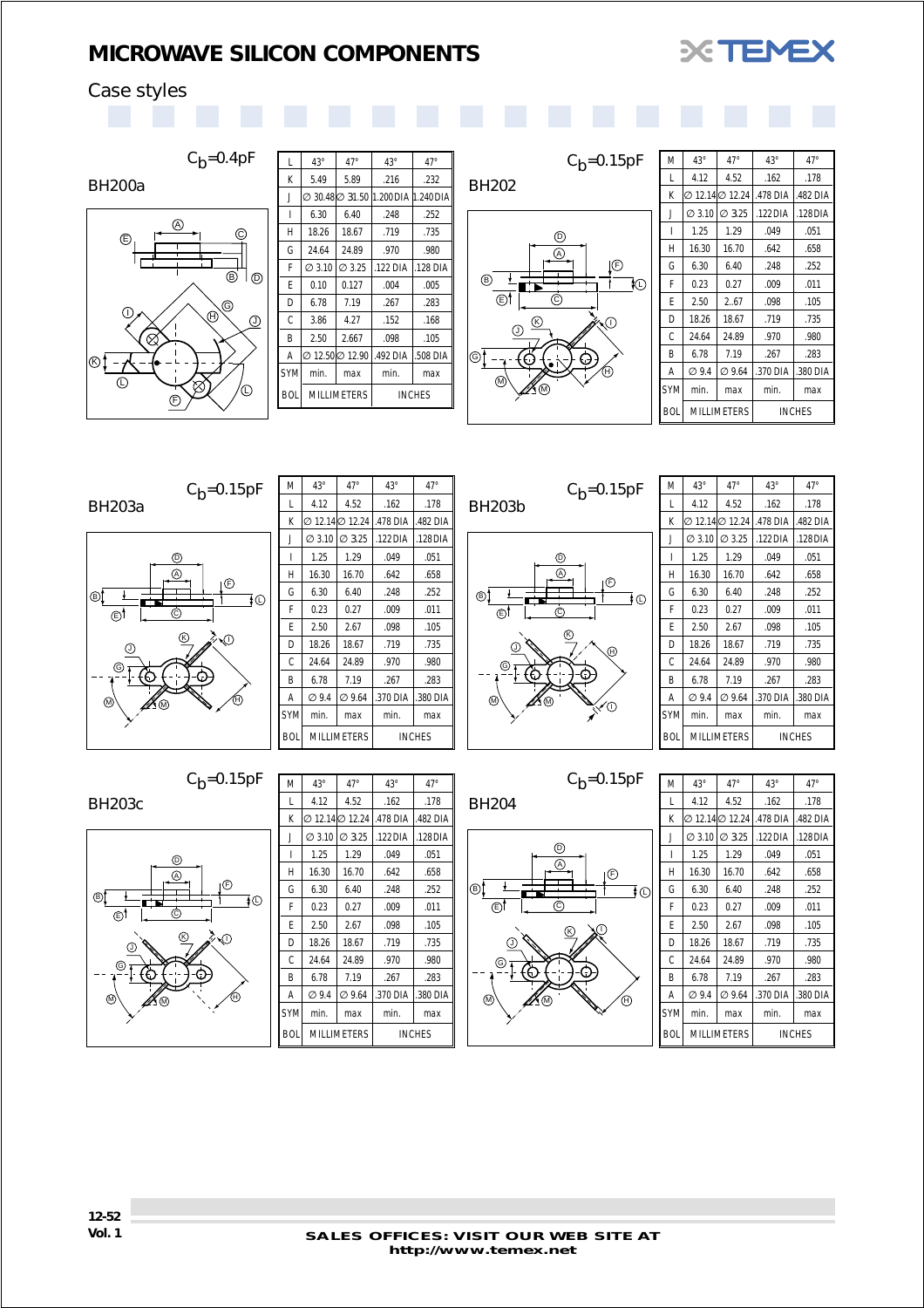# MICROWAVE SILICON COMPONENTS

## Case styles

### BH200a

$C_b$=0.4pF

| SYMBOL | MILLIMETERS min. | MILLIMETERS max | INCHES min. | INCHES max |
|---|---|---|---|---|
| L | 43° | 47° | 43° | 47° |
| K | 5.49 | 5.89 | .216 | .232 |
| J | ∅ 30.48 | ∅ 31.50 | 1.200 DIA | 1.240 DIA |
| I | 6.30 | 6.40 | .248 | .252 |
| H | 18.26 | 18.67 | .719 | .735 |
| G | 24.64 | 24.89 | .970 | .980 |
| F | ∅ 3.10 | ∅ 3.25 | .122 DIA | .128 DIA |
| E | 0.10 | 0.127 | .004 | .005 |
| D | 6.78 | 7.19 | .267 | .283 |
| C | 3.86 | 4.27 | .152 | .168 |
| B | 2.50 | 2.667 | .098 | .105 |
| A | ∅ 12.50 | ∅ 12.90 | .492 DIA | .508 DIA |

### BH202

$C_b$=0.15pF

| SYMBOL | MILLIMETERS min. | MILLIMETERS max | INCHES min. | INCHES max |
|---|---|---|---|---|
| M | 43° | 47° | 43° | 47° |
| L | 4.12 | 4.52 | .162 | .178 |
| K | ∅ 12.14 | ∅ 12.24 | .478 DIA | .482 DIA |
| J | ∅ 3.10 | ∅ 3.25 | .122 DIA | .128 DIA |
| I | 1.25 | 1.29 | .049 | .051 |
| H | 16.30 | 16.70 | .642 | .658 |
| G | 6.30 | 6.40 | .248 | .252 |
| F | 0.23 | 0.27 | .009 | .011 |
| E | 2.50 | 2..67 | .098 | .105 |
| D | 18.26 | 18.67 | .719 | .735 |
| C | 24.64 | 24.89 | .970 | .980 |
| B | 6.78 | 7.19 | .267 | .283 |
| A | ∅ 9.4 | ∅ 9.64 | .370 DIA | .380 DIA |

### BH203a

$C_b$=0.15pF

| SYMBOL | MILLIMETERS min. | MILLIMETERS max | INCHES min. | INCHES max |
|---|---|---|---|---|
| M | 43° | 47° | 43° | 47° |
| L | 4.12 | 4.52 | .162 | .178 |
| K | ∅ 12.14 | ∅ 12.24 | .478 DIA | .482 DIA |
| J | ∅ 3.10 | ∅ 3.25 | .122 DIA | .128 DIA |
| I | 1.25 | 1.29 | .049 | .051 |
| H | 16.30 | 16.70 | .642 | .658 |
| G | 6.30 | 6.40 | .248 | .252 |
| F | 0.23 | 0.27 | .009 | .011 |
| E | 2.50 | 2.67 | .098 | .105 |
| D | 18.26 | 18.67 | .719 | .735 |
| C | 24.64 | 24.89 | .970 | .980 |
| B | 6.78 | 7.19 | .267 | .283 |
| A | ∅ 9.4 | ∅ 9.64 | .370 DIA | .380 DIA |

### BH203b

$C_b$=0.15pF

| SYMBOL | MILLIMETERS min. | MILLIMETERS max | INCHES min. | INCHES max |
|---|---|---|---|---|
| M | 43° | 47° | 43° | 47° |
| L | 4.12 | 4.52 | .162 | .178 |
| K | ∅ 12.14 | ∅ 12.24 | .478 DIA | .482 DIA |
| J | ∅ 3.10 | ∅ 3.25 | .122 DIA | .128 DIA |
| I | 1.25 | 1.29 | .049 | .051 |
| H | 16.30 | 16.70 | .642 | .658 |
| G | 6.30 | 6.40 | .248 | .252 |
| F | 0.23 | 0.27 | .009 | .011 |
| E | 2.50 | 2.67 | .098 | .105 |
| D | 18.26 | 18.67 | .719 | .735 |
| C | 24.64 | 24.89 | .970 | .980 |
| B | 6.78 | 7.19 | .267 | .283 |
| A | ∅ 9.4 | ∅ 9.64 | .370 DIA | .380 DIA |

### BH203c

$C_b$=0.15pF

| SYMBOL | MILLIMETERS min. | MILLIMETERS max | INCHES min. | INCHES max |
|---|---|---|---|---|
| M | 43° | 47° | 43° | 47° |
| L | 4.12 | 4.52 | .162 | .178 |
| K | ∅ 12.14 | ∅ 12.24 | .478 DIA | .482 DIA |
| J | ∅ 3.10 | ∅ 3.25 | .122 DIA | .128 DIA |
| I | 1.25 | 1.29 | .049 | .051 |
| H | 16.30 | 16.70 | .642 | .658 |
| G | 6.30 | 6.40 | .248 | .252 |
| F | 0.23 | 0.27 | .009 | .011 |
| E | 2.50 | 2.67 | .098 | .105 |
| D | 18.26 | 18.67 | .719 | .735 |
| C | 24.64 | 24.89 | .970 | .980 |
| B | 6.78 | 7.19 | .267 | .283 |
| A | ∅ 9.4 | ∅ 9.64 | .370 DIA | .380 DIA |

### BH204

$C_b$=0.15pF

| SYMBOL | MILLIMETERS min. | MILLIMETERS max | INCHES min. | INCHES max |
|---|---|---|---|---|
| M | 43° | 47° | 43° | 47° |
| L | 4.12 | 4.52 | .162 | .178 |
| K | ∅ 12.14 | ∅ 12.24 | .478 DIA | .482 DIA |
| J | ∅ 3.10 | ∅ 3.25 | .122 DIA | .128 DIA |
| I | 1.25 | 1.29 | .049 | .051 |
| H | 16.30 | 16.70 | .642 | .658 |
| G | 6.30 | 6.40 | .248 | .252 |
| F | 0.23 | 0.27 | .009 | .011 |
| E | 2.50 | 2.67 | .098 | .105 |
| D | 18.26 | 18.67 | .719 | .735 |
| C | 24.64 | 24.89 | .970 | .980 |
| B | 6.78 | 7.19 | .267 | .283 |
| A | ∅ 9.4 | ∅ 9.64 | .370 DIA | .380 DIA |

SALES OFFICES: VISIT OUR WEB SITE AT http://www.temex.net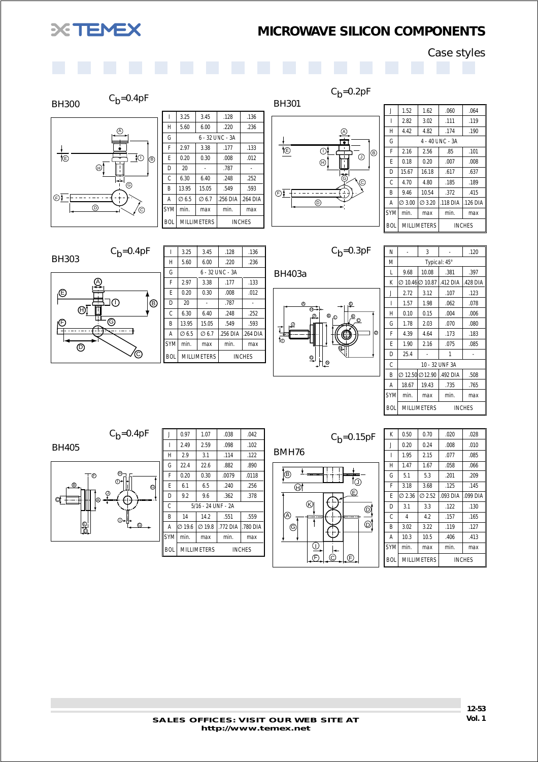# MICROWAVE SILICON COMPONENTS

## Case styles

### BH300

$C_b$=0.4pF

| SYMBOL | MILLIMETERS min. | MILLIMETERS max | INCHES min. | INCHES max |
|---|---|---|---|---|
| I | 3.25 | 3.45 | .128 | .136 |
| H | 5.60 | 6.00 | .220 | .236 |
| G | 6 - 32 UNC - 3A | | | |
| F | 2.97 | 3.38 | .177 | .133 |
| E | 0.20 | 0.30 | .008 | .012 |
| D | 20 | - | .787 | - |
| C | 6.30 | 6.40 | .248 | .252 |
| B | 13.95 | 15.05 | .549 | .593 |
| A | ∅ 6.5 | ∅ 6.7 | .256 DIA | .264 DIA |

### BH301

$C_b$=0.2pF

| SYMBOL | MILLIMETERS min. | MILLIMETERS max | INCHES min. | INCHES max |
|---|---|---|---|---|
| J | 1.52 | 1.62 | .060 | .064 |
| I | 2.82 | 3.02 | .111 | .119 |
| H | 4.42 | 4.82 | .174 | .190 |
| G | 4 - 40 UNC - 3A | | | |
| F | 2.16 | 2.56 | .85 | .101 |
| E | 0.18 | 0.20 | .007 | .008 |
| D | 15.67 | 16.18 | .617 | .637 |
| C | 4.70 | 4.80 | .185 | .189 |
| B | 9.46 | 10.54 | .372 | .415 |
| A | ∅ 3.00 | ∅ 3.20 | .118 DIA | .126 DIA |

### BH303

$C_b$=0.4pF

| SYMBOL | MILLIMETERS min. | MILLIMETERS max | INCHES min. | INCHES max |
|---|---|---|---|---|
| I | 3.25 | 3.45 | .128 | .136 |
| H | 5.60 | 6.00 | .220 | .236 |
| G | 6 - 32 UNC - 3A | | | |
| F | 2.97 | 3.38 | .177 | .133 |
| E | 0.20 | 0.30 | .008 | .012 |
| D | 20 | - | .787 | - |
| C | 6.30 | 6.40 | .248 | .252 |
| B | 13.95 | 15.05 | .549 | .593 |
| A | ∅ 6.5 | ∅ 6.7 | .256 DIA | .264 DIA |

### BH403a

$C_b$=0.3pF

| SYMBOL | MILLIMETERS min. | MILLIMETERS max | INCHES min. | INCHES max |
|---|---|---|---|---|
| N | - | 3 | - | .120 |
| M | Typical: 45° | | | |
| L | 9.68 | 10.08 | .381 | .397 |
| K | ∅ 10.46 | ∅ 10.87 | .412 DIA | .428 DIA |
| J | 2.72 | 3.12 | .107 | .123 |
| I | 1.57 | 1.98 | .062 | .078 |
| H | 0.10 | 0.15 | .004 | .006 |
| G | 1.78 | 2.03 | .070 | .080 |
| F | 4.39 | 4.64 | .173 | .183 |
| E | 1.90 | 2.16 | .075 | .085 |
| D | 25.4 | - | 1 | - |
| C | 10 - 32 UNF 3A | | | |
| B | ∅ 12.50 | ∅ 12.90 | .492 DIA | .508 |
| A | 18.67 | 19.43 | .735 | .765 |

### BH405

$C_b$=0.4pF

| SYMBOL | MILLIMETERS min. | MILLIMETERS max | INCHES min. | INCHES max |
|---|---|---|---|---|
| J | 0.97 | 1.07 | .038 | .042 |
| I | 2.49 | 2.59 | .098 | .102 |
| H | 2.9 | 3.1 | .114 | .122 |
| G | 22.4 | 22.6 | .882 | .890 |
| F | 0.20 | 0.30 | .0079 | .0118 |
| E | 6.1 | 6.5 | .240 | .256 |
| D | 9.2 | 9.6 | .362 | .378 |
| C | 5/16 - 24 UNF - 2A | | | |
| B | 14 | 14.2 | .551 | .559 |
| A | ∅ 19.6 | ∅ 19.8 | .772 DIA | .780 DIA |

### BMH76

$C_b$=0.15pF

| SYMBOL | MILLIMETERS min. | MILLIMETERS max | INCHES min. | INCHES max |
|---|---|---|---|---|
| K | 0.50 | 0.70 | .020 | .028 |
| J | 0.20 | 0.24 | .008 | .010 |
| I | 1.95 | 2.15 | .077 | .085 |
| H | 1.47 | 1.67 | .058 | .066 |
| G | 5.1 | 5.3 | .201 | .209 |
| F | 3.18 | 3.68 | .125 | .145 |
| E | ∅ 2.36 | ∅ 2.52 | .093 DIA | .099 DIA |
| D | 3.1 | 3.3 | .122 | .130 |
| C | 4 | 4.2 | .157 | .165 |
| B | 3.02 | 3.22 | .119 | .127 |
| A | 10.3 | 10.5 | .406 | .413 |

SALES OFFICES: VISIT OUR WEB SITE AT http://www.temex.net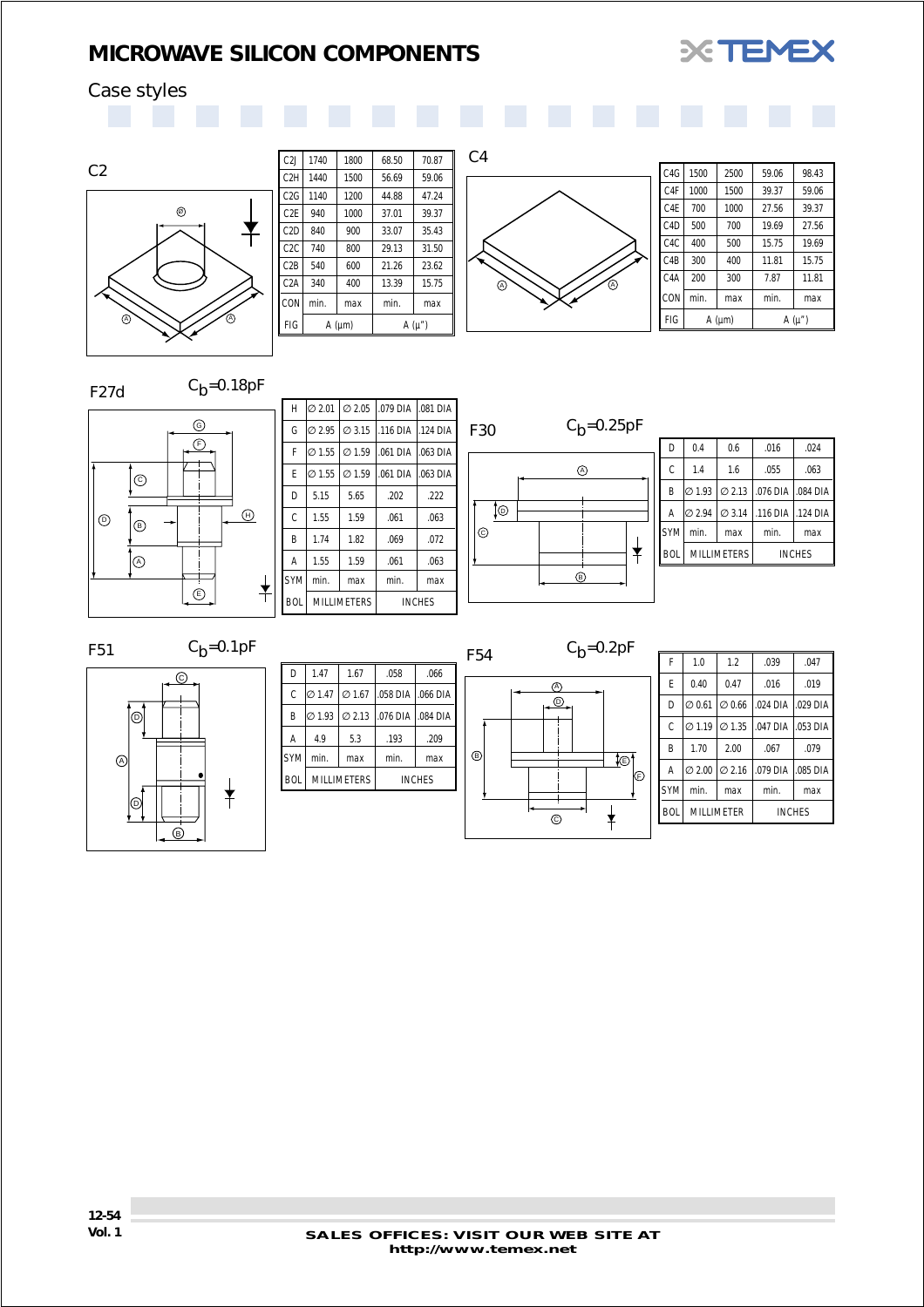# MICROWAVE SILICON COMPONENTS

## Case styles

### C2

| C2J | 1740 | 1800 | 68.50 | 70.87 |
|---|---|---|---|---|
| C2H | 1440 | 1500 | 56.69 | 59.06 |
| C2G | 1140 | 1200 | 44.88 | 47.24 |
| C2E | 940 | 1000 | 37.01 | 39.37 |
| C2D | 840 | 900 | 33.07 | 35.43 |
| C2C | 740 | 800 | 29.13 | 31.50 |
| C2B | 540 | 600 | 21.26 | 23.62 |
| C2A | 340 | 400 | 13.39 | 15.75 |
| CON | min. | max | min. | max |
| FIG | A (µm) | | A (µ") | |

### C4

| C4G | 1500 | 2500 | 59.06 | 98.43 |
|---|---|---|---|---|
| C4F | 1000 | 1500 | 39.37 | 59.06 |
| C4E | 700 | 1000 | 27.56 | 39.37 |
| C4D | 500 | 700 | 19.69 | 27.56 |
| C4C | 400 | 500 | 15.75 | 19.69 |
| C4B | 300 | 400 | 11.81 | 15.75 |
| C4A | 200 | 300 | 7.87 | 11.81 |
| CON | min. | max | min. | max |
| FIG | A (µm) | | A (µ") | |

### F27d

$C_b$=0.18pF

| H | ∅ 2.01 | ∅ 2.05 | .079 DIA | .081 DIA |
|---|---|---|---|---|
| G | ∅ 2.95 | ∅ 3.15 | .116 DIA | .124 DIA |
| F | ∅ 1.55 | ∅ 1.59 | .061 DIA | .063 DIA |
| E | ∅ 1.55 | ∅ 1.59 | .061 DIA | .063 DIA |
| D | 5.15 | 5.65 | .202 | .222 |
| C | 1.55 | 1.59 | .061 | .063 |
| B | 1.74 | 1.82 | .069 | .072 |
| A | 1.55 | 1.59 | .061 | .063 |
| SYM | min. | max | min. | max |
| BOL | MILLIMETERS | | INCHES | |

### F30

$C_b$=0.25pF

| D | 0.4 | 0.6 | .016 | .024 |
|---|---|---|---|---|
| C | 1.4 | 1.6 | .055 | .063 |
| B | ∅ 1.93 | ∅ 2.13 | .076 DIA | .084 DIA |
| A | ∅ 2.94 | ∅ 3.14 | .116 DIA | .124 DIA |
| SYM | min. | max | min. | max |
| BOL | MILLIMETERS | | INCHES | |

### F51

$C_b$=0.1pF

| D | 1.47 | 1.67 | .058 | .066 |
|---|---|---|---|---|
| C | ∅ 1.47 | ∅ 1.67 | .058 DIA | .066 DIA |
| B | ∅ 1.93 | ∅ 2.13 | .076 DIA | .084 DIA |
| A | 4.9 | 5.3 | .193 | .209 |
| SYM | min. | max | min. | max |
| BOL | MILLIMETERS | | INCHES | |

### F54

$C_b$=0.2pF

| F | 1.0 | 1.2 | .039 | .047 |
|---|---|---|---|---|
| E | 0.40 | 0.47 | .016 | .019 |
| D | ∅ 0.61 | ∅ 0.66 | .024 DIA | .029 DIA |
| C | ∅ 1.19 | ∅ 1.35 | .047 DIA | .053 DIA |
| B | 1.70 | 2.00 | .067 | .079 |
| A | ∅ 2.00 | ∅ 2.16 | .079 DIA | .085 DIA |
| SYM | min. | max | min. | max |
| BOL | MILLIMETER | | INCHES | |

SALES OFFICES: VISIT OUR WEB SITE AT http://www.temex.net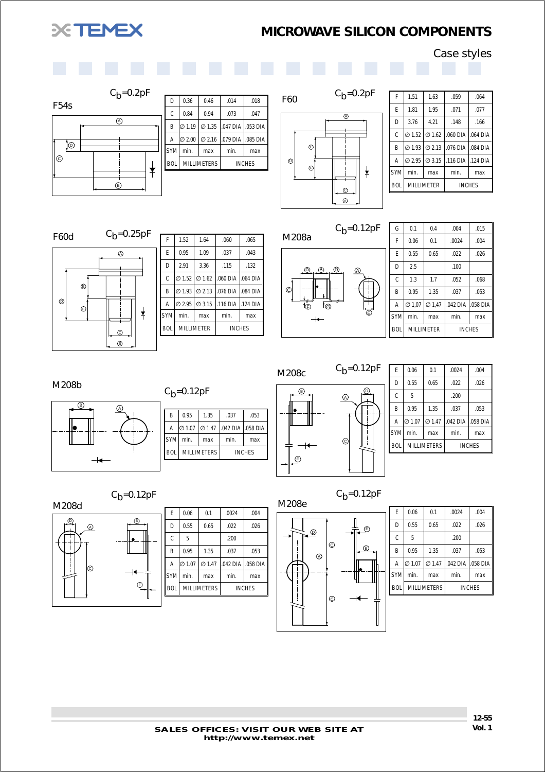# MICROWAVE SILICON COMPONENTS

## Case styles

### F54s

$C_b$=0.2pF

| SYMBOL | MILLIMETERS min. | MILLIMETERS max | INCHES min. | INCHES max |
|---|---|---|---|---|
| D | 0.36 | 0.46 | .014 | .018 |
| C | 0.84 | 0.94 | .073 | .047 |
| B | ∅ 1.19 | ∅ 1.35 | .047 DIA | .053 DIA |
| A | ∅ 2.00 | ∅ 2.16 | .079 DIA | .085 DIA |

### F60

$C_b$=0.2pF

| SYMBOL | MILLIMETER min. | MILLIMETER max | INCHES min. | INCHES max |
|---|---|---|---|---|
| F | 1.51 | 1.63 | .059 | .064 |
| E | 1.81 | 1.95 | .071 | .077 |
| D | 3.76 | 4.21 | .148 | .166 |
| C | ∅ 1.52 | ∅ 1.62 | .060 DIA | .064 DIA |
| B | ∅ 1.93 | ∅ 2.13 | .076 DIA | .084 DIA |
| A | ∅ 2.95 | ∅ 3.15 | .116 DIA | .124 DIA |

### F60d

$C_b$=0.25pF

| SYMBOL | MILLIMETER min. | MILLIMETER max | INCHES min. | INCHES max |
|---|---|---|---|---|
| F | 1.52 | 1.64 | .060 | .065 |
| E | 0.95 | 1.09 | .037 | .043 |
| D | 2.91 | 3.36 | .115 | .132 |
| C | ∅ 1.52 | ∅ 1.62 | .060 DIA | .064 DIA |
| B | ∅ 1.93 | ∅ 2.13 | .076 DIA | .084 DIA |
| A | ∅ 2.95 | ∅ 3.15 | .116 DIA | .124 DIA |

### M208a

$C_b$=0.12pF

| SYMBOL | MILLIMETER min. | MILLIMETER max | INCHES min. | INCHES max |
|---|---|---|---|---|
| G | 0.1 | 0.4 | .004 | .015 |
| F | 0.06 | 0.1 | .0024 | .004 |
| E | 0.55 | 0.65 | .022 | .026 |
| D | 2.5 | | .100 | |
| C | 1.3 | 1.7 | .052 | .068 |
| B | 0.95 | 1.35 | .037 | .053 |
| A | ∅ 1,07 | ∅ 1,47 | .042 DIA | .058 DIA |

### M208b

$C_b$=0.12pF

| SYMBOL | MILLIMETERS min. | MILLIMETERS max | INCHES min. | INCHES max |
|---|---|---|---|---|
| B | 0.95 | 1.35 | .037 | .053 |
| A | ∅ 1.07 | ∅ 1.47 | .042 DIA | .058 DIA |

### M208c

$C_b$=0.12pF

| SYMBOL | MILLIMETERS min. | MILLIMETERS max | INCHES min. | INCHES max |
|---|---|---|---|---|
| E | 0.06 | 0.1 | .0024 | .004 |
| D | 0.55 | 0.65 | .022 | .026 |
| C | 5 | | .200 | |
| B | 0.95 | 1.35 | .037 | .053 |
| A | ∅ 1.07 | ∅ 1.47 | .042 DIA | .058 DIA |

### M208d

$C_b$=0.12pF

| SYMBOL | MILLIMETERS min. | MILLIMETERS max | INCHES min. | INCHES max |
|---|---|---|---|---|
| E | 0.06 | 0.1 | .0024 | .004 |
| D | 0.55 | 0.65 | .022 | .026 |
| C | 5 | | .200 | |
| B | 0.95 | 1.35 | .037 | .053 |
| A | ∅ 1.07 | ∅ 1.47 | .042 DIA | .058 DIA |

### M208e

$C_b$=0.12pF

| SYMBOL | MILLIMETERS min. | MILLIMETERS max | INCHES min. | INCHES max |
|---|---|---|---|---|
| E | 0.06 | 0.1 | .0024 | .004 |
| D | 0.55 | 0.65 | .022 | .026 |
| C | 5 | | .200 | |
| B | 0.95 | 1.35 | .037 | .053 |
| A | ∅ 1.07 | ∅ 1.47 | .042 DIA | .058 DIA |

**SALES OFFICES: VISIT OUR WEB SITE AT http://www.temex.net**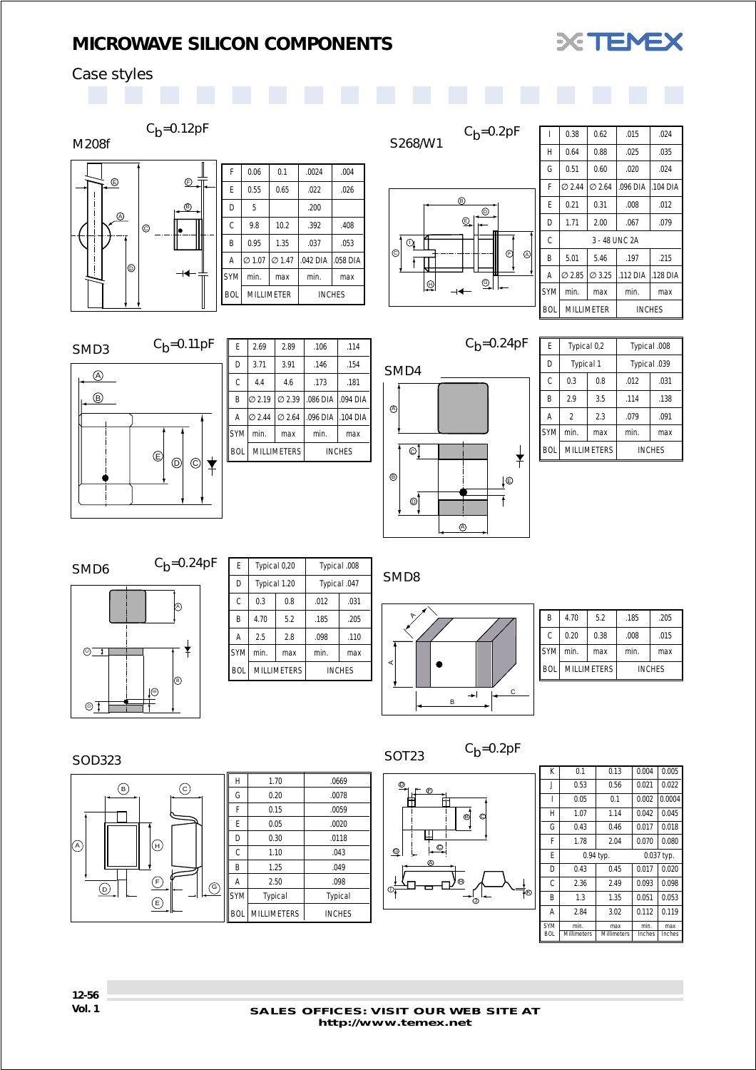# MICROWAVE SILICON COMPONENTS

## Case styles

### M208f

$C_b$=0.12pF

| SYMBOL | MILLIMETER min. | MILLIMETER max | INCHES min. | INCHES max |
|---|---|---|---|---|
| F | 0.06 | 0.1 | .0024 | .004 |
| E | 0.55 | 0.65 | .022 | .026 |
| D | 5 | | .200 | |
| C | 9.8 | 10.2 | .392 | .408 |
| B | 0.95 | 1.35 | .037 | .053 |
| A | ∅ 1.07 | ∅ 1.47 | .042 DIA | .058 DIA |

### S268/W1

$C_b$=0.2pF

| SYMBOL | MILLIMETER min. | MILLIMETER max | INCHES min. | INCHES max |
|---|---|---|---|---|
| I | 0.38 | 0.62 | .015 | .024 |
| H | 0.64 | 0.88 | .025 | .035 |
| G | 0.51 | 0.60 | .020 | .024 |
| F | ∅ 2.44 | ∅ 2.64 | .096 DIA | .104 DIA |
| E | 0.21 | 0.31 | .008 | .012 |
| D | 1.71 | 2.00 | .067 | .079 |
| C | 3 - 48 UNC 2A | | | |
| B | 5.01 | 5.46 | .197 | .215 |
| A | ∅ 2.85 | ∅ 3.25 | .112 DIA | .128 DIA |

### SMD3

$C_b$=0.11pF

| SYMBOL | MILLIMETERS min. | MILLIMETERS max | INCHES min. | INCHES max |
|---|---|---|---|---|
| E | 2.69 | 2.89 | .106 | .114 |
| D | 3.71 | 3.91 | .146 | .154 |
| C | 4.4 | 4.6 | .173 | .181 |
| B | ∅ 2.19 | ∅ 2.39 | .086 DIA | .094 DIA |
| A | ∅ 2.44 | ∅ 2.64 | .096 DIA | .104 DIA |

### SMD4

$C_b$=0.24pF

| SYMBOL | MILLIMETERS min. | MILLIMETERS max | INCHES min. | INCHES max |
|---|---|---|---|---|
| E | Typical 0,2 | | Typical .008 | |
| D | Typical 1 | | Typical .039 | |
| C | 0.3 | 0.8 | .012 | .031 |
| B | 2.9 | 3.5 | .114 | .138 |
| A | 2 | 2.3 | .079 | .091 |

### SMD6

$C_b$=0.24pF

| SYMBOL | MILLIMETERS min. | MILLIMETERS max | INCHES min. | INCHES max |
|---|---|---|---|---|
| E | Typical 0,20 | | Typical .008 | |
| D | Typical 1.20 | | Typical .047 | |
| C | 0.3 | 0.8 | .012 | .031 |
| B | 4.70 | 5.2 | .185 | .205 |
| A | 2.5 | 2.8 | .098 | .110 |

### SMD8

| SYMBOL | MILLIMETERS min. | MILLIMETERS max | INCHES min. | INCHES max |
|---|---|---|---|---|
| B | 4.70 | 5.2 | .185 | .205 |
| C | 0.20 | 0.38 | .008 | .015 |

### SOD323

| SYMBOL | MILLIMETERS Typical | INCHES Typical |
|---|---|---|
| H | 1.70 | .0669 |
| G | 0.20 | .0078 |
| F | 0.15 | .0059 |
| E | 0.05 | .0020 |
| D | 0.30 | .0118 |
| C | 1.10 | .043 |
| B | 1.25 | .049 |
| A | 2.50 | .098 |

### SOT23

$C_b$=0.2pF

| SYMBOL | min. Millimeters | max Millimeters | min. Inches | max Inches |
|---|---|---|---|---|
| K | 0.1 | 0.13 | 0.004 | 0.005 |
| J | 0.53 | 0.56 | 0.021 | 0.022 |
| I | 0.05 | 0.1 | 0.002 | 0.0004 |
| H | 1.07 | 1.14 | 0.042 | 0.045 |
| G | 0.43 | 0.46 | 0.017 | 0.018 |
| F | 1.78 | 2.04 | 0.070 | 0.080 |
| E | 0.94 typ. | | 0.037 typ. | |
| D | 0.43 | 0.45 | 0.017 | 0.020 |
| C | 2.36 | 2.49 | 0.093 | 0.098 |
| B | 1.3 | 1.35 | 0.051 | 0.053 |
| A | 2.84 | 3.02 | 0.112 | 0.119 |

**SALES OFFICES: VISIT OUR WEB SITE AT http://www.temex.net**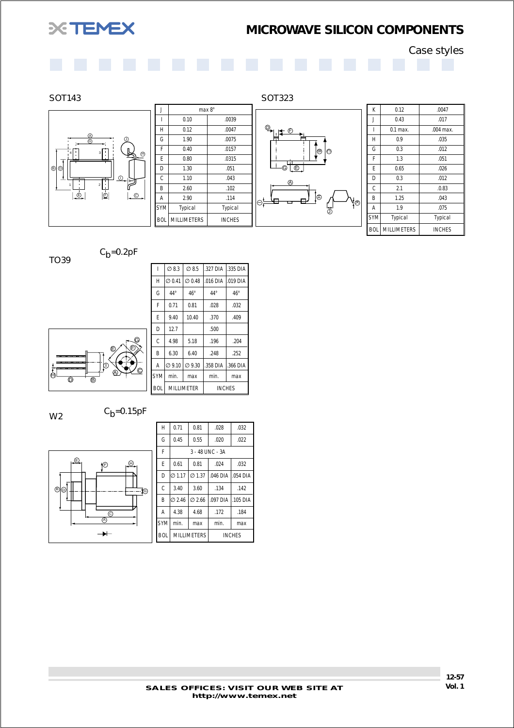# MICROWAVE SILICON COMPONENTS

## Case styles

### SOT143

| SYMBOL | MILLIMETERS Typical | INCHES Typical |
|---|---|---|
| J | max 8° | |
| I | 0.10 | .0039 |
| H | 0.12 | .0047 |
| G | 1.90 | .0075 |
| F | 0.40 | .0157 |
| E | 0.80 | .0315 |
| D | 1.30 | .051 |
| C | 1.10 | .043 |
| B | 2.60 | .102 |
| A | 2.90 | .114 |

### SOT323

| SYMBOL | MILLIMETERS Typical | INCHES Typical |
|---|---|---|
| K | 0.12 | .0047 |
| J | 0.43 | .017 |
| I | 0.1 max. | .004 max. |
| H | 0.9 | .035 |
| G | 0.3 | .012 |
| F | 1.3 | .051 |
| E | 0.65 | .026 |
| D | 0.3 | .012 |
| C | 2.1 | .83 |
| B | 1.25 | .043 |
| A | 1.9 | .075 |

### TO39

$C_b$=0.2pF

| SYMBOL | MILLIMETER min. | MILLIMETER max | INCHES min. | INCHES max |
|---|---|---|---|---|
| I | ∅ 8.3 | ∅ 8.5 | .327 DIA | .335 DIA |
| H | ∅ 0.41 | ∅ 0.48 | .016 DIA | .019 DIA |
| G | 44° | 46° | 44° | 46° |
| F | 0.71 | 0.81 | .028 | .032 |
| E | 9.40 | 10.40 | .370 | .409 |
| D | 12.7 | | .500 | |
| C | 4.98 | 5.18 | .196 | .204 |
| B | 6.30 | 6.40 | .248 | .252 |
| A | ∅ 9.10 | ∅ 9.30 | .358 DIA | .366 DIA |

### W2

$C_b$=0.15pF

| SYMBOL | MILLIMETERS min. | MILLIMETERS max | INCHES min. | INCHES max |
|---|---|---|---|---|
| H | 0.71 | 0.81 | .028 | .032 |
| G | 0.45 | 0.55 | .020 | .022 |
| F | 3 - 48 UNC - 3A | | | |
| E | 0.61 | 0.81 | .024 | .032 |
| D | ∅ 1.17 | ∅ 1.37 | .046 DIA | .054 DIA |
| C | 3.40 | 3.60 | .134 | .142 |
| B | ∅ 2.46 | ∅ 2.66 | .097 DIA | .105 DIA |
| A | 4.38 | 4.68 | .172 | .184 |

**SALES OFFICES: VISIT OUR WEB SITE AT http://www.temex.net**